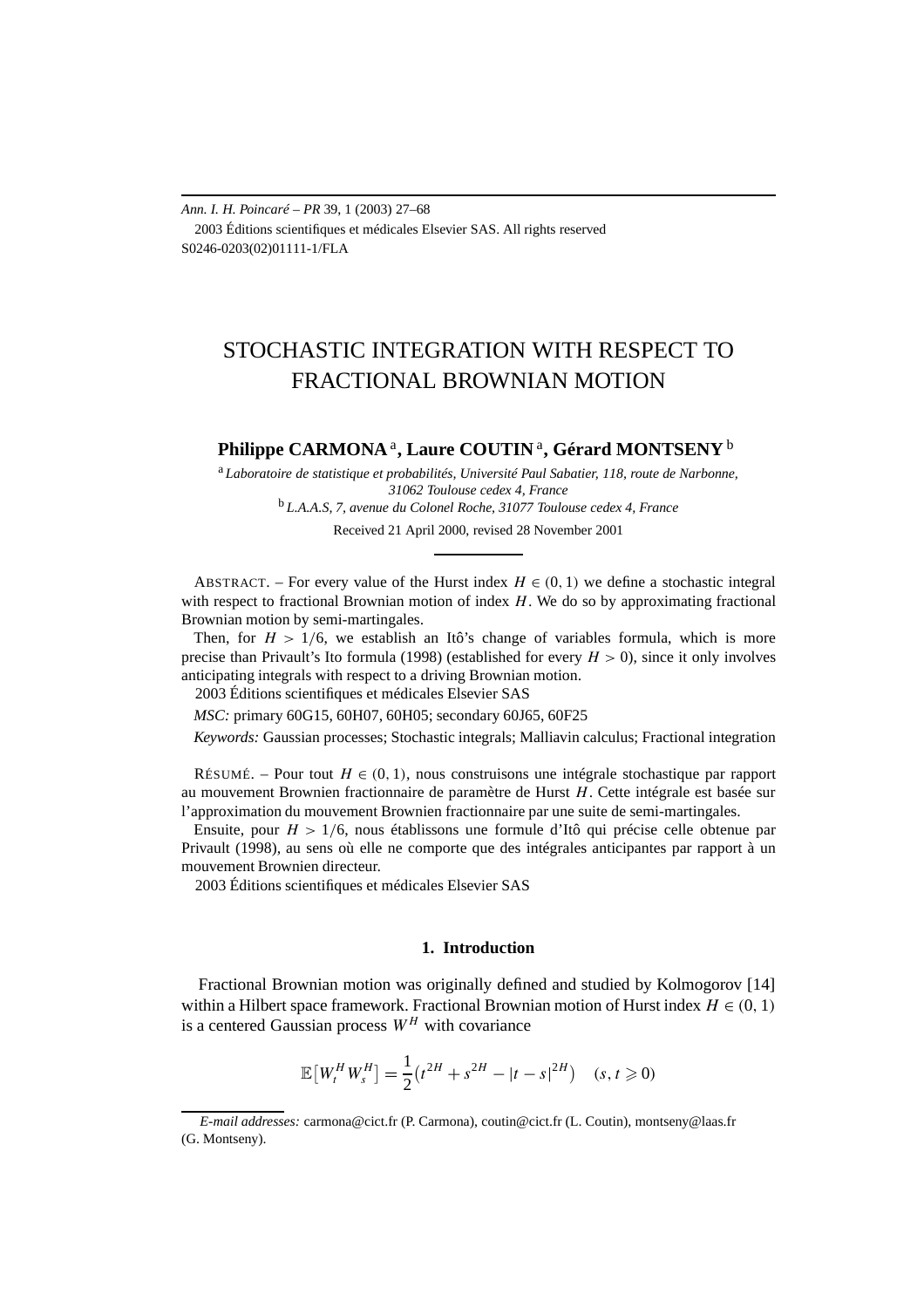Ann. I. H. Poincaré – PR 39, 1 (2003) 27–68
2003 Éditions scientifiques et médicales Elsevier SAS. All rights reserved
S0246-0203(02)01111-1/FLA

# STOCHASTIC INTEGRATION WITH RESPECT TO FRACTIONAL BROWNIAN MOTION

**Philippe CARMONA** [a], **Laure COUTIN** [a], **Gérard MONTSENY** [b]

[a] *Laboratoire de statistique et probabilités, Université Paul Sabatier, 118, route de Narbonne, 31062 Toulouse cedex 4, France*

[b] *L.A.A.S, 7, avenue du Colonel Roche, 31077 Toulouse cedex 4, France*

Received 21 April 2000, revised 28 November 2001

ABSTRACT. – For every value of the Hurst index $H \in (0,1)$ we define a stochastic integral with respect to fractional Brownian motion of index $H$. We do so by approximating fractional Brownian motion by semi-martingales.

Then, for $H > 1/6$, we establish an Itô's change of variables formula, which is more precise than Privault's Ito formula (1998) (established for every $H > 0$), since it only involves anticipating integrals with respect to a driving Brownian motion.

2003 Éditions scientifiques et médicales Elsevier SAS

*MSC:* primary 60G15, 60H07, 60H05; secondary 60J65, 60F25

*Keywords:* Gaussian processes; Stochastic integrals; Malliavin calculus; Fractional integration

RÉSUMÉ. – Pour tout $H \in (0,1)$, nous construisons une intégrale stochastique par rapport au mouvement Brownien fractionnaire de paramètre de Hurst $H$. Cette intégrale est basée sur l'approximation du mouvement Brownien fractionnaire par une suite de semi-martingales.

Ensuite, pour $H > 1/6$, nous établissons une formule d'Itô qui précise celle obtenue par Privault (1998), au sens où elle ne comporte que des intégrales anticipantes par rapport à un mouvement Brownien directeur.

2003 Éditions scientifiques et médicales Elsevier SAS

## 1. Introduction

Fractional Brownian motion was originally defined and studied by Kolmogorov [14] within a Hilbert space framework. Fractional Brownian motion of Hurst index $H \in (0,1)$ is a centered Gaussian process $W^H$ with covariance

$$\mathbb{E}\left[W_t^H W_s^H\right] = \frac{1}{2}\left(t^{2H} + s^{2H} - |t-s|^{2H}\right) \quad (s,t \geqslant 0)$$

*E-mail addresses:* carmona@cict.fr (P. Carmona), coutin@cict.fr (L. Coutin), montseny@laas.fr (G. Montseny).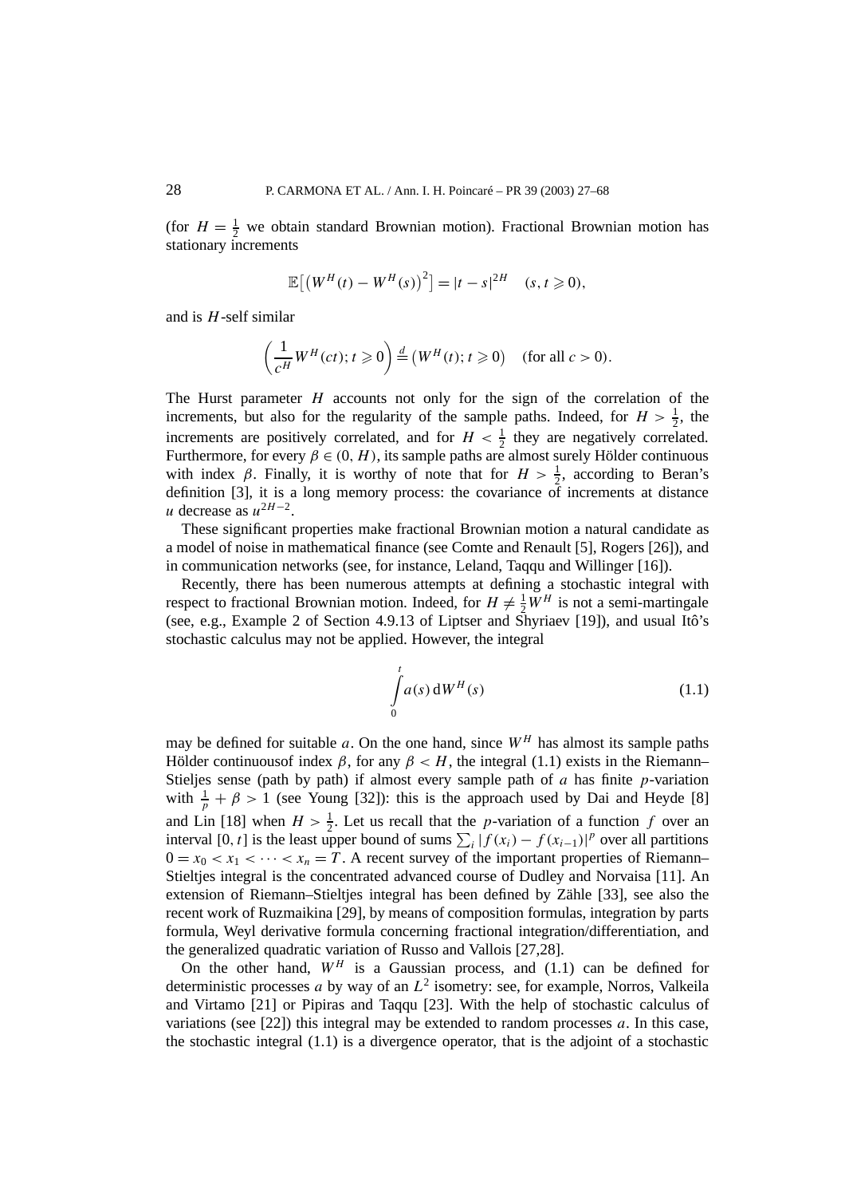(for $H = \frac{1}{2}$ we obtain standard Brownian motion). Fractional Brownian motion has stationary increments

$$\mathbb{E}\big[\big(W^H(t) - W^H(s)\big)^2\big] = |t-s|^{2H} \quad (s, t \geqslant 0),$$

and is $H$-self similar

$$\left(\frac{1}{c^H} W^H(ct); t \geqslant 0\right) \stackrel{d}{=} \big(W^H(t); t \geqslant 0\big) \quad \text{(for all } c > 0\text{)}.$$

The Hurst parameter $H$ accounts not only for the sign of the correlation of the increments, but also for the regularity of the sample paths. Indeed, for $H > \frac{1}{2}$, the increments are positively correlated, and for $H < \frac{1}{2}$ they are negatively correlated. Furthermore, for every $\beta \in (0, H)$, its sample paths are almost surely Hölder continuous with index $\beta$. Finally, it is worthy of note that for $H > \frac{1}{2}$, according to Beran's definition [3], it is a long memory process: the covariance of increments at distance $u$ decrease as $u^{2H-2}$.

These significant properties make fractional Brownian motion a natural candidate as a model of noise in mathematical finance (see Comte and Renault [5], Rogers [26]), and in communication networks (see, for instance, Leland, Taqqu and Willinger [16]).

Recently, there has been numerous attempts at defining a stochastic integral with respect to fractional Brownian motion. Indeed, for $H \neq \frac{1}{2} W^H$ is not a semi-martingale (see, e.g., Example 2 of Section 4.9.13 of Liptser and Shyriaev [19]), and usual Itô's stochastic calculus may not be applied. However, the integral

$$\int_0^t a(s)\, \mathrm{d}W^H(s) \tag{1.1}$$

may be defined for suitable $a$. On the one hand, since $W^H$ has almost its sample paths Hölder continuousof index $\beta$, for any $\beta < H$, the integral (1.1) exists in the Riemann–Stieljes sense (path by path) if almost every sample path of $a$ has finite $p$-variation with $\frac{1}{p} + \beta > 1$ (see Young [32]): this is the approach used by Dai and Heyde [8] and Lin [18] when $H > \frac{1}{2}$. Let us recall that the $p$-variation of a function $f$ over an interval $[0, t]$ is the least upper bound of sums $\sum_i |f(x_i) - f(x_{i-1})|^p$ over all partitions $0 = x_0 < x_1 < \cdots < x_n = T$. A recent survey of the important properties of Riemann–Stieltjes integral is the concentrated advanced course of Dudley and Norvaisa [11]. An extension of Riemann–Stieltjes integral has been defined by Zähle [33], see also the recent work of Ruzmaikina [29], by means of composition formulas, integration by parts formula, Weyl derivative formula concerning fractional integration/differentiation, and the generalized quadratic variation of Russo and Vallois [27,28].

On the other hand, $W^H$ is a Gaussian process, and (1.1) can be defined for deterministic processes $a$ by way of an $L^2$ isometry: see, for example, Norros, Valkeila and Virtamo [21] or Pipiras and Taqqu [23]. With the help of stochastic calculus of variations (see [22]) this integral may be extended to random processes $a$. In this case, the stochastic integral (1.1) is a divergence operator, that is the adjoint of a stochastic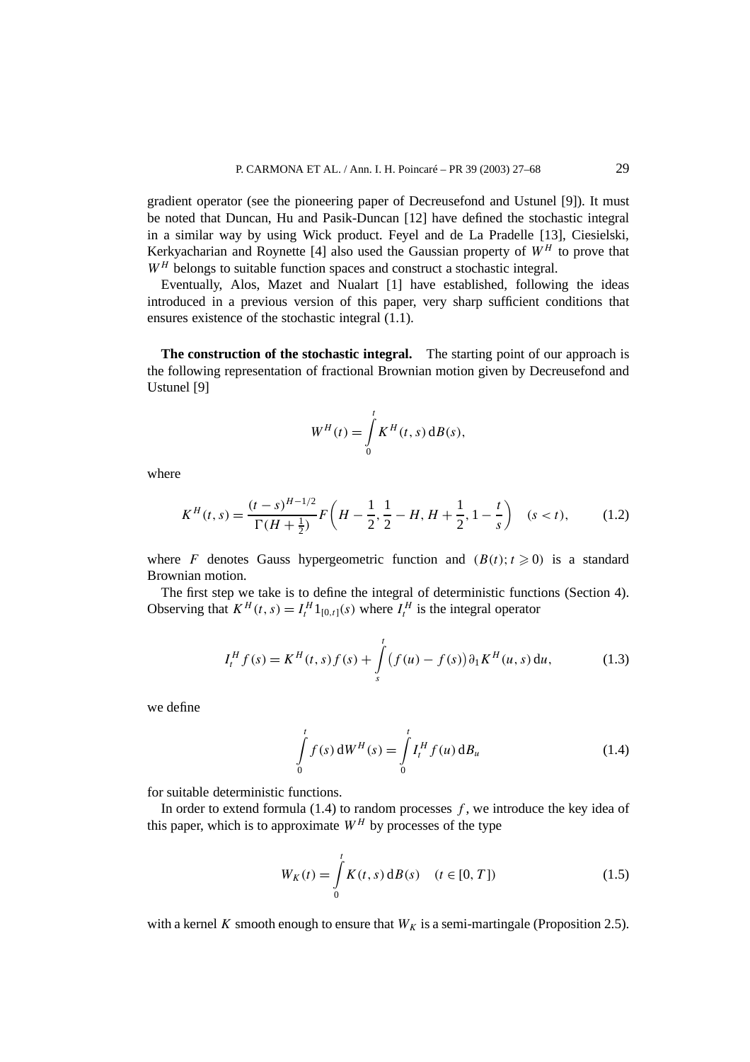gradient operator (see the pioneering paper of Decreusefond and Ustunel [9]). It must be noted that Duncan, Hu and Pasik-Duncan [12] have defined the stochastic integral in a similar way by using Wick product. Feyel and de La Pradelle [13], Ciesielski, Kerkyacharian and Roynette [4] also used the Gaussian property of $W^H$ to prove that $W^H$ belongs to suitable function spaces and construct a stochastic integral.

Eventually, Alos, Mazet and Nualart [1] have established, following the ideas introduced in a previous version of this paper, very sharp sufficient conditions that ensures existence of the stochastic integral (1.1).

**The construction of the stochastic integral.** The starting point of our approach is the following representation of fractional Brownian motion given by Decreusefond and Ustunel [9]

$$W^H(t) = \int_0^t K^H(t,s)\,\mathrm{d}B(s),$$

where

$$K^H(t,s) = \frac{(t-s)^{H-1/2}}{\Gamma(H+\frac{1}{2})} F\left(H-\frac{1}{2}, \frac{1}{2}-H, H+\frac{1}{2}, 1-\frac{t}{s}\right) \quad (s<t), \tag{1.2}$$

where $F$ denotes Gauss hypergeometric function and $(B(t); t \geqslant 0)$ is a standard Brownian motion.

The first step we take is to define the integral of deterministic functions (Section 4). Observing that $K^H(t,s) = I_t^H 1_{[0,t]}(s)$ where $I_t^H$ is the integral operator

$$I_t^H f(s) = K^H(t,s) f(s) + \int_s^t \big(f(u) - f(s)\big)\partial_1 K^H(u,s)\,\mathrm{d}u, \tag{1.3}$$

we define

$$\int_0^t f(s)\,\mathrm{d}W^H(s) = \int_0^t I_t^H f(u)\,\mathrm{d}B_u \tag{1.4}$$

for suitable deterministic functions.

In order to extend formula (1.4) to random processes $f$, we introduce the key idea of this paper, which is to approximate $W^H$ by processes of the type

$$W_K(t) = \int_0^t K(t,s)\,\mathrm{d}B(s) \quad (t \in [0,T]) \tag{1.5}$$

with a kernel $K$ smooth enough to ensure that $W_K$ is a semi-martingale (Proposition 2.5).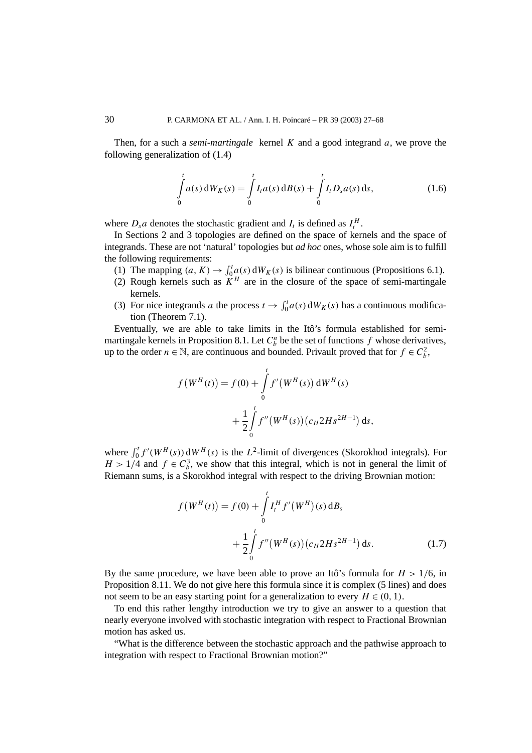Then, for a such a *semi-martingale* kernel $K$ and a good integrand $a$, we prove the following generalization of (1.4)

$$\int_0^t a(s)\,\mathrm{d}W_K(s) = \int_0^t I_t a(s)\,\mathrm{d}B(s) + \int_0^t I_t D_s a(s)\,\mathrm{d}s, \tag{1.6}$$

where $D_s a$ denotes the stochastic gradient and $I_t$ is defined as $I_t^H$.

In Sections 2 and 3 topologies are defined on the space of kernels and the space of integrands. These are not 'natural' topologies but *ad hoc* ones, whose sole aim is to fulfill the following requirements:

1. The mapping $(a, K) \to \int_0^t a(s)\,\mathrm{d}W_K(s)$ is bilinear continuous (Propositions 6.1).
2. Rough kernels such as $K^H$ are in the closure of the space of semi-martingale kernels.
3. For nice integrands $a$ the process $t \to \int_0^t a(s)\,\mathrm{d}W_K(s)$ has a continuous modification (Theorem 7.1).

Eventually, we are able to take limits in the Itô's formula established for semi-martingale kernels in Proposition 8.1. Let $C_b^n$ be the set of functions $f$ whose derivatives, up to the order $n \in \mathbb{N}$, are continuous and bounded. Privault proved that for $f \in C_b^2$,

$$f\big(W^H(t)\big) = f(0) + \int_0^t f'\big(W^H(s)\big)\,\mathrm{d}W^H(s) + \frac{1}{2}\int_0^t f''\big(W^H(s)\big)\big(c_H 2Hs^{2H-1}\big)\,\mathrm{d}s,$$

where $\int_0^t f'(W^H(s))\,\mathrm{d}W^H(s)$ is the $L^2$-limit of divergences (Skorokhod integrals). For $H > 1/4$ and $f \in C_b^3$, we show that this integral, which is not in general the limit of Riemann sums, is a Skorokhod integral with respect to the driving Brownian motion:

$$f\big(W^H(t)\big) = f(0) + \int_0^t I_t^H f'\big(W^H\big)(s)\,\mathrm{d}B_s + \frac{1}{2}\int_0^t f''\big(W^H(s)\big)\big(c_H 2Hs^{2H-1}\big)\,\mathrm{d}s. \tag{1.7}$$

By the same procedure, we have been able to prove an Itô's formula for $H > 1/6$, in Proposition 8.11. We do not give here this formula since it is complex (5 lines) and does not seem to be an easy starting point for a generalization to every $H \in (0, 1)$.

To end this rather lengthy introduction we try to give an answer to a question that nearly everyone involved with stochastic integration with respect to Fractional Brownian motion has asked us.

"What is the difference between the stochastic approach and the pathwise approach to integration with respect to Fractional Brownian motion?"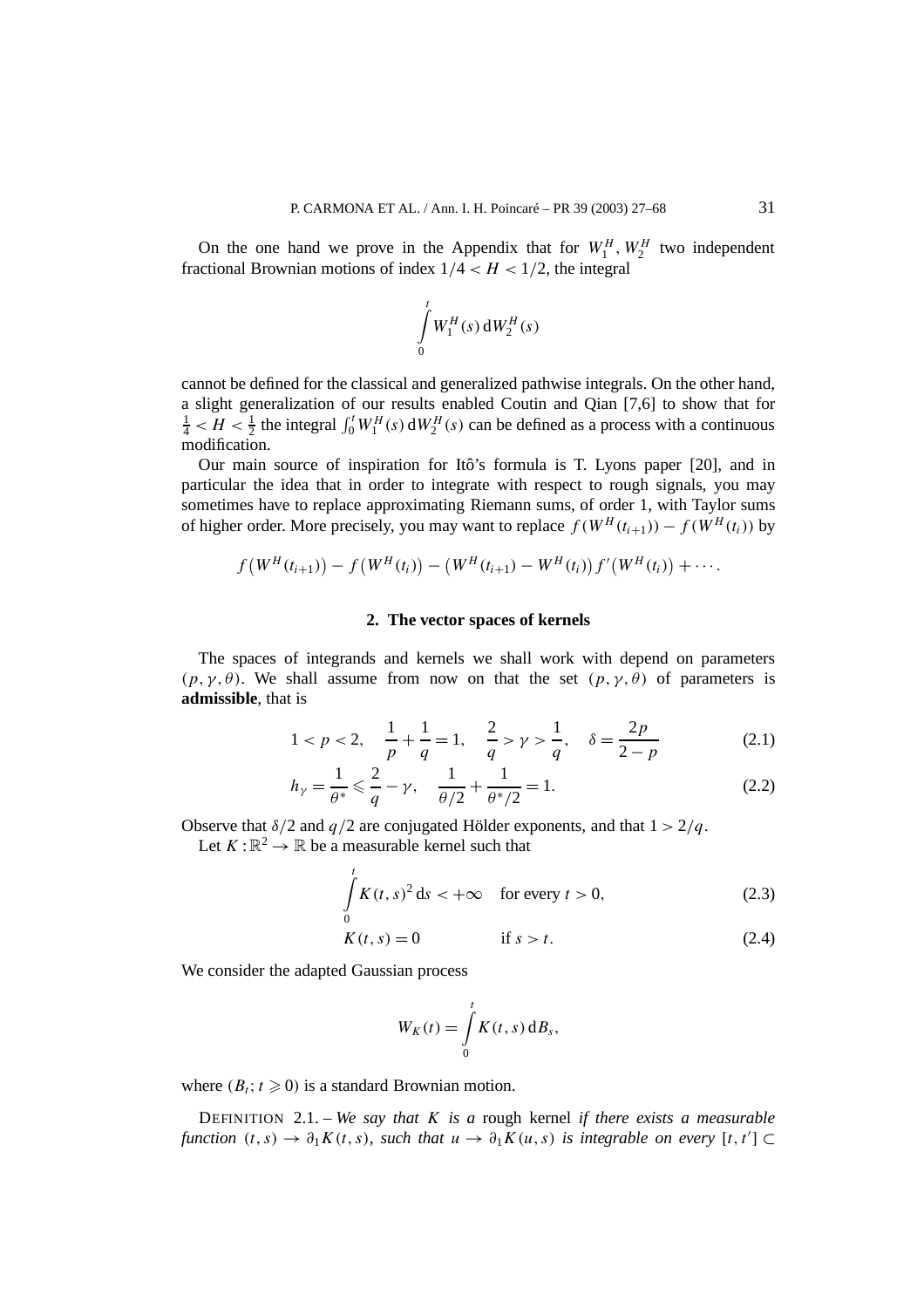On the one hand we prove in the Appendix that for $W_1^H, W_2^H$ two independent fractional Brownian motions of index $1/4 < H < 1/2$, the integral

$$\int_0^t W_1^H(s)\,\mathrm{d}W_2^H(s)$$

cannot be defined for the classical and generalized pathwise integrals. On the other hand, a slight generalization of our results enabled Coutin and Qian [7,6] to show that for $\frac{1}{4} < H < \frac{1}{2}$ the integral $\int_0^t W_1^H(s)\,\mathrm{d}W_2^H(s)$ can be defined as a process with a continuous modification.

Our main source of inspiration for Itô's formula is T. Lyons paper [20], and in particular the idea that in order to integrate with respect to rough signals, you may sometimes have to replace approximating Riemann sums, of order 1, with Taylor sums of higher order. More precisely, you may want to replace $f(W^H(t_{i+1})) - f(W^H(t_i))$ by

$$f\big(W^H(t_{i+1})\big) - f\big(W^H(t_i)\big) - \big(W^H(t_{i+1}) - W^H(t_i)\big) f'\big(W^H(t_i)\big) + \cdots.$$

## 2. The vector spaces of kernels

The spaces of integrands and kernels we shall work with depend on parameters $(p, \gamma, \theta)$. We shall assume from now on that the set $(p, \gamma, \theta)$ of parameters is **admissible**, that is

$$1 < p < 2, \quad \frac{1}{p} + \frac{1}{q} = 1, \quad \frac{2}{q} > \gamma > \frac{1}{q}, \quad \delta = \frac{2p}{2-p} \tag{2.1}$$

$$h_\gamma = \frac{1}{\theta^*} \leqslant \frac{2}{q} - \gamma, \quad \frac{1}{\theta/2} + \frac{1}{\theta^*/2} = 1. \tag{2.2}$$

Observe that $\delta/2$ and $q/2$ are conjugated Hölder exponents, and that $1 > 2/q$.

Let $K : \mathbb{R}^2 \to \mathbb{R}$ be a measurable kernel such that

$$\int_0^t K(t,s)^2\,\mathrm{d}s < +\infty \quad \text{for every } t > 0, \tag{2.3}$$

$$K(t,s) = 0 \qquad \text{if } s > t. \tag{2.4}$$

We consider the adapted Gaussian process

$$W_K(t) = \int_0^t K(t,s)\,\mathrm{d}B_s,$$

where $(B_t; t \geqslant 0)$ is a standard Brownian motion.

DEFINITION 2.1. – *We say that $K$ is a* rough kernel *if there exists a measurable function $(t,s) \to \partial_1 K(t,s)$, such that $u \to \partial_1 K(u,s)$ is integrable on every $[t,t'] \subset$*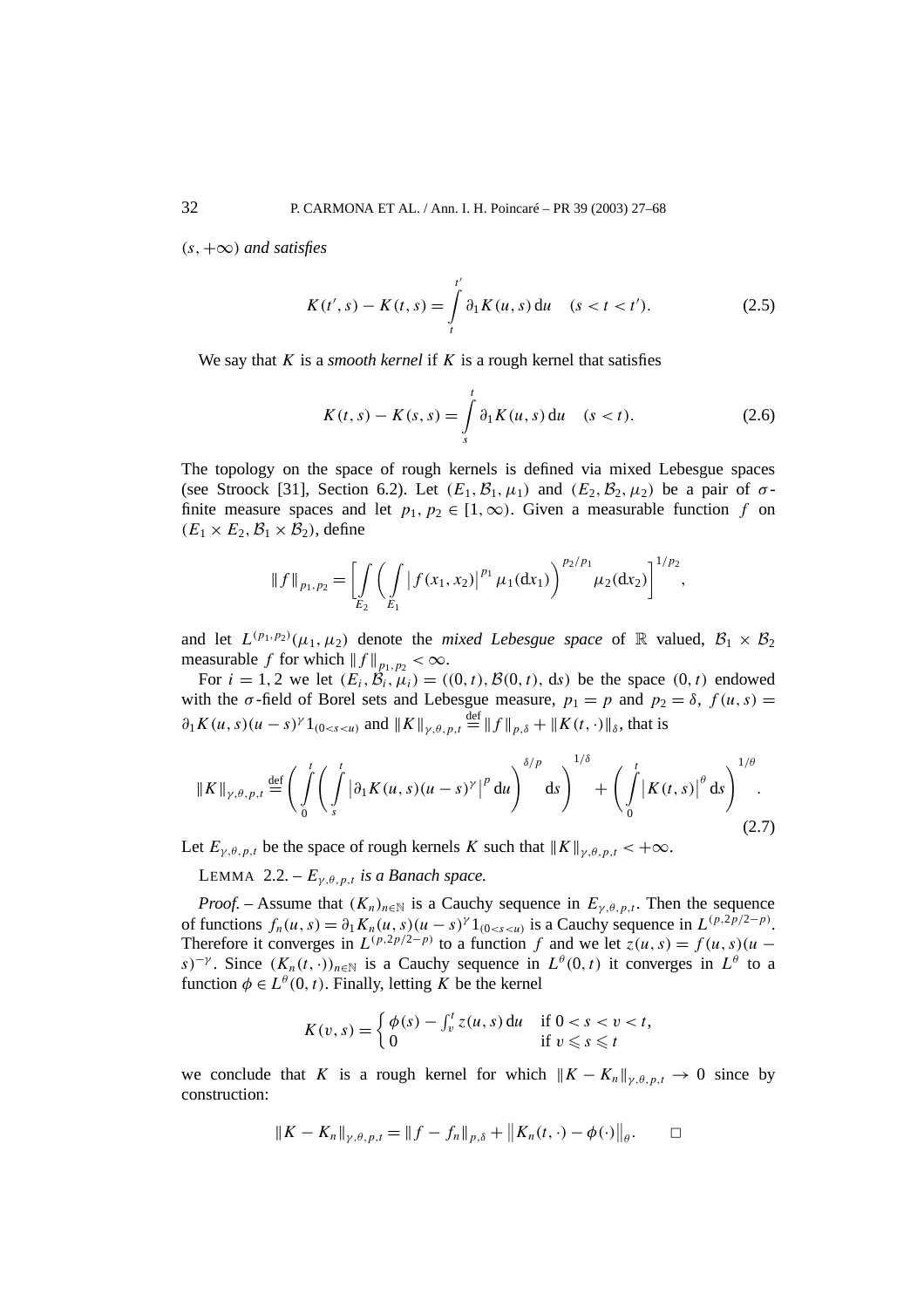$(s, +\infty)$ *and satisfies*

$$K(t', s) - K(t, s) = \int_t^{t'} \partial_1 K(u, s)\, du \quad (s < t < t'). \tag{2.5}$$

We say that $K$ is a *smooth kernel* if $K$ is a rough kernel that satisfies

$$K(t, s) - K(s, s) = \int_s^t \partial_1 K(u, s)\, du \quad (s < t). \tag{2.6}$$

The topology on the space of rough kernels is defined via mixed Lebesgue spaces (see Stroock [31], Section 6.2). Let $(E_1, \mathcal{B}_1, \mu_1)$ and $(E_2, \mathcal{B}_2, \mu_2)$ be a pair of $\sigma$-finite measure spaces and let $p_1, p_2 \in [1, \infty)$. Given a measurable function $f$ on $(E_1 \times E_2, \mathcal{B}_1 \times \mathcal{B}_2)$, define

$$\|f\|_{p_1, p_2} = \left[ \int_{E_2} \left( \int_{E_1} \left| f(x_1, x_2) \right|^{p_1} \mu_1(dx_1) \right)^{p_2/p_1} \mu_2(dx_2) \right]^{1/p_2},$$

and let $L^{(p_1, p_2)}(\mu_1, \mu_2)$ denote the *mixed Lebesgue space* of $\mathbb{R}$ valued, $\mathcal{B}_1 \times \mathcal{B}_2$ measurable $f$ for which $\|f\|_{p_1, p_2} < \infty$.

For $i = 1, 2$ we let $(E_i, \mathcal{B}_i, \mu_i) = ((0, t), \mathcal{B}(0, t), ds)$ be the space $(0, t)$ endowed with the $\sigma$-field of Borel sets and Lebesgue measure, $p_1 = p$ and $p_2 = \delta$, $f(u, s) = \partial_1 K(u, s)(u - s)^\gamma 1_{(0<s<u)}$ and $\|K\|_{\gamma, \theta, p, t} \stackrel{\text{def}}{=} \|f\|_{p, \delta} + \|K(t, \cdot)\|_\delta$, that is

$$\|K\|_{\gamma, \theta, p, t} \stackrel{\text{def}}{=} \left( \int_0^t \left( \int_s^t \left| \partial_1 K(u, s)(u - s)^\gamma \right|^p du \right)^{\delta/p} ds \right)^{1/\delta} + \left( \int_0^t \left| K(t, s) \right|^\theta ds \right)^{1/\theta}. \tag{2.7}$$

Let $E_{\gamma, \theta, p, t}$ be the space of rough kernels $K$ such that $\|K\|_{\gamma, \theta, p, t} < +\infty$.

LEMMA 2.2. – *$E_{\gamma, \theta, p, t}$ is a Banach space.*

*Proof.* – Assume that $(K_n)_{n \in \mathbb{N}}$ is a Cauchy sequence in $E_{\gamma, \theta, p, t}$. Then the sequence of functions $f_n(u, s) = \partial_1 K_n(u, s)(u - s)^\gamma 1_{(0<s<u)}$ is a Cauchy sequence in $L^{(p, 2p/2-p)}$. Therefore it converges in $L^{(p, 2p/2-p)}$ to a function $f$ and we let $z(u, s) = f(u, s)(u - s)^{-\gamma}$. Since $(K_n(t, \cdot))_{n \in \mathbb{N}}$ is a Cauchy sequence in $L^\theta(0, t)$ it converges in $L^\theta$ to a function $\phi \in L^\theta(0, t)$. Finally, letting $K$ be the kernel

$$K(v, s) = \begin{cases} \phi(s) - \int_v^t z(u, s)\, du & \text{if } 0 < s < v < t, \\ 0 & \text{if } v \leqslant s \leqslant t \end{cases}$$

we conclude that $K$ is a rough kernel for which $\|K - K_n\|_{\gamma, \theta, p, t} \to 0$ since by construction:

$$\|K - K_n\|_{\gamma, \theta, p, t} = \|f - f_n\|_{p, \delta} + \left\| K_n(t, \cdot) - \phi(\cdot) \right\|_\theta. \qquad \square$$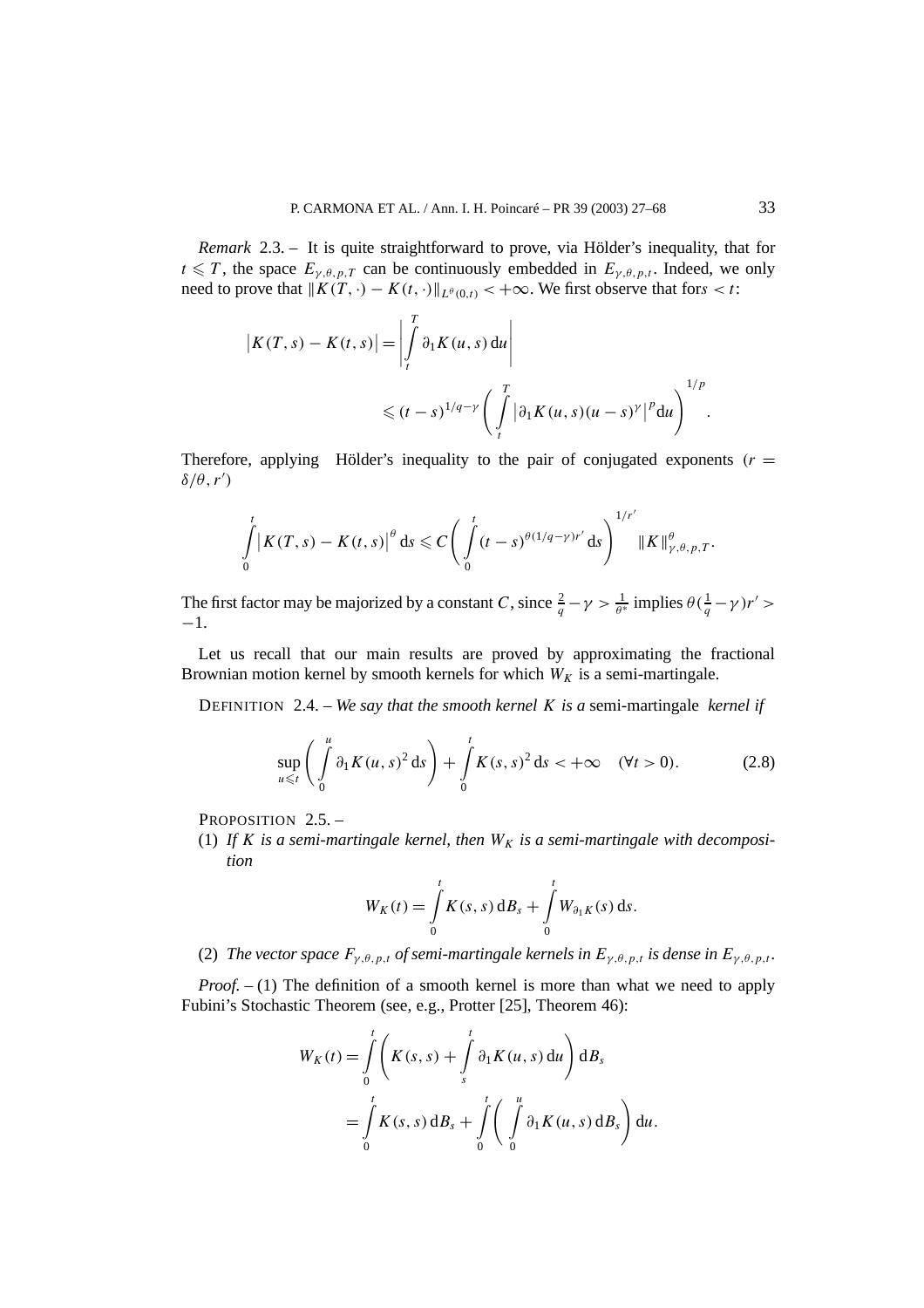*Remark* 2.3. – It is quite straightforward to prove, via Hölder's inequality, that for $t \leqslant T$, the space $E_{\gamma,\theta,p,T}$ can be continuously embedded in $E_{\gamma,\theta,p,t}$. Indeed, we only need to prove that $\|K(T,\cdot) - K(t,\cdot)\|_{L^\theta(0,t)} < +\infty$. We first observe that for$s < t$:

$$\left|K(T,s) - K(t,s)\right| = \left|\int_t^T \partial_1 K(u,s)\,\mathrm{d}u\right| \leqslant (t-s)^{1/q-\gamma}\left(\int_t^T \left|\partial_1 K(u,s)(u-s)^\gamma\right|^p \mathrm{d}u\right)^{1/p}.$$

Therefore, applying Hölder's inequality to the pair of conjugated exponents ($r = \delta/\theta, r'$)

$$\int_0^t \left|K(T,s) - K(t,s)\right|^\theta \mathrm{d}s \leqslant C\left(\int_0^t (t-s)^{\theta(1/q-\gamma)r'}\,\mathrm{d}s\right)^{1/r'} \|K\|^\theta_{\gamma,\theta,p,T}.$$

The first factor may be majorized by a constant $C$, since $\frac{2}{q} - \gamma > \frac{1}{\theta^*}$ implies $\theta(\frac{1}{q} - \gamma)r' > -1$.

Let us recall that our main results are proved by approximating the fractional Brownian motion kernel by smooth kernels for which $W_K$ is a semi-martingale.

DEFINITION 2.4. – *We say that the smooth kernel $K$ is a* semi-martingale *kernel if*

$$\sup_{u \leqslant t}\left(\int_0^u \partial_1 K(u,s)^2\,\mathrm{d}s\right) + \int_0^t K(s,s)^2\,\mathrm{d}s < +\infty \quad (\forall t > 0). \tag{2.8}$$

PROPOSITION 2.5. –

(1) *If $K$ is a semi-martingale kernel, then $W_K$ is a semi-martingale with decomposition*

$$W_K(t) = \int_0^t K(s,s)\,\mathrm{d}B_s + \int_0^t W_{\partial_1 K}(s)\,\mathrm{d}s.$$

(2) *The vector space $F_{\gamma,\theta,p,t}$ of semi-martingale kernels in $E_{\gamma,\theta,p,t}$ is dense in $E_{\gamma,\theta,p,t}$.*

*Proof.* – (1) The definition of a smooth kernel is more than what we need to apply Fubini's Stochastic Theorem (see, e.g., Protter [25], Theorem 46):

$$W_K(t) = \int_0^t \left(K(s,s) + \int_s^t \partial_1 K(u,s)\,\mathrm{d}u\right)\mathrm{d}B_s = \int_0^t K(s,s)\,\mathrm{d}B_s + \int_0^t \left(\int_0^u \partial_1 K(u,s)\,\mathrm{d}B_s\right)\mathrm{d}u.$$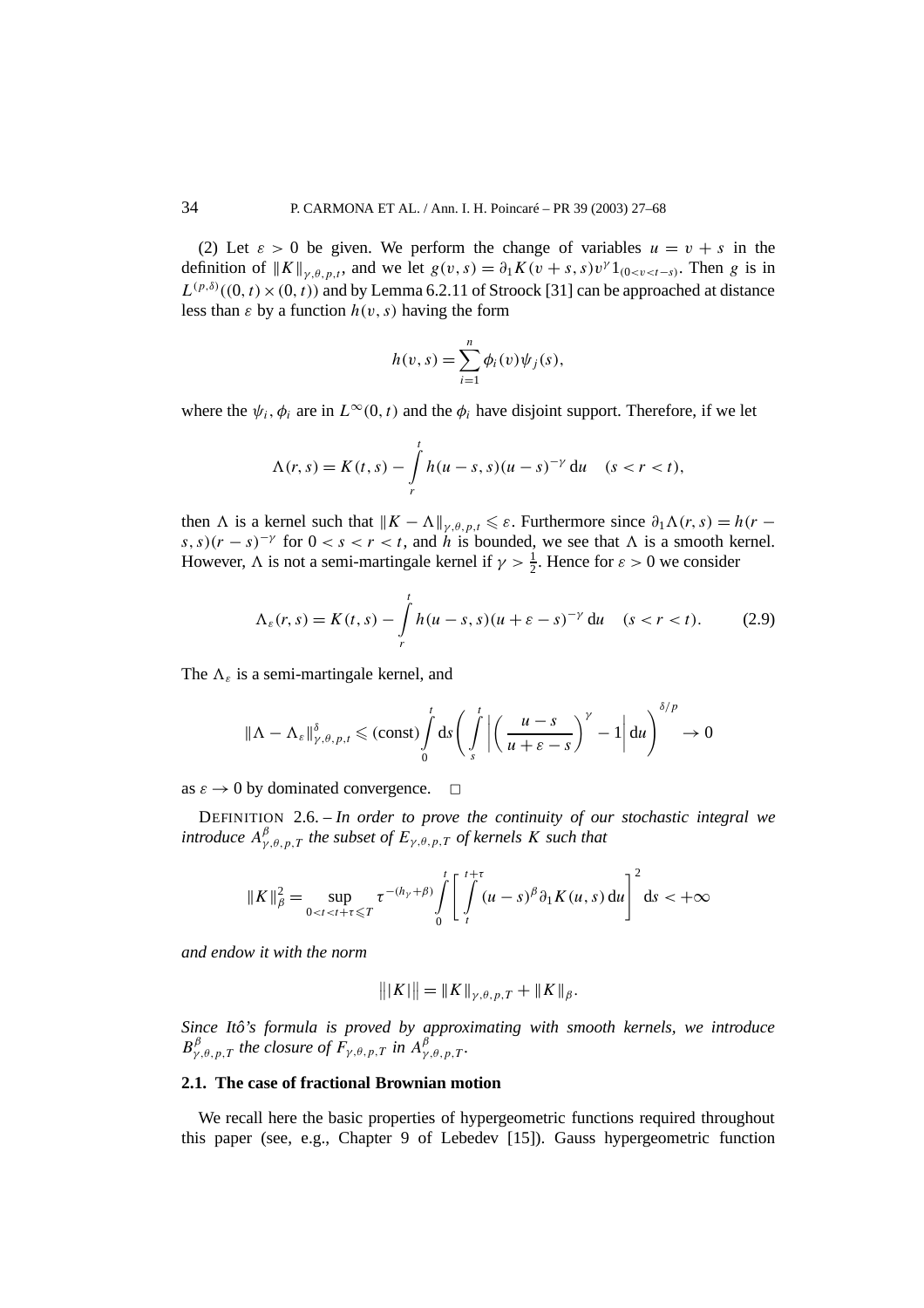(2) Let $\varepsilon > 0$ be given. We perform the change of variables $u = v + s$ in the definition of $\|K\|_{\gamma,\theta,p,t}$, and we let $g(v,s) = \partial_1 K(v+s,s)v^\gamma 1_{(0<v<t-s)}$. Then $g$ is in $L^{(p,\delta)}((0,t)\times(0,t))$ and by Lemma 6.2.11 of Stroock [31] can be approached at distance less than $\varepsilon$ by a function $h(v,s)$ having the form

$$h(v,s) = \sum_{i=1}^{n} \phi_i(v)\psi_j(s),$$

where the $\psi_i, \phi_i$ are in $L^\infty(0,t)$ and the $\phi_i$ have disjoint support. Therefore, if we let

$$\Lambda(r,s) = K(t,s) - \int_r^t h(u-s,s)(u-s)^{-\gamma}\,\mathrm{d}u \quad (s<r<t),$$

then $\Lambda$ is a kernel such that $\|K - \Lambda\|_{\gamma,\theta,p,t} \leqslant \varepsilon$. Furthermore since $\partial_1\Lambda(r,s) = h(r-s,s)(r-s)^{-\gamma}$ for $0 < s < r < t$, and $h$ is bounded, we see that $\Lambda$ is a smooth kernel. However, $\Lambda$ is not a semi-martingale kernel if $\gamma > \frac{1}{2}$. Hence for $\varepsilon > 0$ we consider

$$\Lambda_\varepsilon(r,s) = K(t,s) - \int_r^t h(u-s,s)(u+\varepsilon-s)^{-\gamma}\,\mathrm{d}u \quad (s<r<t). \tag{2.9}$$

The $\Lambda_\varepsilon$ is a semi-martingale kernel, and

$$\|\Lambda - \Lambda_\varepsilon\|^\delta_{\gamma,\theta,p,t} \leqslant (\text{const}) \int_0^t \mathrm{d}s \left( \int_s^t \left| \left(\frac{u-s}{u+\varepsilon-s}\right)^\gamma - 1 \right| \mathrm{d}u \right)^{\delta/p} \to 0$$

as $\varepsilon \to 0$ by dominated convergence. □

DEFINITION 2.6. – *In order to prove the continuity of our stochastic integral we introduce $A^\beta_{\gamma,\theta,p,T}$ the subset of $E_{\gamma,\theta,p,T}$ of kernels $K$ such that*

$$\|K\|^2_\beta = \sup_{0<t<t+\tau\leqslant T} \tau^{-(h_\gamma+\beta)} \int_0^t \left[ \int_t^{t+\tau} (u-s)^\beta \partial_1 K(u,s)\,\mathrm{d}u \right]^2 \mathrm{d}s < +\infty$$

*and endow it with the norm*

$$\||K|\| = \|K\|_{\gamma,\theta,p,T} + \|K\|_\beta.$$

*Since Itô's formula is proved by approximating with smooth kernels, we introduce $B^\beta_{\gamma,\theta,p,T}$ the closure of $F_{\gamma,\theta,p,T}$ in $A^\beta_{\gamma,\theta,p,T}$.*

### 2.1. The case of fractional Brownian motion

We recall here the basic properties of hypergeometric functions required throughout this paper (see, e.g., Chapter 9 of Lebedev [15]). Gauss hypergeometric function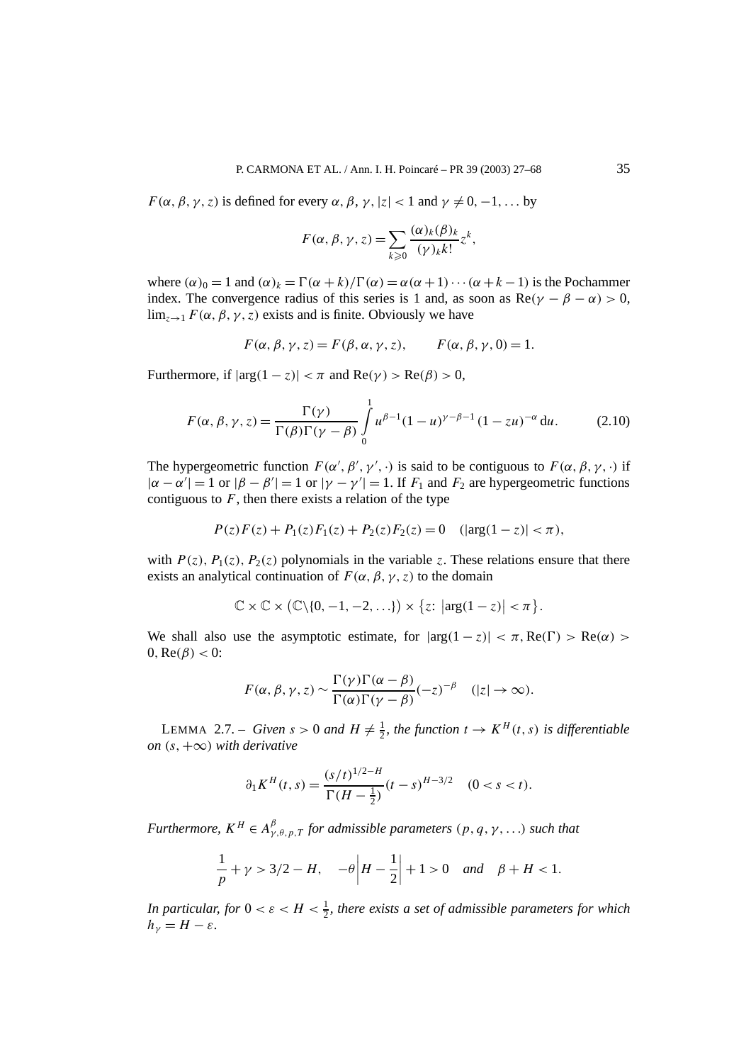$F(\alpha, \beta, \gamma, z)$ is defined for every $\alpha, \beta, \gamma, |z| < 1$ and $\gamma \neq 0, -1, \ldots$ by

$$F(\alpha, \beta, \gamma, z) = \sum_{k \geqslant 0} \frac{(\alpha)_k (\beta)_k}{(\gamma)_k k!} z^k,$$

where $(\alpha)_0 = 1$ and $(\alpha)_k = \Gamma(\alpha + k)/\Gamma(\alpha) = \alpha(\alpha + 1) \cdots (\alpha + k - 1)$ is the Pochammer index. The convergence radius of this series is 1 and, as soon as $\mathrm{Re}(\gamma - \beta - \alpha) > 0$, $\lim_{z \to 1} F(\alpha, \beta, \gamma, z)$ exists and is finite. Obviously we have

$$F(\alpha, \beta, \gamma, z) = F(\beta, \alpha, \gamma, z), \qquad F(\alpha, \beta, \gamma, 0) = 1.$$

Furthermore, if $|\arg(1 - z)| < \pi$ and $\mathrm{Re}(\gamma) > \mathrm{Re}(\beta) > 0$,

$$F(\alpha, \beta, \gamma, z) = \frac{\Gamma(\gamma)}{\Gamma(\beta)\Gamma(\gamma - \beta)} \int_0^1 u^{\beta - 1}(1 - u)^{\gamma - \beta - 1}(1 - zu)^{-\alpha} \, \mathrm{d}u. \tag{2.10}$$

The hypergeometric function $F(\alpha', \beta', \gamma', \cdot)$ is said to be contiguous to $F(\alpha, \beta, \gamma, \cdot)$ if $|\alpha - \alpha'| = 1$ or $|\beta - \beta'| = 1$ or $|\gamma - \gamma'| = 1$. If $F_1$ and $F_2$ are hypergeometric functions contiguous to $F$, then there exists a relation of the type

$$P(z)F(z) + P_1(z)F_1(z) + P_2(z)F_2(z) = 0 \quad (|\arg(1 - z)| < \pi),$$

with $P(z)$, $P_1(z)$, $P_2(z)$ polynomials in the variable $z$. These relations ensure that there exists an analytical continuation of $F(\alpha, \beta, \gamma, z)$ to the domain

$$\mathbb{C} \times \mathbb{C} \times \big(\mathbb{C} \backslash \{0, -1, -2, \ldots\}\big) \times \big\{z\colon \, |\arg(1 - z)| < \pi\big\}.$$

We shall also use the asymptotic estimate, for $|\arg(1 - z)| < \pi, \mathrm{Re}(\Gamma) > \mathrm{Re}(\alpha) > 0, \mathrm{Re}(\beta) < 0$:

$$F(\alpha, \beta, \gamma, z) \sim \frac{\Gamma(\gamma)\Gamma(\alpha - \beta)}{\Gamma(\alpha)\Gamma(\gamma - \beta)}(-z)^{-\beta} \quad (|z| \to \infty).$$

LEMMA 2.7. – *Given $s > 0$ and $H \neq \frac{1}{2}$, the function $t \to K^H(t, s)$ is differentiable on $(s, +\infty)$ with derivative*

$$\partial_1 K^H(t, s) = \frac{(s/t)^{1/2 - H}}{\Gamma(H - \frac{1}{2})}(t - s)^{H - 3/2} \quad (0 < s < t).$$

*Furthermore, $K^H \in A^{\beta}_{\gamma, \theta, p, T}$ for admissible parameters $(p, q, \gamma, \ldots)$ such that*

$$\frac{1}{p} + \gamma > 3/2 - H, \quad -\theta\left|H - \frac{1}{2}\right| + 1 > 0 \quad \textit{and} \quad \beta + H < 1.$$

*In particular, for $0 < \varepsilon < H < \frac{1}{2}$, there exists a set of admissible parameters for which $h_\gamma = H - \varepsilon$.*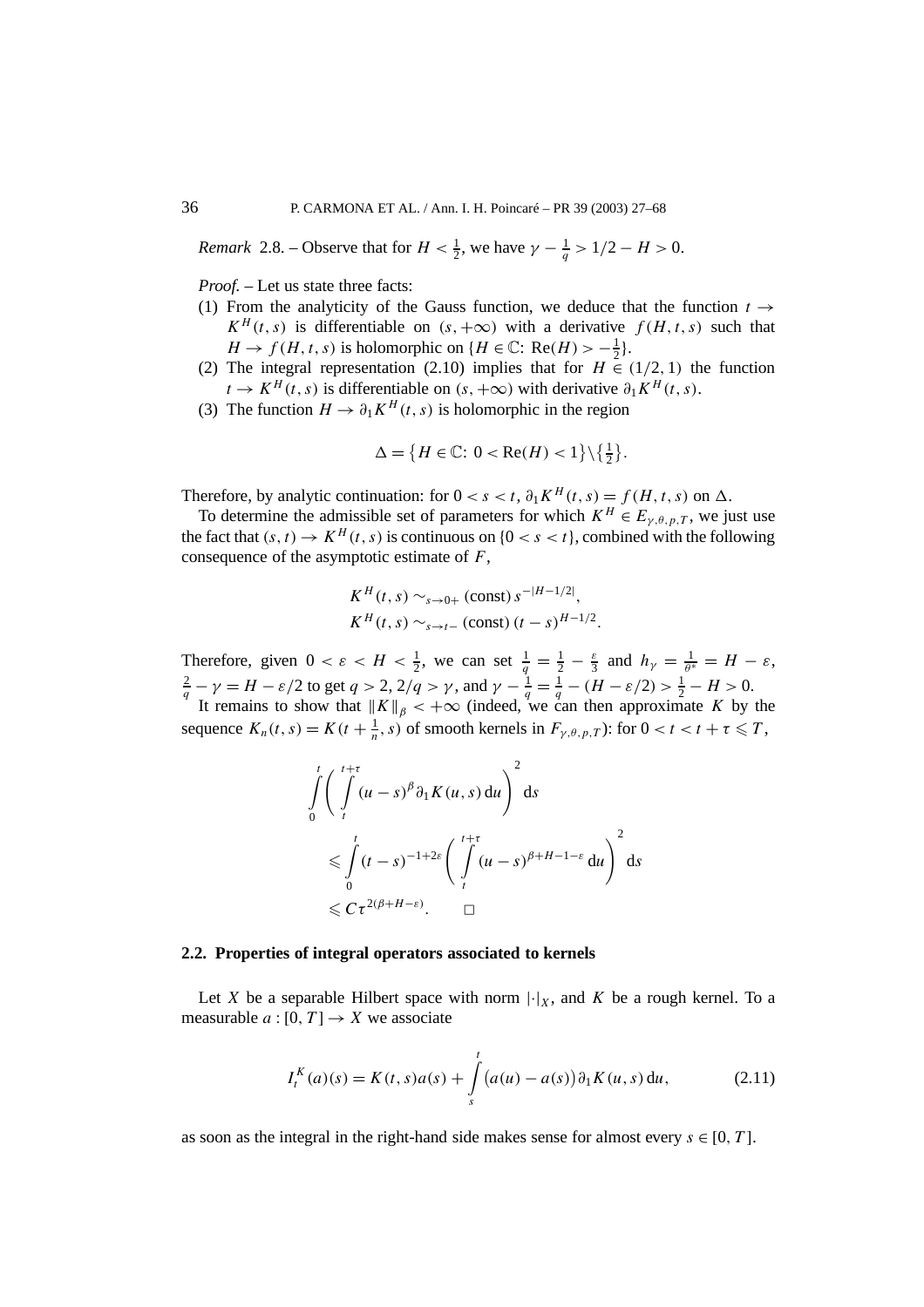*Remark* 2.8. – Observe that for $H < \frac{1}{2}$, we have $\gamma - \frac{1}{q} > 1/2 - H > 0$.

*Proof.* – Let us state three facts:

(1) From the analyticity of the Gauss function, we deduce that the function $t \to K^H(t,s)$ is differentiable on $(s, +\infty)$ with a derivative $f(H,t,s)$ such that $H \to f(H,t,s)$ is holomorphic on $\{H \in \mathbb{C}\colon \operatorname{Re}(H) > -\frac{1}{2}\}$.
(2) The integral representation (2.10) implies that for $H \in (1/2, 1)$ the function $t \to K^H(t,s)$ is differentiable on $(s, +\infty)$ with derivative $\partial_1 K^H(t,s)$.
(3) The function $H \to \partial_1 K^H(t,s)$ is holomorphic in the region

$$\Delta = \{H \in \mathbb{C}\colon\ 0 < \operatorname{Re}(H) < 1\} \setminus \{\tfrac{1}{2}\}.$$

Therefore, by analytic continuation: for $0 < s < t$, $\partial_1 K^H(t,s) = f(H,t,s)$ on $\Delta$.

To determine the admissible set of parameters for which $K^H \in E_{\gamma,\theta,p,T}$, we just use the fact that $(s,t) \to K^H(t,s)$ is continuous on $\{0 < s < t\}$, combined with the following consequence of the asymptotic estimate of $F$,

$$K^H(t,s) \sim_{s \to 0+} (\text{const})\, s^{-|H-1/2|},$$
$$K^H(t,s) \sim_{s \to t-} (\text{const})\, (t-s)^{H-1/2}.$$

Therefore, given $0 < \varepsilon < H < \frac{1}{2}$, we can set $\frac{1}{q} = \frac{1}{2} - \frac{\varepsilon}{3}$ and $h_\gamma = \frac{1}{\theta^*} = H - \varepsilon$, $\frac{2}{q} - \gamma = H - \varepsilon/2$ to get $q > 2$, $2/q > \gamma$, and $\gamma - \frac{1}{q} = \frac{1}{q} - (H - \varepsilon/2) > \frac{1}{2} - H > 0$.

It remains to show that $\|K\|_\beta < +\infty$ (indeed, we can then approximate $K$ by the sequence $K_n(t,s) = K(t + \frac{1}{n}, s)$ of smooth kernels in $F_{\gamma,\theta,p,T}$): for $0 < t < t + \tau \leqslant T$,

$$\begin{aligned}
&\int_0^t \left( \int_t^{t+\tau} (u-s)^\beta \partial_1 K(u,s)\, du \right)^2 ds \\
&\quad \leqslant \int_0^t (t-s)^{-1+2\varepsilon} \left( \int_t^{t+\tau} (u-s)^{\beta+H-1-\varepsilon}\, du \right)^2 ds \\
&\quad \leqslant C\tau^{2(\beta+H-\varepsilon)}. \qquad \square
\end{aligned}$$

### 2.2. Properties of integral operators associated to kernels

Let $X$ be a separable Hilbert space with norm $|\cdot|_X$, and $K$ be a rough kernel. To a measurable $a : [0,T] \to X$ we associate

$$I_t^K(a)(s) = K(t,s)a(s) + \int_s^t \big(a(u) - a(s)\big)\partial_1 K(u,s)\, du, \tag{2.11}$$

as soon as the integral in the right-hand side makes sense for almost every $s \in [0,T]$.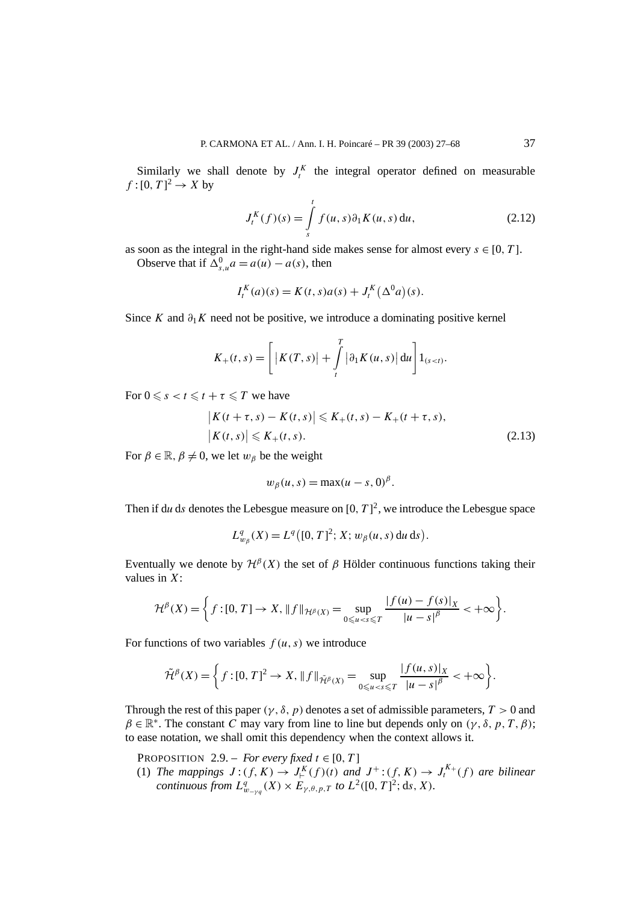Similarly we shall denote by $J_t^K$ the integral operator defined on measurable $f:[0,T]^2 \to X$ by

$$J_t^K(f)(s) = \int_s^t f(u,s)\partial_1 K(u,s)\,\mathrm{d}u, \tag{2.12}$$

as soon as the integral in the right-hand side makes sense for almost every $s \in [0,T]$.

Observe that if $\Delta^0_{s,u} a = a(u) - a(s)$, then

$$I_t^K(a)(s) = K(t,s)a(s) + J_t^K\big(\Delta^0 a\big)(s).$$

Since $K$ and $\partial_1 K$ need not be positive, we introduce a dominating positive kernel

$$K_+(t,s) = \left[\big|K(T,s)\big| + \int_t^T \big|\partial_1 K(u,s)\big|\,\mathrm{d}u\right] 1_{(s<t)}.$$

For $0 \leqslant s < t \leqslant t+\tau \leqslant T$ we have

$$\begin{aligned}
&\big|K(t+\tau,s) - K(t,s)\big| \leqslant K_+(t,s) - K_+(t+\tau,s),\\
&\big|K(t,s)\big| \leqslant K_+(t,s).
\end{aligned} \tag{2.13}$$

For $\beta \in \mathbb{R}$, $\beta \neq 0$, we let $w_\beta$ be the weight

$$w_\beta(u,s) = \max(u-s,0)^\beta.$$

Then if $\mathrm{d}u\,\mathrm{d}s$ denotes the Lebesgue measure on $[0,T]^2$, we introduce the Lebesgue space

$$L^q_{w_\beta}(X) = L^q\big([0,T]^2; X; w_\beta(u,s)\,\mathrm{d}u\,\mathrm{d}s\big).$$

Eventually we denote by $\mathcal{H}^\beta(X)$ the set of $\beta$ Hölder continuous functions taking their values in $X$:

$$\mathcal{H}^\beta(X) = \left\{ f:[0,T] \to X,\ \|f\|_{\mathcal{H}^\beta(X)} = \sup_{0 \leqslant u < s \leqslant T} \frac{|f(u) - f(s)|_X}{|u-s|^\beta} < +\infty \right\}.$$

For functions of two variables $f(u,s)$ we introduce

$$\tilde{\mathcal{H}}^\beta(X) = \left\{ f:[0,T]^2 \to X,\ \|f\|_{\tilde{\mathcal{H}}^\beta(X)} = \sup_{0 \leqslant u < s \leqslant T} \frac{|f(u,s)|_X}{|u-s|^\beta} < +\infty \right\}.$$

Through the rest of this paper $(\gamma, \delta, p)$ denotes a set of admissible parameters, $T > 0$ and $\beta \in \mathbb{R}^*$. The constant $C$ may vary from line to line but depends only on $(\gamma, \delta, p, T, \beta)$; to ease notation, we shall omit this dependency when the context allows it.

PROPOSITION 2.9. – *For every fixed $t \in [0,T]$*

(1) *The mappings $J:(f,K) \to J_t^K(f)(t)$ and $J^+:(f,K) \to J_t^{K_+}(f)$ are bilinear continuous from $L^q_{w_{-\gamma q}}(X) \times E_{\gamma,\theta,p,T}$ to $L^2([0,T]^2; \mathrm{d}s, X)$.*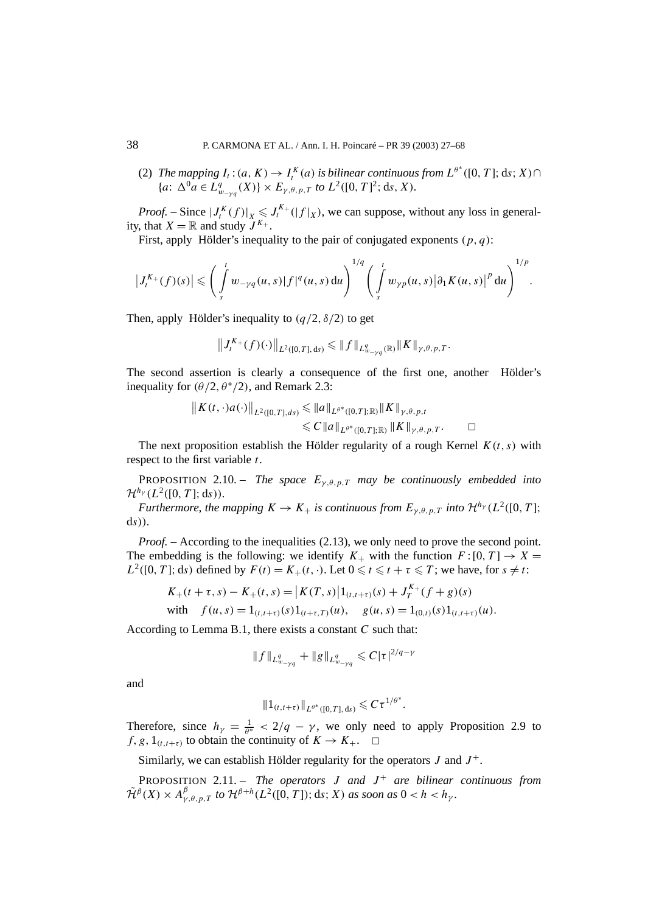(2) *The mapping $I_t : (a, K) \to I_t^K(a)$ is bilinear continuous from $L^{\theta^*}([0,T]; \mathrm{d}s; X) \cap \{a\colon \Delta^0 a \in L^q_{w_{-\gamma q}}(X)\} \times E_{\gamma,\theta,p,T}$ to $L^2([0,T]^2; \mathrm{d}s, X)$.*

*Proof.* – Since $|J_t^K(f)|_X \leqslant J_t^{K_+}(|f|_X)$, we can suppose, without any loss in generality, that $X = \mathbb{R}$ and study $J^{K_+}$.

First, apply Hölder's inequality to the pair of conjugated exponents $(p, q)$:

$$\left|J_t^{K_+}(f)(s)\right| \leqslant \left(\int_s^t w_{-\gamma q}(u,s)|f|^q(u,s)\,\mathrm{d}u\right)^{1/q}\left(\int_s^t w_{\gamma p}(u,s)\left|\partial_1 K(u,s)\right|^p \mathrm{d}u\right)^{1/p}.$$

Then, apply Hölder's inequality to $(q/2, \delta/2)$ to get

$$\left\|J_t^{K_+}(f)(\cdot)\right\|_{L^2([0,T],\,\mathrm{d}s)} \leqslant \|f\|_{L^q_{w_{-\gamma q}}(\mathbb{R})}\|K\|_{\gamma,\theta,p,T}.$$

The second assertion is clearly a consequence of the first one, another Hölder's inequality for $(\theta/2, \theta^*/2)$, and Remark 2.3:

$$\begin{aligned}\left\|K(t,\cdot)a(\cdot)\right\|_{L^2([0,T],ds)} &\leqslant \|a\|_{L^{\theta^*}([0,T];\mathbb{R})}\|K\|_{\gamma,\theta,p,t}\\ &\leqslant C\|a\|_{L^{\theta^*}([0,T];\mathbb{R})}\|K\|_{\gamma,\theta,p,T}. \qquad \square\end{aligned}$$

The next proposition establish the Hölder regularity of a rough Kernel $K(t,s)$ with respect to the first variable $t$.

PROPOSITION 2.10. – *The space $E_{\gamma,\theta,p,T}$ may be continuously embedded into $\mathcal{H}^{h_\gamma}(L^2([0,T]; \mathrm{d}s))$.*

*Furthermore, the mapping $K \to K_+$ is continuous from $E_{\gamma,\theta,p,T}$ into $\mathcal{H}^{h_\gamma}(L^2([0,T]; \mathrm{d}s))$.*

*Proof.* – According to the inequalities (2.13), we only need to prove the second point. The embedding is the following: we identify $K_+$ with the function $F:[0,T] \to X = L^2([0,T]; \mathrm{d}s)$ defined by $F(t) = K_+(t,\cdot)$. Let $0 \leqslant t \leqslant t+\tau \leqslant T$; we have, for $s \neq t$:

$$\begin{aligned}&K_+(t+\tau,s) - K_+(t,s) = \left|K(T,s)\right|1_{(t,t+\tau)}(s) + J_T^{K_+}(f+g)(s)\\ &\text{with}\quad f(u,s) = 1_{(t,t+\tau)}(s)1_{(t+\tau,T)}(u), \quad g(u,s) = 1_{(0,t)}(s)1_{(t,t+\tau)}(u).\end{aligned}$$

According to Lemma B.1, there exists a constant $C$ such that:

$$\|f\|_{L^q_{w_{-\gamma q}}} + \|g\|_{L^q_{w_{-\gamma q}}} \leqslant C|\tau|^{2/q-\gamma}$$

and

$$\|1_{(t,t+\tau)}\|_{L^{\theta^*}([0,T],\,\mathrm{d}s)} \leqslant C\tau^{1/\theta^*}.$$

Therefore, since $h_\gamma = \frac{1}{\theta^*} < 2/q - \gamma$, we only need to apply Proposition 2.9 to $f, g, 1_{(t,t+\tau)}$ to obtain the continuity of $K \to K_+$. $\square$

Similarly, we can establish Hölder regularity for the operators $J$ and $J^+$.

PROPOSITION 2.11. – *The operators $J$ and $J^+$ are bilinear continuous from $\tilde{\mathcal{H}}^\beta(X) \times A^\beta_{\gamma,\theta,p,T}$ to $\mathcal{H}^{\beta+h}(L^2([0,T]); \mathrm{d}s; X)$ as soon as $0 < h < h_\gamma$.*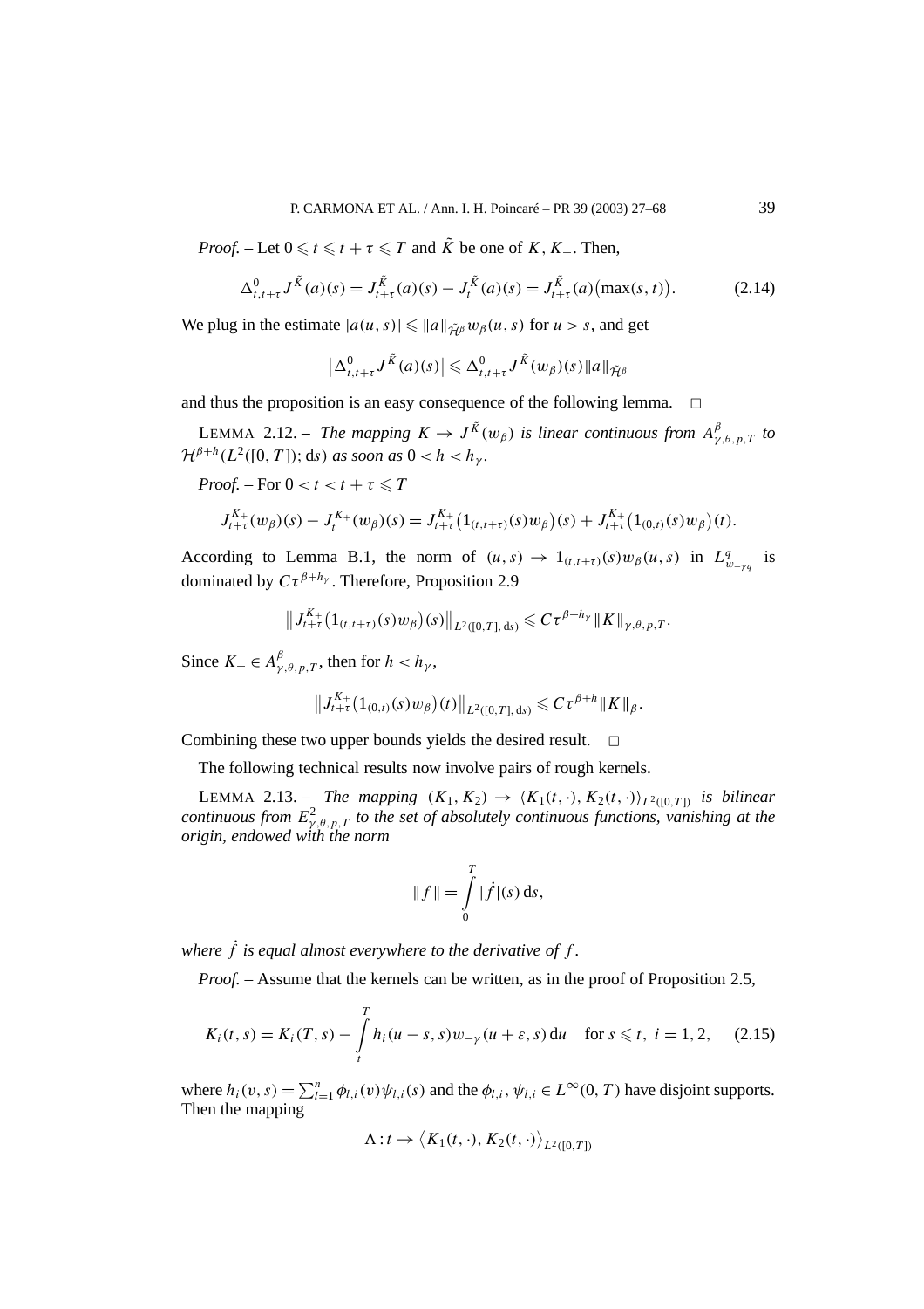*Proof.* – Let $0 \leqslant t \leqslant t+\tau \leqslant T$ and $\tilde{K}$ be one of $K, K_+$. Then,

$$\Delta^0_{t,t+\tau} J^{\tilde{K}}(a)(s) = J^{\tilde{K}}_{t+\tau}(a)(s) - J^{\tilde{K}}_{t}(a)(s) = J^{\tilde{K}}_{t+\tau}(a)\big(\max(s,t)\big). \tag{2.14}$$

We plug in the estimate $|a(u,s)| \leqslant \|a\|_{\tilde{\mathcal{H}}^\beta} w_\beta(u,s)$ for $u > s$, and get

$$\big|\Delta^0_{t,t+\tau} J^{\tilde{K}}(a)(s)\big| \leqslant \Delta^0_{t,t+\tau} J^{\tilde{K}}(w_\beta)(s)\|a\|_{\tilde{\mathcal{H}}^\beta}$$

and thus the proposition is an easy consequence of the following lemma. □

LEMMA 2.12. – *The mapping $K \to J^{\tilde{K}}(w_\beta)$ is linear continuous from $A^\beta_{\gamma,\theta,p,T}$ to $\mathcal{H}^{\beta+h}(L^2([0,T]);\mathrm{d}s)$ as soon as $0 < h < h_\gamma$.*

*Proof.* – For $0 < t < t+\tau \leqslant T$

$$J^{K_+}_{t+\tau}(w_\beta)(s) - J^{K_+}_{t}(w_\beta)(s) = J^{K_+}_{t+\tau}\big(1_{(t,t+\tau)}(s)w_\beta\big)(s) + J^{K_+}_{t+\tau}\big(1_{(0,t)}(s)w_\beta\big)(t).$$

According to Lemma B.1, the norm of $(u,s) \to 1_{(t,t+\tau)}(s)w_\beta(u,s)$ in $L^q_{w_{-\gamma q}}$ is dominated by $C\tau^{\beta+h_\gamma}$. Therefore, Proposition 2.9

$$\big\|J^{K_+}_{t+\tau}\big(1_{(t,t+\tau)}(s)w_\beta\big)(s)\big\|_{L^2([0,T],\,\mathrm{d}s)} \leqslant C\tau^{\beta+h_\gamma}\|K\|_{\gamma,\theta,p,T}.$$

Since $K_+ \in A^\beta_{\gamma,\theta,p,T}$, then for $h < h_\gamma$,

$$\big\|J^{K_+}_{t+\tau}\big(1_{(0,t)}(s)w_\beta\big)(t)\big\|_{L^2([0,T],\,\mathrm{d}s)} \leqslant C\tau^{\beta+h}\|K\|_\beta.$$

Combining these two upper bounds yields the desired result. □

The following technical results now involve pairs of rough kernels.

LEMMA 2.13. – *The mapping $(K_1,K_2) \to \langle K_1(t,\cdot),K_2(t,\cdot)\rangle_{L^2([0,T])}$ is bilinear continuous from $E^2_{\gamma,\theta,p,T}$ to the set of absolutely continuous functions, vanishing at the origin, endowed with the norm*

$$\|f\| = \int_0^T |\dot{f}|(s)\,\mathrm{d}s,$$

*where $\dot{f}$ is equal almost everywhere to the derivative of $f$.*

*Proof.* – Assume that the kernels can be written, as in the proof of Proposition 2.5,

$$K_i(t,s) = K_i(T,s) - \int_t^T h_i(u-s,s)w_{-\gamma}(u+\varepsilon,s)\,\mathrm{d}u \quad \text{for } s \leqslant t,\ i=1,2, \tag{2.15}$$

where $h_i(v,s) = \sum_{l=1}^n \phi_{l,i}(v)\psi_{l,i}(s)$ and the $\phi_{l,i},\psi_{l,i} \in L^\infty(0,T)$ have disjoint supports. Then the mapping

$$\Lambda : t \to \big\langle K_1(t,\cdot),K_2(t,\cdot)\big\rangle_{L^2([0,T])}$$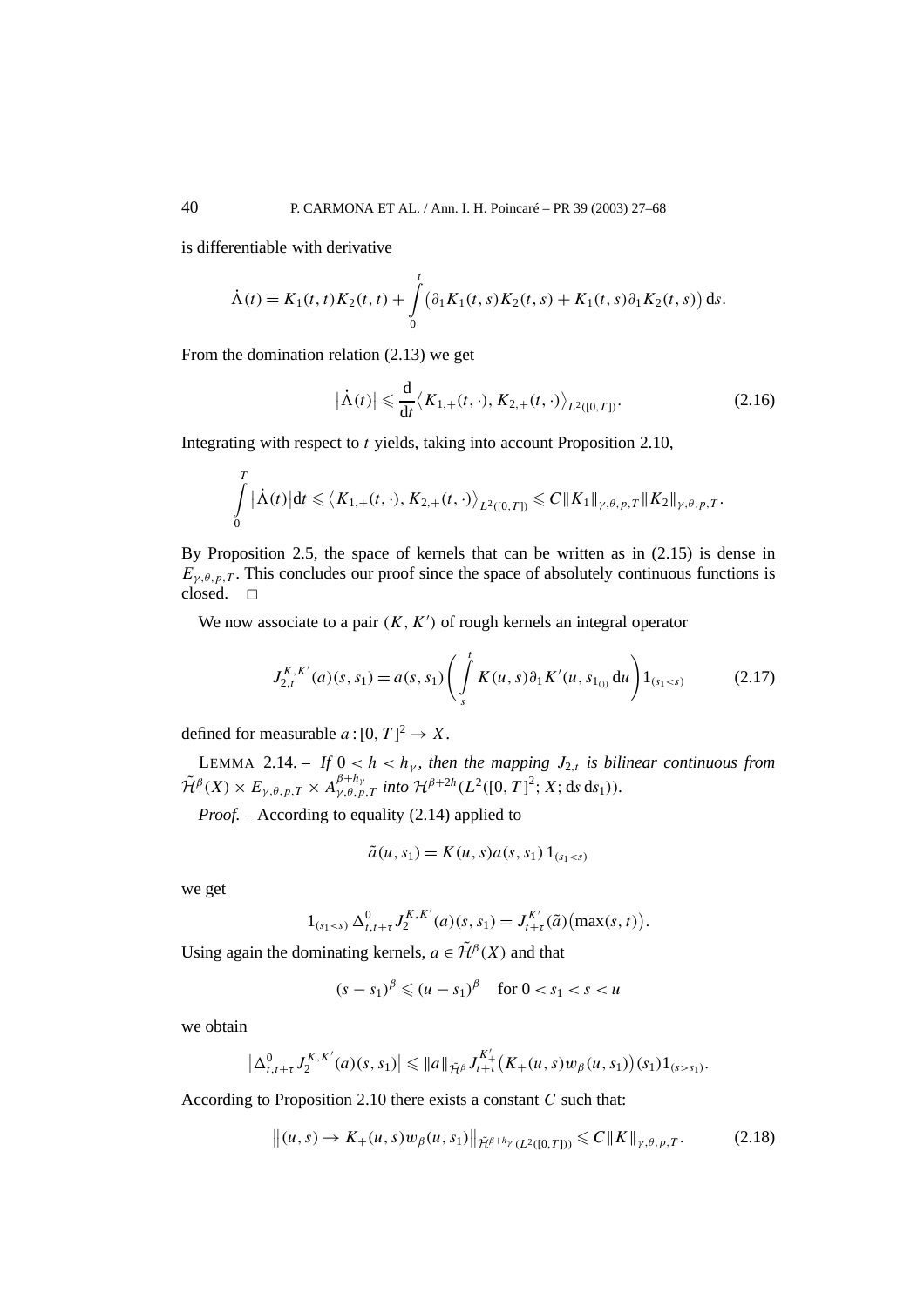is differentiable with derivative

$$\dot{\Lambda}(t) = K_1(t,t)K_2(t,t) + \int_0^t \bigl(\partial_1 K_1(t,s)K_2(t,s) + K_1(t,s)\partial_1 K_2(t,s)\bigr)\,\mathrm{d}s.$$

From the domination relation (2.13) we get

$$\bigl|\dot{\Lambda}(t)\bigr| \leqslant \frac{\mathrm{d}}{\mathrm{d}t}\bigl\langle K_{1,+}(t,\cdot), K_{2,+}(t,\cdot)\bigr\rangle_{L^2([0,T])}. \tag{2.16}$$

Integrating with respect to $t$ yields, taking into account Proposition 2.10,

$$\int_0^T \bigl|\dot{\Lambda}(t)\bigr|\mathrm{d}t \leqslant \bigl\langle K_{1,+}(t,\cdot), K_{2,+}(t,\cdot)\bigr\rangle_{L^2([0,T])} \leqslant C\|K_1\|_{\gamma,\theta,p,T}\|K_2\|_{\gamma,\theta,p,T}.$$

By Proposition 2.5, the space of kernels that can be written as in (2.15) is dense in $E_{\gamma,\theta,p,T}$. This concludes our proof since the space of absolutely continuous functions is closed. □

We now associate to a pair $(K, K')$ of rough kernels an integral operator

$$J_{2,t}^{K,K'}(a)(s,s_1) = a(s,s_1)\left(\int_s^t K(u,s)\partial_1 K'(u,s_{1_{()}})\,\mathrm{d}u\right)1_{(s_1<s)} \tag{2.17}$$

defined for measurable $a : [0,T]^2 \to X$.

LEMMA 2.14. – *If $0 < h < h_\gamma$, then the mapping $J_{2,t}$ is bilinear continuous from $\tilde{\mathcal{H}}^\beta(X) \times E_{\gamma,\theta,p,T} \times A_{\gamma,\theta,p,T}^{\beta+h_\gamma}$ into $\mathcal{H}^{\beta+2h}(L^2([0,T]^2; X; \mathrm{d}s\,\mathrm{d}s_1))$.*

*Proof.* – According to equality (2.14) applied to

$$\tilde{a}(u,s_1) = K(u,s)a(s,s_1)\,1_{(s_1<s)}$$

we get

$$1_{(s_1<s)}\,\Delta_{t,t+\tau}^0 J_2^{K,K'}(a)(s,s_1) = J_{t+\tau}^{K'}(\tilde{a})\bigl(\max(s,t)\bigr).$$

Using again the dominating kernels, $a \in \tilde{\mathcal{H}}^\beta(X)$ and that

$$(s-s_1)^\beta \leqslant (u-s_1)^\beta \quad \text{for } 0 < s_1 < s < u$$

we obtain

$$\bigl|\Delta_{t,t+\tau}^0 J_2^{K,K'}(a)(s,s_1)\bigr| \leqslant \|a\|_{\tilde{\mathcal{H}}^\beta} J_{t+\tau}^{K'_+}\bigl(K_+(u,s)w_\beta(u,s_1)\bigr)(s_1)1_{(s>s_1)}.$$

According to Proposition 2.10 there exists a constant $C$ such that:

$$\bigl\|(u,s) \to K_+(u,s)w_\beta(u,s_1)\bigr\|_{\tilde{\mathcal{H}}^{\beta+h_\gamma}(L^2([0,T]))} \leqslant C\|K\|_{\gamma,\theta,p,T}. \tag{2.18}$$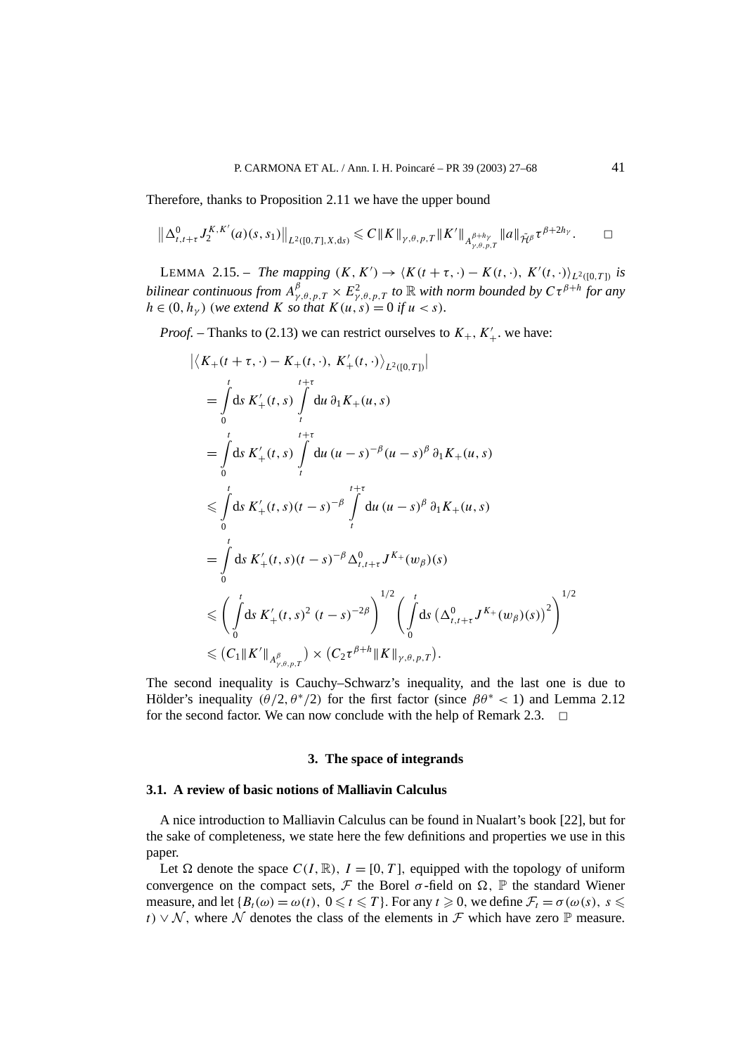Therefore, thanks to Proposition 2.11 we have the upper bound

$$\left\| \Delta^0_{t,t+\tau} J_2^{K,K'}(a)(s,s_1) \right\|_{L^2([0,T],X,\mathrm{d}s)} \leqslant C \|K\|_{\gamma,\theta,p,T} \|K'\|_{A^{\beta+h_\gamma}_{\gamma,\theta,p,T}} \|a\|_{\tilde{\mathcal{H}}^\beta} \tau^{\beta+2h_\gamma}. \qquad \square$$

LEMMA 2.15. – *The mapping* $(K,K') \to \langle K(t+\tau,\cdot) - K(t,\cdot),\, K'(t,\cdot)\rangle_{L^2([0,T])}$ *is bilinear continuous from* $A^\beta_{\gamma,\theta,p,T} \times E^2_{\gamma,\theta,p,T}$ *to* $\mathbb{R}$ *with norm bounded by* $C\tau^{\beta+h}$ *for any* $h \in (0,h_\gamma)$ *(we extend* $K$ *so that* $K(u,s) = 0$ *if* $u < s$*).*

*Proof.* – Thanks to (2.13) we can restrict ourselves to $K_+$, $K'_+$. we have:

$$\begin{aligned}
&\left|\left\langle K_+(t+\tau,\cdot) - K_+(t,\cdot),\, K'_+(t,\cdot)\right\rangle_{L^2([0,T])}\right| \\
&= \int_0^t \mathrm{d}s\, K'_+(t,s) \int_t^{t+\tau} \mathrm{d}u\, \partial_1 K_+(u,s) \\
&= \int_0^t \mathrm{d}s\, K'_+(t,s) \int_t^{t+\tau} \mathrm{d}u\, (u-s)^{-\beta}(u-s)^{\beta}\, \partial_1 K_+(u,s) \\
&\leqslant \int_0^t \mathrm{d}s\, K'_+(t,s)(t-s)^{-\beta} \int_t^{t+\tau} \mathrm{d}u\, (u-s)^{\beta}\, \partial_1 K_+(u,s) \\
&= \int_0^t \mathrm{d}s\, K'_+(t,s)(t-s)^{-\beta} \Delta^0_{t,t+\tau} J^{K_+}(w_\beta)(s) \\
&\leqslant \left( \int_0^t \mathrm{d}s\, K'_+(t,s)^2\, (t-s)^{-2\beta} \right)^{1/2} \left( \int_0^t \mathrm{d}s \left(\Delta^0_{t,t+\tau} J^{K_+}(w_\beta)(s)\right)^2 \right)^{1/2} \\
&\leqslant \left(C_1 \|K'\|_{A^\beta_{\gamma,\theta,p,T}}\right) \times \left(C_2 \tau^{\beta+h} \|K\|_{\gamma,\theta,p,T}\right).
\end{aligned}$$

The second inequality is Cauchy–Schwarz's inequality, and the last one is due to Hölder's inequality $(\theta/2, \theta^*/2)$ for the first factor (since $\beta\theta^* < 1$) and Lemma 2.12 for the second factor. We can now conclude with the help of Remark 2.3. $\square$

## 3. The space of integrands

### 3.1. A review of basic notions of Malliavin Calculus

A nice introduction to Malliavin Calculus can be found in Nualart's book [22], but for the sake of completeness, we state here the few definitions and properties we use in this paper.

Let $\Omega$ denote the space $C(I,\mathbb{R})$, $I = [0,T]$, equipped with the topology of uniform convergence on the compact sets, $\mathcal{F}$ the Borel $\sigma$-field on $\Omega$, $\mathbb{P}$ the standard Wiener measure, and let $\{B_t(\omega) = \omega(t),\ 0 \leqslant t \leqslant T\}$. For any $t \geqslant 0$, we define $\mathcal{F}_t = \sigma(\omega(s),\ s \leqslant t) \vee \mathcal{N}$, where $\mathcal{N}$ denotes the class of the elements in $\mathcal{F}$ which have zero $\mathbb{P}$ measure.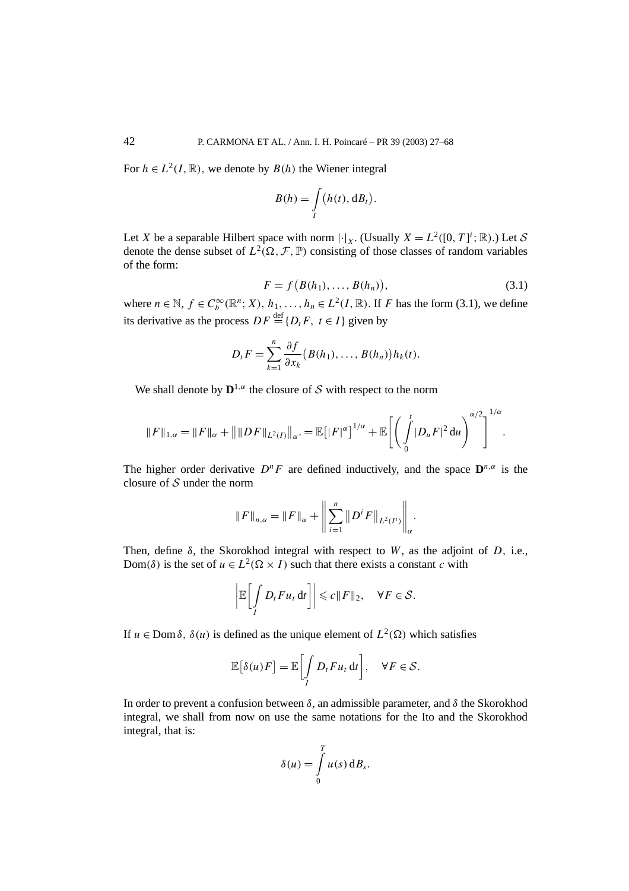For $h \in L^2(I, \mathbb{R})$, we denote by $B(h)$ the Wiener integral

$$B(h) = \int_I \big(h(t), \mathrm{d}B_t\big).$$

Let $X$ be a separable Hilbert space with norm $|\cdot|_X$. (Usually $X = L^2([0,T]^i; \mathbb{R})$.) Let $\mathcal{S}$ denote the dense subset of $L^2(\Omega, \mathcal{F}, \mathbb{P})$ consisting of those classes of random variables of the form:

$$F = f\big(B(h_1), \ldots, B(h_n)\big), \tag{3.1}$$

where $n \in \mathbb{N}$, $f \in C_b^\infty(\mathbb{R}^n; X)$, $h_1, \ldots, h_n \in L^2(I, \mathbb{R})$. If $F$ has the form (3.1), we define its derivative as the process $DF \stackrel{\text{def}}{=} \{D_t F,\ t \in I\}$ given by

$$D_t F = \sum_{k=1}^n \frac{\partial f}{\partial x_k}\big(B(h_1), \ldots, B(h_n)\big) h_k(t).$$

We shall denote by $\mathbf{D}^{1,\alpha}$ the closure of $\mathcal{S}$ with respect to the norm

$$\|F\|_{1,\alpha} = \|F\|_\alpha + \big\| \|DF\|_{L^2(I)} \big\|_\alpha. = \mathbb{E}\big[|F|^\alpha\big]^{1/\alpha} + \mathbb{E}\left[\left(\int_0^t |D_u F|^2 \,\mathrm{d}u\right)^{\alpha/2}\right]^{1/\alpha}.$$

The higher order derivative $D^n F$ are defined inductively, and the space $\mathbf{D}^{n,\alpha}$ is the closure of $\mathcal{S}$ under the norm

$$\|F\|_{n,\alpha} = \|F\|_\alpha + \left\| \sum_{i=1}^n \big\|D^i F\big\|_{L^2(I^i)} \right\|_\alpha.$$

Then, define $\delta$, the Skorokhod integral with respect to $W$, as the adjoint of $D$, i.e., $\mathrm{Dom}(\delta)$ is the set of $u \in L^2(\Omega \times I)$ such that there exists a constant $c$ with

$$\left| \mathbb{E}\left[\int_I D_t F u_t \,\mathrm{d}t\right] \right| \leqslant c\|F\|_2, \quad \forall F \in \mathcal{S}.$$

If $u \in \mathrm{Dom}\,\delta$, $\delta(u)$ is defined as the unique element of $L^2(\Omega)$ which satisfies

$$\mathbb{E}\big[\delta(u)F\big] = \mathbb{E}\left[\int_I D_t F u_t \,\mathrm{d}t\right], \quad \forall F \in \mathcal{S}.$$

In order to prevent a confusion between $\delta$, an admissible parameter, and $\delta$ the Skorokhod integral, we shall from now on use the same notations for the Ito and the Skorokhod integral, that is:

$$\delta(u) = \int_0^T u(s) \,\mathrm{d}B_s.$$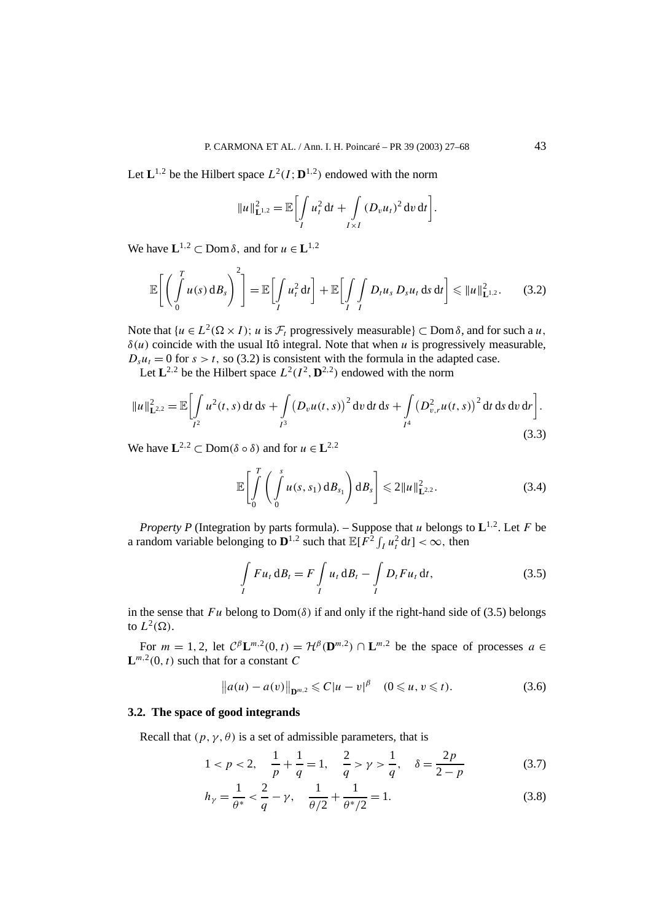Let $\mathbf{L}^{1,2}$ be the Hilbert space $L^2(I;\mathbf{D}^{1,2})$ endowed with the norm

$$\|u\|_{\mathbf{L}^{1,2}}^2 = \mathbb{E}\bigg[\int_I u_t^2\,\mathrm{d}t + \int_{I\times I} (D_v u_t)^2\,\mathrm{d}v\,\mathrm{d}t\bigg].$$

We have $\mathbf{L}^{1,2} \subset \operatorname{Dom}\delta$, and for $u \in \mathbf{L}^{1,2}$

$$\mathbb{E}\Bigg[\bigg(\int_0^T u(s)\,\mathrm{d}B_s\bigg)^2\Bigg] = \mathbb{E}\bigg[\int_I u_t^2\,\mathrm{d}t\bigg] + \mathbb{E}\bigg[\int_I\int_I D_t u_s\, D_s u_t\,\mathrm{d}s\,\mathrm{d}t\bigg] \leqslant \|u\|_{\mathbf{L}^{1,2}}^2. \tag{3.2}$$

Note that $\{u \in L^2(\Omega\times I);\, u \text{ is } \mathcal{F}_t \text{ progressively measurable}\} \subset \operatorname{Dom}\delta$, and for such a $u$, $\delta(u)$ coincide with the usual Itô integral. Note that when $u$ is progressively measurable, $D_s u_t = 0$ for $s > t$, so (3.2) is consistent with the formula in the adapted case.

Let $\mathbf{L}^{2,2}$ be the Hilbert space $L^2(I^2,\mathbf{D}^{2,2})$ endowed with the norm

$$\|u\|_{\mathbf{L}^{2,2}}^2 = \mathbb{E}\bigg[\int_{I^2} u^2(t,s)\,\mathrm{d}t\,\mathrm{d}s + \int_{I^3}\big(D_v u(t,s)\big)^2\,\mathrm{d}v\,\mathrm{d}t\,\mathrm{d}s + \int_{I^4}\big(D_{v,r}^2 u(t,s)\big)^2\,\mathrm{d}t\,\mathrm{d}s\,\mathrm{d}v\,\mathrm{d}r\bigg]. \tag{3.3}$$

We have $\mathbf{L}^{2,2} \subset \operatorname{Dom}(\delta\circ\delta)$ and for $u \in \mathbf{L}^{2,2}$

$$\mathbb{E}\Bigg[\int_0^T\bigg(\int_0^s u(s,s_1)\,\mathrm{d}B_{s_1}\bigg)\mathrm{d}B_s\Bigg] \leqslant 2\|u\|_{\mathbf{L}^{2,2}}^2. \tag{3.4}$$

*Property P* (Integration by parts formula). – Suppose that $u$ belongs to $\mathbf{L}^{1,2}$. Let $F$ be a random variable belonging to $\mathbf{D}^{1,2}$ such that $\mathbb{E}[F^2\int_I u_t^2\,\mathrm{d}t] < \infty$, then

$$\int_I F u_t\,\mathrm{d}B_t = F\int_I u_t\,\mathrm{d}B_t - \int_I D_t F u_t\,\mathrm{d}t, \tag{3.5}$$

in the sense that $Fu$ belong to $\operatorname{Dom}(\delta)$ if and only if the right-hand side of (3.5) belongs to $L^2(\Omega)$.

For $m = 1, 2$, let $\mathcal{C}^\beta\mathbf{L}^{m,2}(0,t) = \mathcal{H}^\beta(\mathbf{D}^{m,2}) \cap \mathbf{L}^{m,2}$ be the space of processes $a \in \mathbf{L}^{m,2}(0,t)$ such that for a constant $C$

$$\big\|a(u) - a(v)\big\|_{\mathbf{D}^{m,2}} \leqslant C|u-v|^\beta \quad (0 \leqslant u, v \leqslant t). \tag{3.6}$$

### 3.2. The space of good integrands

Recall that $(p,\gamma,\theta)$ is a set of admissible parameters, that is

$$1 < p < 2, \quad \frac{1}{p} + \frac{1}{q} = 1, \quad \frac{2}{q} > \gamma > \frac{1}{q}, \quad \delta = \frac{2p}{2-p} \tag{3.7}$$

$$h_\gamma = \frac{1}{\theta^*} < \frac{2}{q} - \gamma, \quad \frac{1}{\theta/2} + \frac{1}{\theta^*/2} = 1. \tag{3.8}$$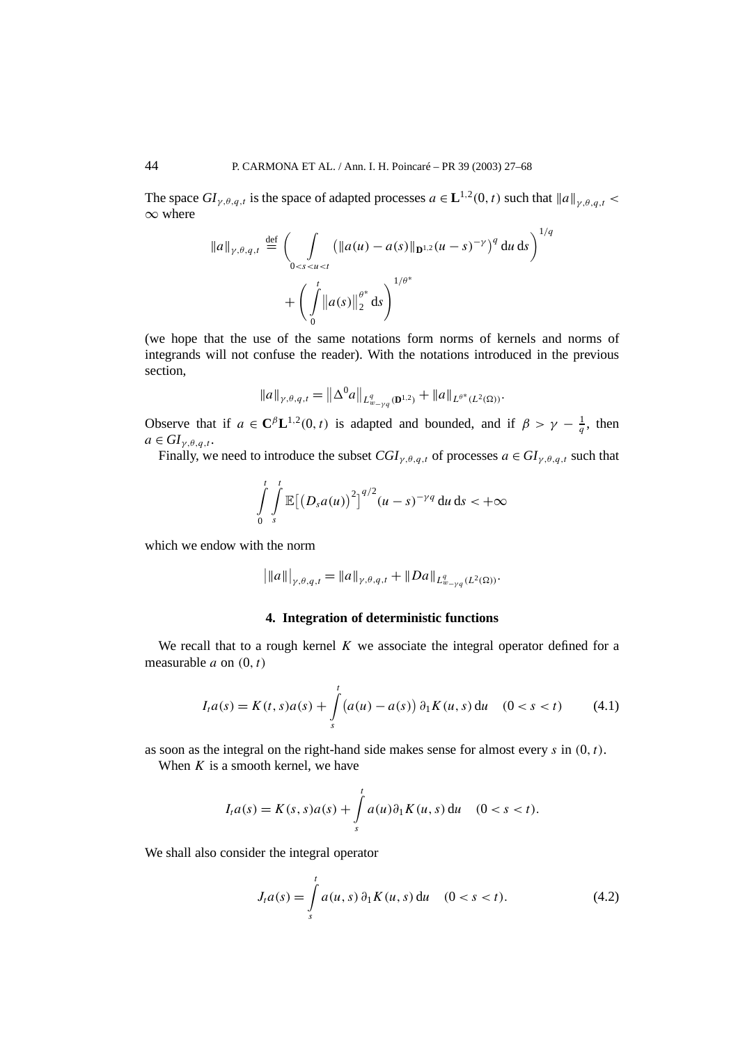The space $GI_{\gamma,\theta,q,t}$ is the space of adapted processes $a \in \mathbf{L}^{1,2}(0,t)$ such that $\|a\|_{\gamma,\theta,q,t} < \infty$ where

$$\|a\|_{\gamma,\theta,q,t} \stackrel{\text{def}}{=} \left( \int_{0<s<u<t} \left( \|a(u) - a(s)\|_{\mathbf{D}^{1,2}} (u-s)^{-\gamma} \right)^q \, \mathrm{d}u \, \mathrm{d}s \right)^{1/q} + \left( \int_0^t \left\| a(s) \right\|_2^{\theta^*} \mathrm{d}s \right)^{1/\theta^*}$$

(we hope that the use of the same notations form norms of kernels and norms of integrands will not confuse the reader). With the notations introduced in the previous section,

$$\|a\|_{\gamma,\theta,q,t} = \left\| \Delta^0 a \right\|_{L^q_{w_{-\gamma q}}(\mathbf{D}^{1,2})} + \|a\|_{L^{\theta^*}(L^2(\Omega))}.$$

Observe that if $a \in \mathbf{C}^\beta \mathbf{L}^{1,2}(0,t)$ is adapted and bounded, and if $\beta > \gamma - \frac{1}{q}$, then $a \in GI_{\gamma,\theta,q,t}$.

Finally, we need to introduce the subset $CGI_{\gamma,\theta,q,t}$ of processes $a \in GI_{\gamma,\theta,q,t}$ such that

$$\int_0^t \int_s^t \mathbb{E}\left[ \left( D_s a(u) \right)^2 \right]^{q/2} (u-s)^{-\gamma q} \, \mathrm{d}u \, \mathrm{d}s < +\infty$$

which we endow with the norm

$$\left| \|a\| \right|_{\gamma,\theta,q,t} = \|a\|_{\gamma,\theta,q,t} + \|Da\|_{L^q_{w_{-\gamma q}}(L^2(\Omega))}.$$

## 4. Integration of deterministic functions

We recall that to a rough kernel $K$ we associate the integral operator defined for a measurable $a$ on $(0,t)$

$$I_t a(s) = K(t,s) a(s) + \int_s^t \left( a(u) - a(s) \right) \partial_1 K(u,s) \, \mathrm{d}u \quad (0 < s < t) \tag{4.1}$$

as soon as the integral on the right-hand side makes sense for almost every $s$ in $(0,t)$.

When $K$ is a smooth kernel, we have

$$I_t a(s) = K(s,s) a(s) + \int_s^t a(u) \partial_1 K(u,s) \, \mathrm{d}u \quad (0 < s < t).$$

We shall also consider the integral operator

$$J_t a(s) = \int_s^t a(u,s) \, \partial_1 K(u,s) \, \mathrm{d}u \quad (0 < s < t). \tag{4.2}$$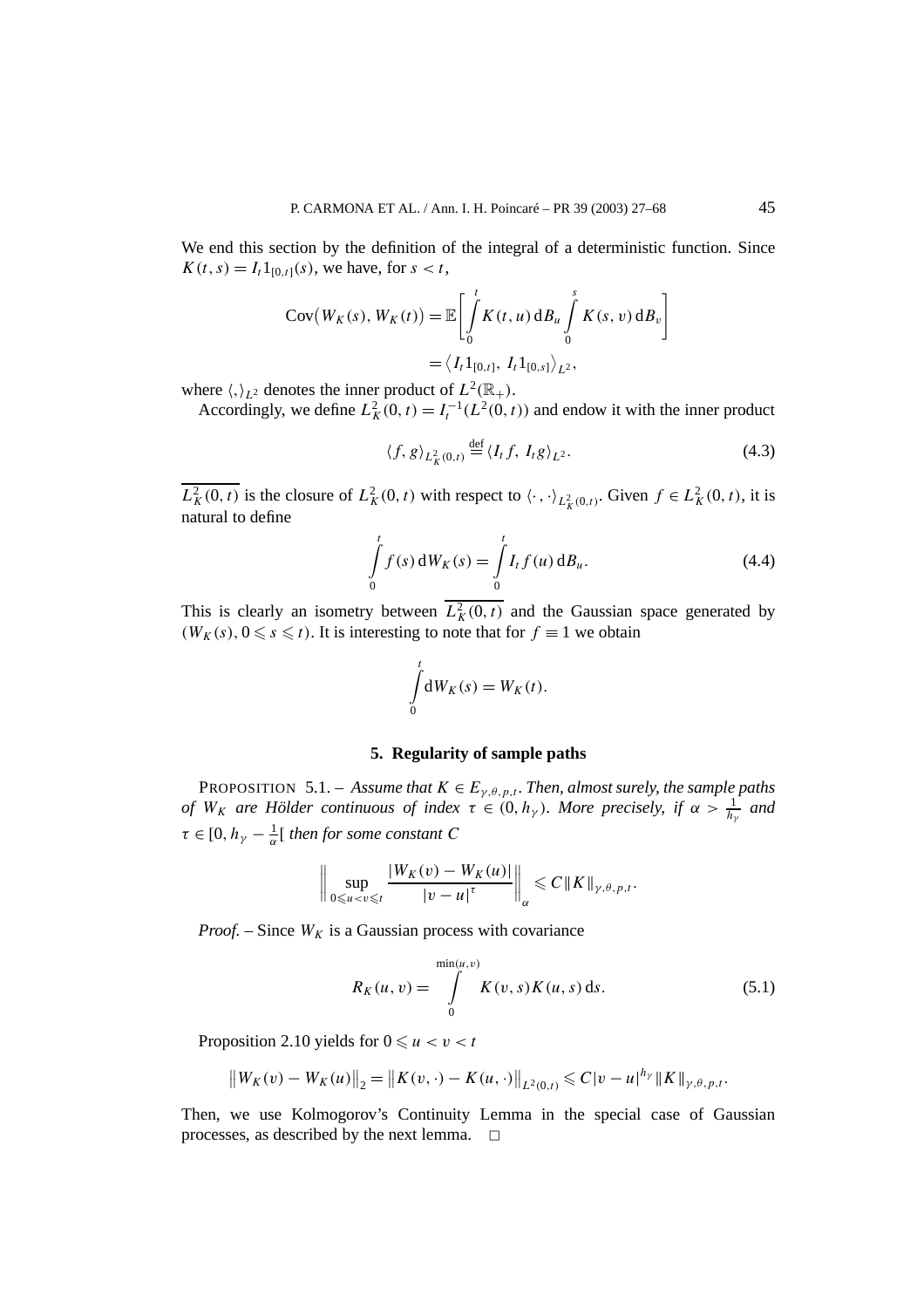We end this section by the definition of the integral of a deterministic function. Since $K(t,s) = I_t 1_{[0,t]}(s)$, we have, for $s < t$,

$$
\begin{aligned}
\operatorname{Cov}\big(W_K(s), W_K(t)\big) &= \mathbb{E}\left[\int_0^t K(t,u)\,\mathrm{d}B_u \int_0^s K(s,v)\,\mathrm{d}B_v\right] \\
&= \big\langle I_t 1_{[0,t]},\ I_t 1_{[0,s]}\big\rangle_{L^2},
\end{aligned}
$$

where $\langle , \rangle_{L^2}$ denotes the inner product of $L^2(\mathbb{R}_+)$.

Accordingly, we define $L^2_K(0,t) = I_t^{-1}(L^2(0,t))$ and endow it with the inner product

$$
\langle f, g\rangle_{L^2_K(0,t)} \stackrel{\text{def}}{=} \langle I_t f,\ I_t g\rangle_{L^2}. \tag{4.3}
$$

$\overline{L^2_K(0,t)}$ is the closure of $L^2_K(0,t)$ with respect to $\langle \cdot, \cdot\rangle_{L^2_K(0,t)}$. Given $f \in L^2_K(0,t)$, it is natural to define

$$
\int_0^t f(s)\,\mathrm{d}W_K(s) = \int_0^t I_t f(u)\,\mathrm{d}B_u. \tag{4.4}
$$

This is clearly an isometry between $\overline{L^2_K(0,t)}$ and the Gaussian space generated by $(W_K(s), 0 \leqslant s \leqslant t)$. It is interesting to note that for $f \equiv 1$ we obtain

$$
\int_0^t \mathrm{d}W_K(s) = W_K(t).
$$

## 5. Regularity of sample paths

PROPOSITION 5.1. – *Assume that $K \in E_{\gamma,\theta,p,t}$. Then, almost surely, the sample paths of $W_K$ are Hölder continuous of index $\tau \in (0, h_\gamma)$. More precisely, if $\alpha > \frac{1}{h_\gamma}$ and $\tau \in [0, h_\gamma - \frac{1}{\alpha}[$ then for some constant $C$*

$$
\left\| \sup_{0 \leqslant u < v \leqslant t} \frac{|W_K(v) - W_K(u)|}{|v-u|^\tau} \right\|_\alpha \leqslant C \|K\|_{\gamma,\theta,p,t}.
$$

*Proof.* – Since $W_K$ is a Gaussian process with covariance

$$
R_K(u,v) = \int_0^{\min(u,v)} K(v,s)K(u,s)\,\mathrm{d}s. \tag{5.1}
$$

Proposition 2.10 yields for $0 \leqslant u < v < t$

$$
\big\|W_K(v) - W_K(u)\big\|_2 = \big\|K(v,\cdot) - K(u,\cdot)\big\|_{L^2(0,t)} \leqslant C|v-u|^{h_\gamma}\|K\|_{\gamma,\theta,p,t}.
$$

Then, we use Kolmogorov's Continuity Lemma in the special case of Gaussian processes, as described by the next lemma. $\square$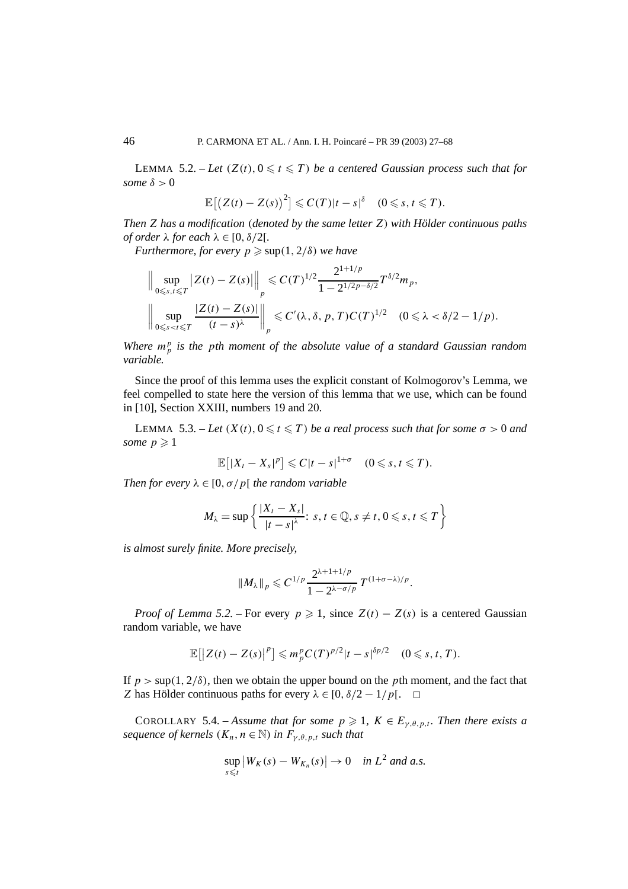LEMMA 5.2. – *Let $(Z(t), 0 \leqslant t \leqslant T)$ be a centered Gaussian process such that for some $\delta > 0$*

$$\mathbb{E}\left[\left(Z(t) - Z(s)\right)^2\right] \leqslant C(T)|t-s|^{\delta} \quad (0 \leqslant s, t \leqslant T).$$

*Then $Z$ has a modification (denoted by the same letter $Z$) with Hölder continuous paths of order $\lambda$ for each $\lambda \in [0, \delta/2[$.*

*Furthermore, for every $p \geqslant \sup(1, 2/\delta)$ we have*

$$\left\| \sup_{0 \leqslant s,t \leqslant T} \left|Z(t) - Z(s)\right| \right\|_p \leqslant C(T)^{1/2} \frac{2^{1+1/p}}{1 - 2^{1/2p - \delta/2}} T^{\delta/2} m_p,$$

$$\left\| \sup_{0 \leqslant s < t \leqslant T} \frac{|Z(t) - Z(s)|}{(t-s)^{\lambda}} \right\|_p \leqslant C'(\lambda, \delta, p, T) C(T)^{1/2} \quad (0 \leqslant \lambda < \delta/2 - 1/p).$$

*Where $m_p^p$ is the $p$th moment of the absolute value of a standard Gaussian random variable.*

Since the proof of this lemma uses the explicit constant of Kolmogorov's Lemma, we feel compelled to state here the version of this lemma that we use, which can be found in [10], Section XXIII, numbers 19 and 20.

LEMMA 5.3. – *Let $(X(t), 0 \leqslant t \leqslant T)$ be a real process such that for some $\sigma > 0$ and some $p \geqslant 1$*

$$\mathbb{E}\left[|X_t - X_s|^p\right] \leqslant C|t-s|^{1+\sigma} \quad (0 \leqslant s, t \leqslant T).$$

*Then for every $\lambda \in [0, \sigma/p[$ the random variable*

$$M_{\lambda} = \sup\left\{ \frac{|X_t - X_s|}{|t-s|^{\lambda}} \colon s, t \in \mathbb{Q}, s \neq t, 0 \leqslant s, t \leqslant T \right\}$$

*is almost surely finite. More precisely,*

$$\|M_{\lambda}\|_p \leqslant C^{1/p} \frac{2^{\lambda+1+1/p}}{1 - 2^{\lambda - \sigma/p}} T^{(1+\sigma-\lambda)/p}.$$

*Proof of Lemma 5.2.* – For every $p \geqslant 1$, since $Z(t) - Z(s)$ is a centered Gaussian random variable, we have

$$\mathbb{E}\left[\left|Z(t) - Z(s)\right|^p\right] \leqslant m_p^p C(T)^{p/2} |t-s|^{\delta p/2} \quad (0 \leqslant s, t, T).$$

If $p > \sup(1, 2/\delta)$, then we obtain the upper bound on the $p$th moment, and the fact that $Z$ has Hölder continuous paths for every $\lambda \in [0, \delta/2 - 1/p[$. $\square$

COROLLARY 5.4. – *Assume that for some $p \geqslant 1$, $K \in E_{\gamma,\theta,p,t}$. Then there exists a sequence of kernels $(K_n, n \in \mathbb{N})$ in $F_{\gamma,\theta,p,t}$ such that*

$$\sup_{s \leqslant t} \left|W_K(s) - W_{K_n}(s)\right| \to 0 \quad \textit{in } L^2 \textit{ and a.s.}$$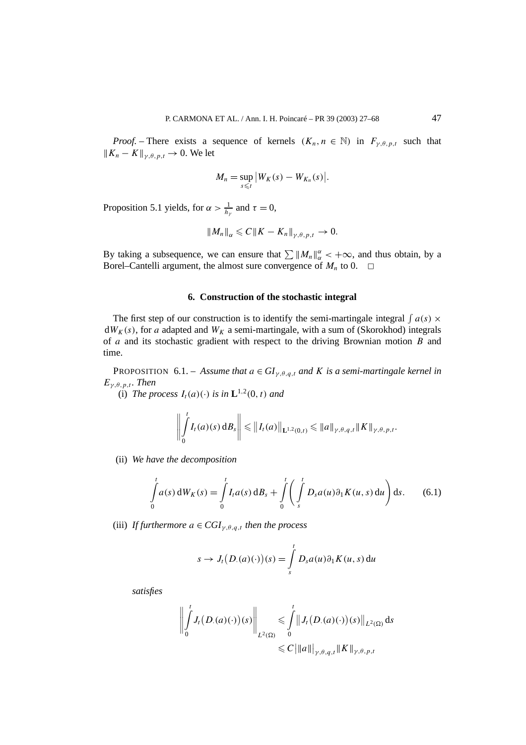*Proof.* – There exists a sequence of kernels $(K_n, n \in \mathbb{N})$ in $F_{\gamma,\theta,p,t}$ such that $\|K_n - K\|_{\gamma,\theta,p,t} \to 0$. We let

$$M_n = \sup_{s \leqslant t} \left| W_K(s) - W_{K_n}(s) \right|.$$

Proposition 5.1 yields, for $\alpha > \frac{1}{h_\gamma}$ and $\tau = 0$,

$$\|M_n\|_\alpha \leqslant C \|K - K_n\|_{\gamma,\theta,p,t} \to 0.$$

By taking a subsequence, we can ensure that $\sum \|M_n\|_\alpha^\alpha < +\infty$, and thus obtain, by a Borel–Cantelli argument, the almost sure convergence of $M_n$ to 0. $\square$

## 6. Construction of the stochastic integral

The first step of our construction is to identify the semi-martingale integral $\int a(s) \times \mathrm{d}W_K(s)$, for $a$ adapted and $W_K$ a semi-martingale, with a sum of (Skorokhod) integrals of $a$ and its stochastic gradient with respect to the driving Brownian motion $B$ and time.

PROPOSITION 6.1. – *Assume that $a \in GI_{\gamma,\theta,q,t}$ and $K$ is a semi-martingale kernel in $E_{\gamma,\theta,p,t}$. Then*

(i) *The process $I_t(a)(\cdot)$ is in $\mathbf{L}^{1,2}(0,t)$ and*

$$\left\| \int_0^t I_t(a)(s)\, \mathrm{d}B_s \right\| \leqslant \left\| I_t(a) \right\|_{\mathbf{L}^{1,2}(0,t)} \leqslant \|a\|_{\gamma,\theta,q,t} \|K\|_{\gamma,\theta,p,t}.$$

(ii) *We have the decomposition*

$$\int_0^t a(s)\, \mathrm{d}W_K(s) = \int_0^t I_t a(s)\, \mathrm{d}B_s + \int_0^t \left( \int_s^t D_s a(u) \partial_1 K(u,s)\, \mathrm{d}u \right) \mathrm{d}s. \tag{6.1}$$

(iii) *If furthermore $a \in CGI_{\gamma,\theta,q,t}$ then the process*

$$s \to J_t\big(D_\cdot(a)(\cdot)\big)(s) = \int_s^t D_s a(u) \partial_1 K(u,s)\, \mathrm{d}u$$

*satisfies*

$$\begin{aligned}
\left\| \int_0^t J_t\big(D_\cdot(a)(\cdot)\big)(s) \right\|_{L^2(\Omega)} &\leqslant \int_0^t \left\| J_t\big(D_\cdot(a)(\cdot)\big)(s) \right\|_{L^2(\Omega)} \mathrm{d}s \\
&\leqslant C \big| \|a\| \big|_{\gamma,\theta,q,t} \|K\|_{\gamma,\theta,p,t}
\end{aligned}$$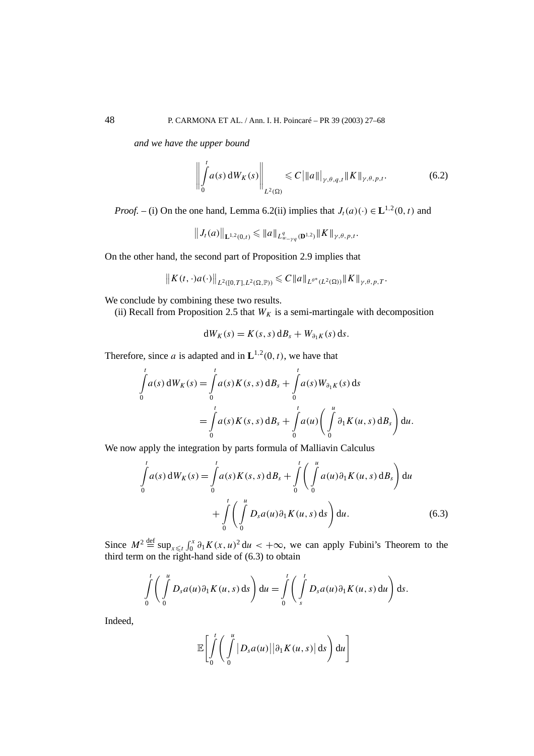*and we have the upper bound*

$$\left\| \int_0^t a(s)\,\mathrm{d}W_K(s) \right\|_{L^2(\Omega)} \leqslant C \big| \|a\| \big|_{\gamma,\theta,q,t} \|K\|_{\gamma,\theta,p,t}. \tag{6.2}$$

*Proof.* – (i) On the one hand, Lemma 6.2(ii) implies that $J_t(a)(\cdot) \in \mathbf{L}^{1,2}(0,t)$ and

$$\big\| J_t(a) \big\|_{\mathbf{L}^{1,2}(0,t)} \leqslant \|a\|_{L^q_{w_{-\gamma q}}(\mathbf{D}^{1,2})} \|K\|_{\gamma,\theta,p,t}.$$

On the other hand, the second part of Proposition 2.9 implies that

$$\big\| K(t,\cdot)a(\cdot) \big\|_{L^2([0,T],L^2(\Omega,\mathbb{P}))} \leqslant C \|a\|_{L^{\theta^*}(L^2(\Omega))} \|K\|_{\gamma,\theta,p,T}.$$

We conclude by combining these two results.

(ii) Recall from Proposition 2.5 that $W_K$ is a semi-martingale with decomposition

$$\mathrm{d}W_K(s) = K(s,s)\,\mathrm{d}B_s + W_{\partial_1 K}(s)\,\mathrm{d}s.$$

Therefore, since $a$ is adapted and in $\mathbf{L}^{1,2}(0,t)$, we have that

$$\begin{aligned}
\int_0^t a(s)\,\mathrm{d}W_K(s) &= \int_0^t a(s)K(s,s)\,\mathrm{d}B_s + \int_0^t a(s)W_{\partial_1 K}(s)\,\mathrm{d}s \\
&= \int_0^t a(s)K(s,s)\,\mathrm{d}B_s + \int_0^t a(u)\left( \int_0^u \partial_1 K(u,s)\,\mathrm{d}B_s \right)\mathrm{d}u.
\end{aligned}$$

We now apply the integration by parts formula of Malliavin Calculus

$$\begin{aligned}
\int_0^t a(s)\,\mathrm{d}W_K(s) = {}& \int_0^t a(s)K(s,s)\,\mathrm{d}B_s + \int_0^t \left( \int_0^u a(u)\partial_1 K(u,s)\,\mathrm{d}B_s \right)\mathrm{d}u \\
&+ \int_0^t \left( \int_0^u D_s a(u)\partial_1 K(u,s)\,\mathrm{d}s \right)\mathrm{d}u.
\end{aligned} \tag{6.3}$$

Since $M^2 \stackrel{\text{def}}{=} \sup_{x \leqslant t} \int_0^x \partial_1 K(x,u)^2\,\mathrm{d}u < +\infty$, we can apply Fubini's Theorem to the third term on the right-hand side of (6.3) to obtain

$$\int_0^t \left( \int_0^u D_s a(u)\partial_1 K(u,s)\,\mathrm{d}s \right)\mathrm{d}u = \int_0^t \left( \int_s^t D_s a(u)\partial_1 K(u,s)\,\mathrm{d}u \right)\mathrm{d}s.$$

Indeed,

$$\mathbb{E}\left[ \int_0^t \left( \int_0^u \big| D_s a(u) \big| \big| \partial_1 K(u,s) \big|\,\mathrm{d}s \right)\mathrm{d}u \right]$$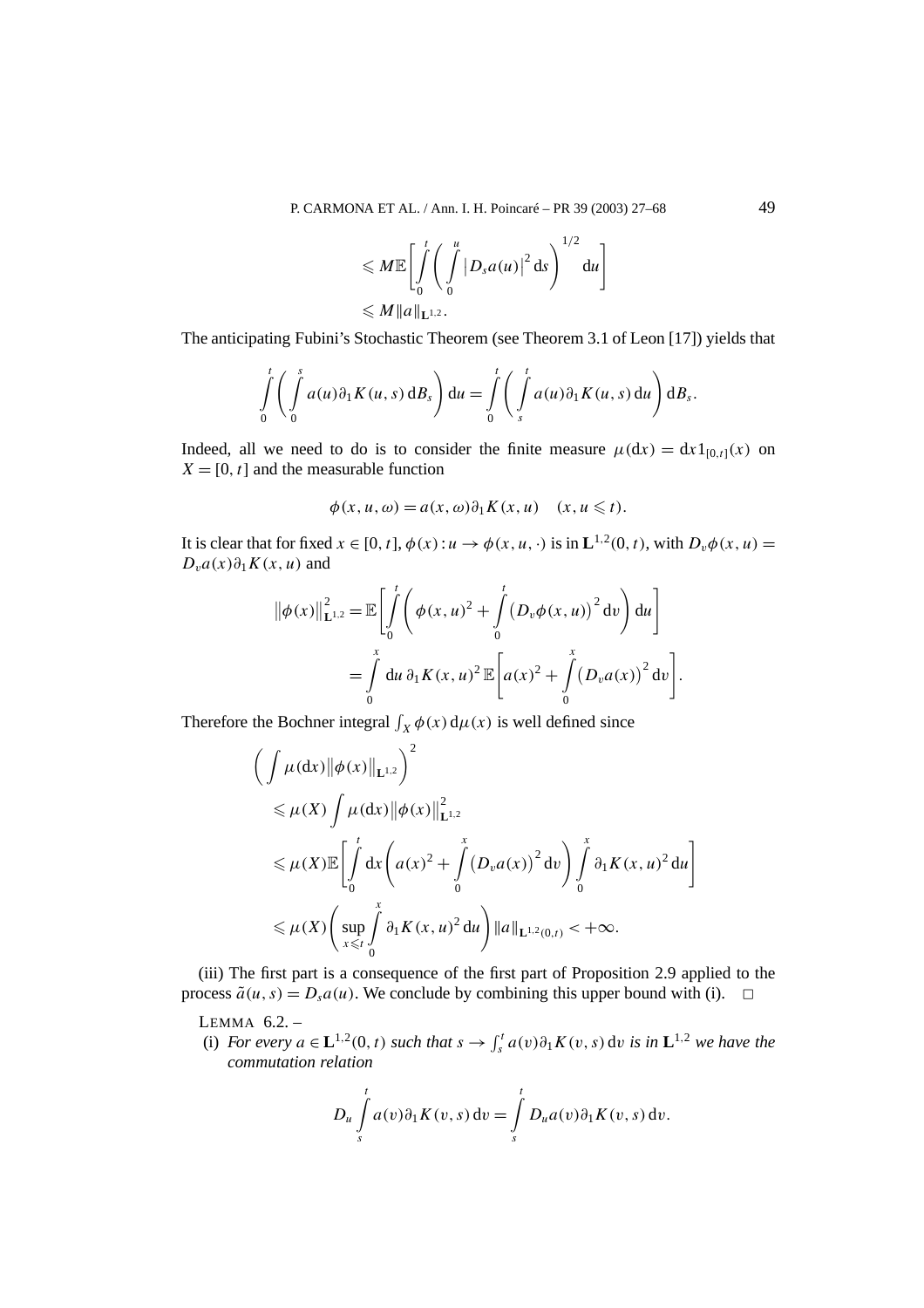$$\leqslant M\mathbb{E}\left[\int_0^t \left(\int_0^u \left|D_s a(u)\right|^2 \mathrm{d}s\right)^{1/2} \mathrm{d}u\right]$$
$$\leqslant M\|a\|_{\mathbf{L}^{1,2}}.$$

The anticipating Fubini's Stochastic Theorem (see Theorem 3.1 of Leon [17]) yields that

$$\int_0^t \left(\int_0^s a(u)\partial_1 K(u,s)\,\mathrm{d}B_s\right)\mathrm{d}u = \int_0^t \left(\int_s^t a(u)\partial_1 K(u,s)\,\mathrm{d}u\right)\mathrm{d}B_s.$$

Indeed, all we need to do is to consider the finite measure $\mu(\mathrm{d}x) = \mathrm{d}x 1_{[0,t]}(x)$ on $X = [0,t]$ and the measurable function

$$\phi(x,u,\omega) = a(x,\omega)\partial_1 K(x,u) \quad (x,u \leqslant t).$$

It is clear that for fixed $x \in [0,t]$, $\phi(x): u \to \phi(x,u,\cdot)$ is in $\mathbf{L}^{1,2}(0,t)$, with $D_v\phi(x,u) = D_v a(x)\partial_1 K(x,u)$ and

$$\left\|\phi(x)\right\|_{\mathbf{L}^{1,2}}^2 = \mathbb{E}\left[\int_0^t \left(\phi(x,u)^2 + \int_0^t \left(D_v\phi(x,u)\right)^2 \mathrm{d}v\right)\mathrm{d}u\right]$$
$$= \int_0^x \mathrm{d}u\,\partial_1 K(x,u)^2\,\mathbb{E}\left[a(x)^2 + \int_0^x \left(D_v a(x)\right)^2 \mathrm{d}v\right].$$

Therefore the Bochner integral $\int_X \phi(x)\,\mathrm{d}\mu(x)$ is well defined since

$$\left(\int \mu(\mathrm{d}x)\left\|\phi(x)\right\|_{\mathbf{L}^{1,2}}\right)^2$$
$$\leqslant \mu(X)\int \mu(\mathrm{d}x)\left\|\phi(x)\right\|_{\mathbf{L}^{1,2}}^2$$
$$\leqslant \mu(X)\mathbb{E}\left[\int_0^t \mathrm{d}x\left(a(x)^2 + \int_0^x \left(D_v a(x)\right)^2 \mathrm{d}v\right)\int_0^x \partial_1 K(x,u)^2\,\mathrm{d}u\right]$$
$$\leqslant \mu(X)\left(\sup_{x\leqslant t}\int_0^x \partial_1 K(x,u)^2\,\mathrm{d}u\right)\|a\|_{\mathbf{L}^{1,2}(0,t)} < +\infty.$$

(iii) The first part is a consequence of the first part of Proposition 2.9 applied to the process $\tilde{a}(u,s) = D_s a(u)$. We conclude by combining this upper bound with (i). $\square$

LEMMA 6.2. –

(i) *For every $a \in \mathbf{L}^{1,2}(0,t)$ such that $s \to \int_s^t a(v)\partial_1 K(v,s)\,\mathrm{d}v$ is in $\mathbf{L}^{1,2}$ we have the commutation relation*

$$D_u \int_s^t a(v)\partial_1 K(v,s)\,\mathrm{d}v = \int_s^t D_u a(v)\partial_1 K(v,s)\,\mathrm{d}v.$$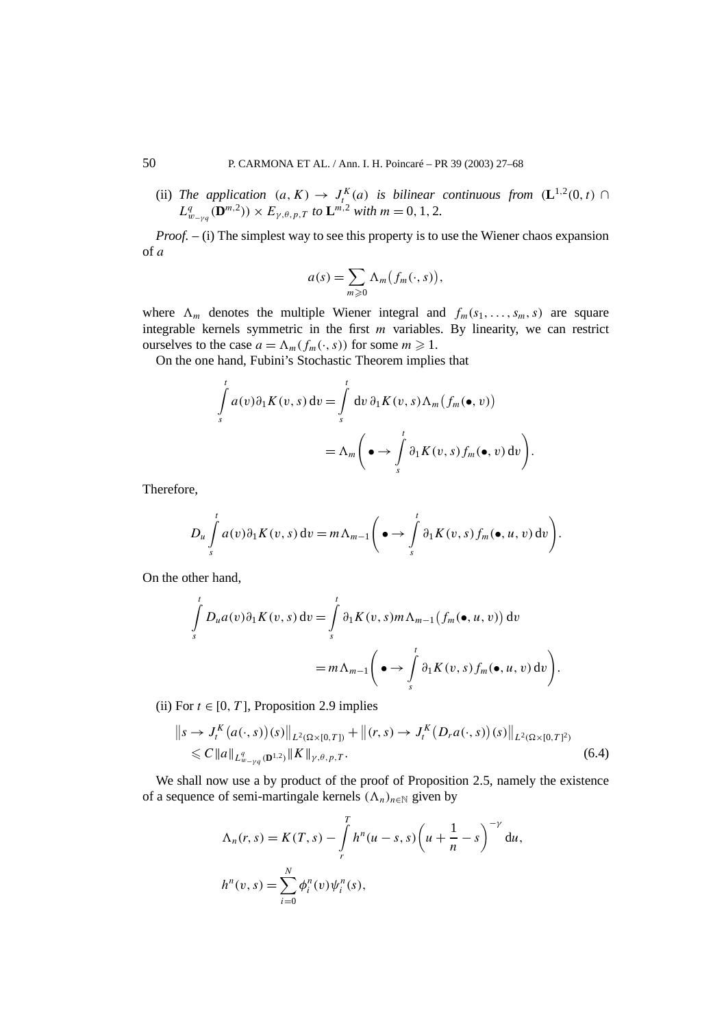(ii) *The application* $(a, K) \to J_t^K(a)$ *is bilinear continuous from* $(\mathbf{L}^{1,2}(0,t) \cap L^q_{w_{-\gamma q}}(\mathbf{D}^{m,2})) \times E_{\gamma,\theta,p,T}$ *to* $\mathbf{L}^{m,2}$ *with* $m = 0, 1, 2$.

*Proof.* – (i) The simplest way to see this property is to use the Wiener chaos expansion of $a$

$$a(s) = \sum_{m \geqslant 0} \Lambda_m\big(f_m(\cdot, s)\big),$$

where $\Lambda_m$ denotes the multiple Wiener integral and $f_m(s_1, \dots, s_m, s)$ are square integrable kernels symmetric in the first $m$ variables. By linearity, we can restrict ourselves to the case $a = \Lambda_m(f_m(\cdot, s))$ for some $m \geqslant 1$.

On the one hand, Fubini's Stochastic Theorem implies that

$$\int_s^t a(v)\partial_1 K(v,s)\,\mathrm{d}v = \int_s^t \mathrm{d}v\,\partial_1 K(v,s)\Lambda_m\big(f_m(\bullet, v)\big) = \Lambda_m\left(\bullet \to \int_s^t \partial_1 K(v,s) f_m(\bullet, v)\,\mathrm{d}v\right).$$

Therefore,

$$D_u \int_s^t a(v)\partial_1 K(v,s)\,\mathrm{d}v = m\Lambda_{m-1}\left(\bullet \to \int_s^t \partial_1 K(v,s) f_m(\bullet, u, v)\,\mathrm{d}v\right).$$

On the other hand,

$$\int_s^t D_u a(v)\partial_1 K(v,s)\,\mathrm{d}v = \int_s^t \partial_1 K(v,s) m\Lambda_{m-1}\big(f_m(\bullet, u, v)\big)\,\mathrm{d}v = m\Lambda_{m-1}\left(\bullet \to \int_s^t \partial_1 K(v,s) f_m(\bullet, u, v)\,\mathrm{d}v\right).$$

(ii) For $t \in [0, T]$, Proposition 2.9 implies

$$\big\|s \to J_t^K\big(a(\cdot, s)\big)(s)\big\|_{L^2(\Omega\times[0,T])} + \big\|(r,s) \to J_t^K\big(D_r a(\cdot, s)\big)(s)\big\|_{L^2(\Omega\times[0,T]^2)} \leqslant C\|a\|_{L^q_{w_{-\gamma q}}(\mathbf{D}^{1,2})}\|K\|_{\gamma,\theta,p,T}. \tag{6.4}$$

We shall now use a by product of the proof of Proposition 2.5, namely the existence of a sequence of semi-martingale kernels $(\Lambda_n)_{n\in\mathbb{N}}$ given by

$$\Lambda_n(r,s) = K(T,s) - \int_r^T h^n(u-s,s)\left(u + \frac{1}{n} - s\right)^{-\gamma}\mathrm{d}u,$$

$$h^n(v,s) = \sum_{i=0}^N \phi_i^n(v)\psi_i^n(s),$$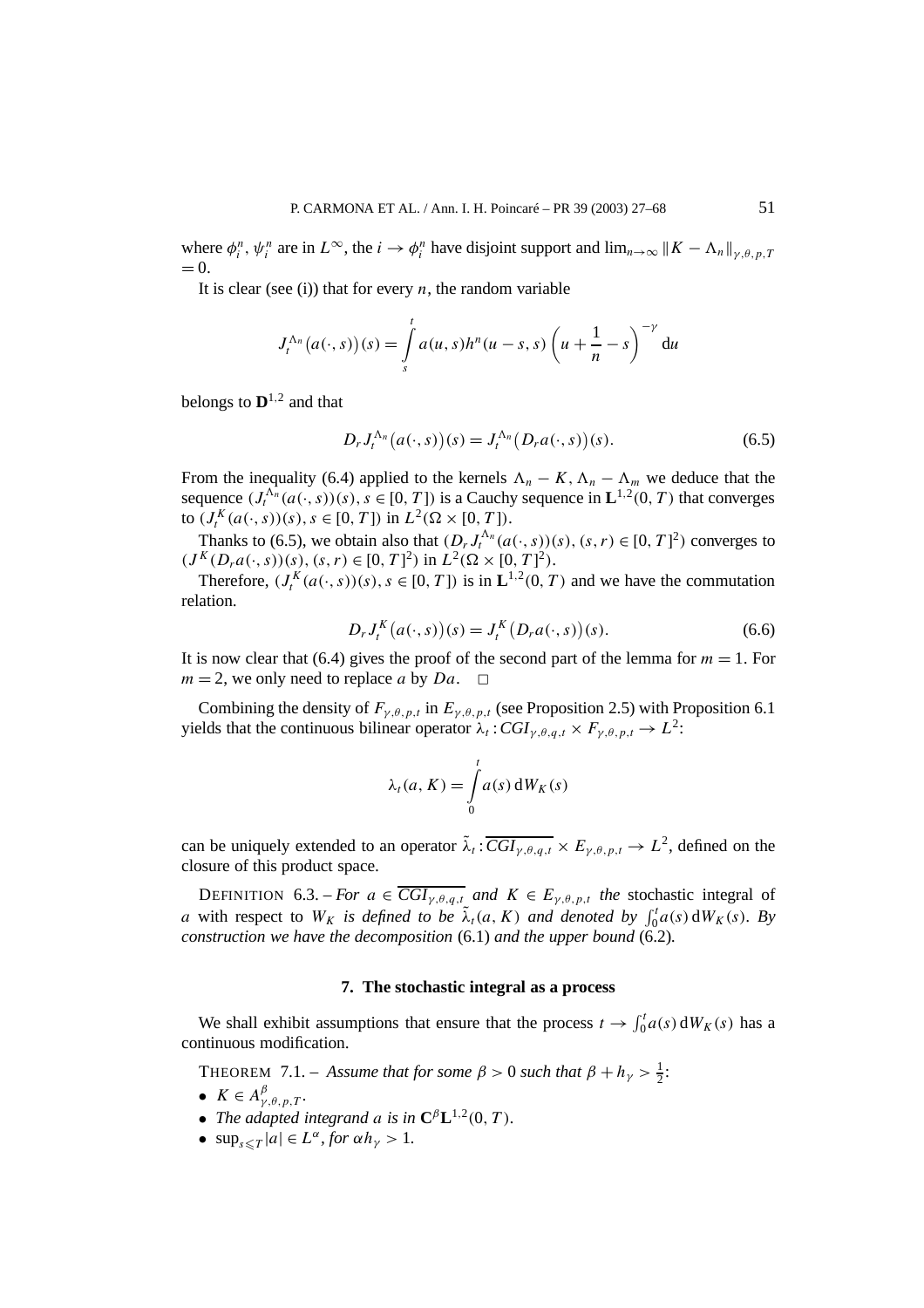where $\phi_i^n$, $\psi_i^n$ are in $L^\infty$, the $i \to \phi_i^n$ have disjoint support and $\lim_{n\to\infty} \|K - \Lambda_n\|_{\gamma,\theta,p,T} = 0$.

It is clear (see (i)) that for every $n$, the random variable

$$J_t^{\Lambda_n}\big(a(\cdot,s)\big)(s) = \int_s^t a(u,s) h^n(u-s,s)\left(u + \frac{1}{n} - s\right)^{-\gamma} \mathrm{d}u$$

belongs to $\mathbf{D}^{1,2}$ and that

$$D_r J_t^{\Lambda_n}\big(a(\cdot,s)\big)(s) = J_t^{\Lambda_n}\big(D_r a(\cdot,s)\big)(s). \tag{6.5}$$

From the inequality (6.4) applied to the kernels $\Lambda_n - K$, $\Lambda_n - \Lambda_m$ we deduce that the sequence $(J_t^{\Lambda_n}(a(\cdot,s))(s), s \in [0,T])$ is a Cauchy sequence in $\mathbf{L}^{1,2}(0,T)$ that converges to $(J_t^K(a(\cdot,s))(s), s \in [0,T])$ in $L^2(\Omega \times [0,T])$.

Thanks to (6.5), we obtain also that $(D_r J_t^{\Lambda_n}(a(\cdot,s))(s), (s,r) \in [0,T]^2)$ converges to $(J^K(D_r a(\cdot,s))(s), (s,r) \in [0,T]^2)$ in $L^2(\Omega \times [0,T]^2)$.

Therefore, $(J_t^K(a(\cdot,s))(s), s \in [0,T])$ is in $\mathbf{L}^{1,2}(0,T)$ and we have the commutation relation.

$$D_r J_t^K\big(a(\cdot,s)\big)(s) = J_t^K\big(D_r a(\cdot,s)\big)(s). \tag{6.6}$$

It is now clear that (6.4) gives the proof of the second part of the lemma for $m = 1$. For $m = 2$, we only need to replace $a$ by $Da$. $\square$

Combining the density of $F_{\gamma,\theta,p,t}$ in $E_{\gamma,\theta,p,t}$ (see Proposition 2.5) with Proposition 6.1 yields that the continuous bilinear operator $\lambda_t : CGI_{\gamma,\theta,q,t} \times F_{\gamma,\theta,p,t} \to L^2$:

$$\lambda_t(a,K) = \int_0^t a(s)\,\mathrm{d}W_K(s)$$

can be uniquely extended to an operator $\tilde{\lambda}_t : \overline{CGI_{\gamma,\theta,q,t}} \times E_{\gamma,\theta,p,t} \to L^2$, defined on the closure of this product space.

DEFINITION 6.3. – *For $a \in \overline{CGI_{\gamma,\theta,q,t}}$ and $K \in E_{\gamma,\theta,p,t}$ the* stochastic integral of $a$ with respect to $W_K$ *is defined to be $\tilde{\lambda}_t(a,K)$ and denoted by $\int_0^t a(s)\,\mathrm{d}W_K(s)$. By construction we have the decomposition* (6.1) *and the upper bound* (6.2)*.*

## 7. The stochastic integral as a process

We shall exhibit assumptions that ensure that the process $t \to \int_0^t a(s)\,\mathrm{d}W_K(s)$ has a continuous modification.

THEOREM 7.1. – *Assume that for some $\beta > 0$ such that $\beta + h_\gamma > \frac{1}{2}$:*

- $K \in A^\beta_{\gamma,\theta,p,T}$.
- *The adapted integrand $a$ is in $\mathbf{C}^\beta \mathbf{L}^{1,2}(0,T)$.*
- $\sup_{s \leqslant T} |a| \in L^\alpha$*, for $\alpha h_\gamma > 1$.*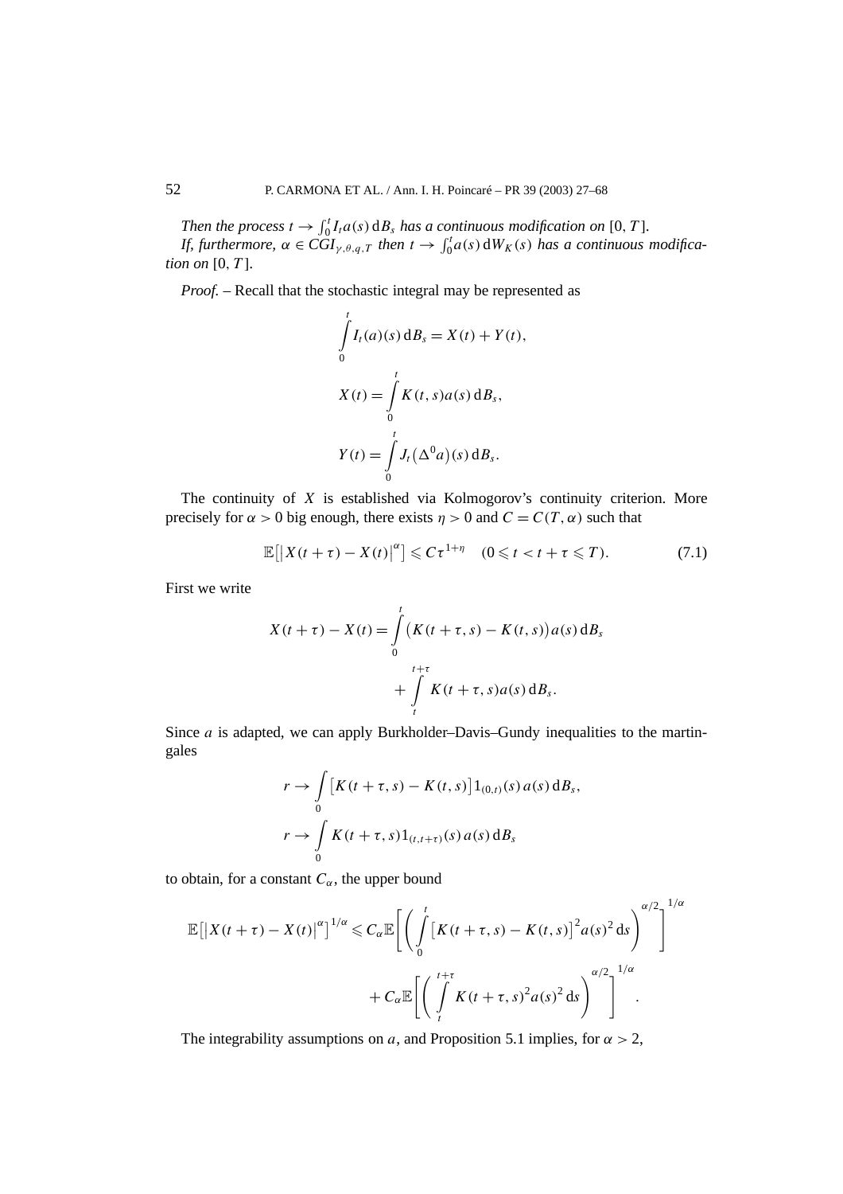*Then the process $t \to \int_0^t I_t a(s)\,\mathrm{d}B_s$ has a continuous modification on* $[0, T]$.

*If, furthermore, $\alpha \in CGI_{\gamma,\theta,q,T}$ then $t \to \int_0^t a(s)\,\mathrm{d}W_K(s)$ has a continuous modification on* $[0, T]$.

*Proof.* – Recall that the stochastic integral may be represented as

$$\int_0^t I_t(a)(s)\,\mathrm{d}B_s = X(t) + Y(t),$$

$$X(t) = \int_0^t K(t,s)a(s)\,\mathrm{d}B_s,$$

$$Y(t) = \int_0^t J_t\big(\Delta^0 a\big)(s)\,\mathrm{d}B_s.$$

The continuity of $X$ is established via Kolmogorov's continuity criterion. More precisely for $\alpha > 0$ big enough, there exists $\eta > 0$ and $C = C(T, \alpha)$ such that

$$\mathbb{E}\big[\big|X(t+\tau) - X(t)\big|^{\alpha}\big] \leqslant C\tau^{1+\eta} \quad (0 \leqslant t < t+\tau \leqslant T). \tag{7.1}$$

First we write

$$X(t+\tau) - X(t) = \int_0^t \big(K(t+\tau,s) - K(t,s)\big)a(s)\,\mathrm{d}B_s + \int_t^{t+\tau} K(t+\tau,s)a(s)\,\mathrm{d}B_s.$$

Since $a$ is adapted, we can apply Burkholder–Davis–Gundy inequalities to the martingales

$$r \to \int_0^r \big[K(t+\tau,s) - K(t,s)\big]1_{(0,t)}(s)\,a(s)\,\mathrm{d}B_s,$$

$$r \to \int_0^r K(t+\tau,s)1_{(t,t+\tau)}(s)\,a(s)\,\mathrm{d}B_s$$

to obtain, for a constant $C_\alpha$, the upper bound

$$\mathbb{E}\big[\big|X(t+\tau) - X(t)\big|^{\alpha}\big]^{1/\alpha} \leqslant C_\alpha \mathbb{E}\left[\left(\int_0^t \big[K(t+\tau,s) - K(t,s)\big]^2 a(s)^2\,\mathrm{d}s\right)^{\alpha/2}\right]^{1/\alpha} + C_\alpha \mathbb{E}\left[\left(\int_t^{t+\tau} K(t+\tau,s)^2 a(s)^2\,\mathrm{d}s\right)^{\alpha/2}\right]^{1/\alpha}.$$

The integrability assumptions on $a$, and Proposition 5.1 implies, for $\alpha > 2$,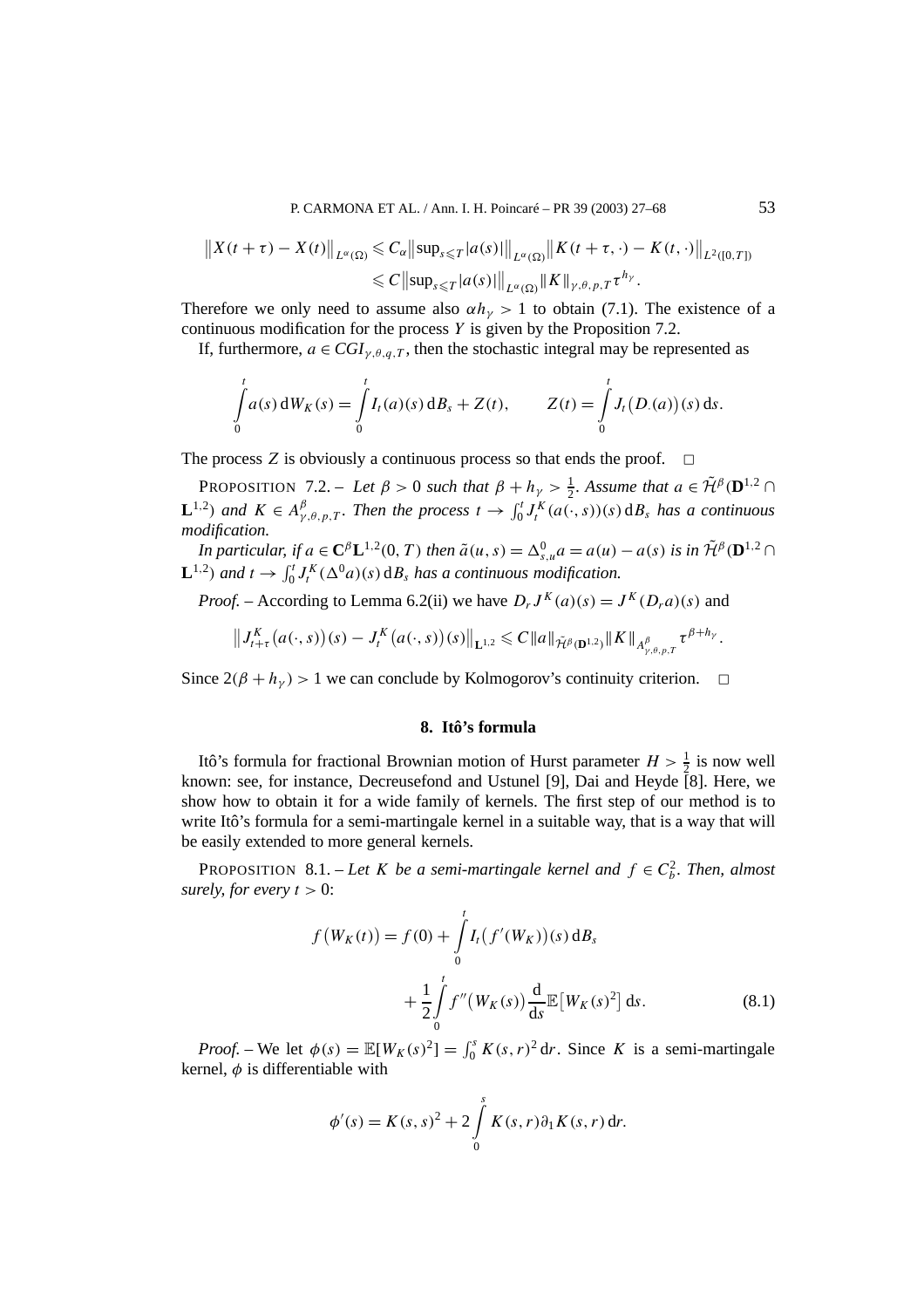$$
\begin{aligned}
\left\|X(t+\tau)-X(t)\right\|_{L^\alpha(\Omega)} &\leqslant C_\alpha \left\|\sup_{s\leqslant T}|a(s)|\right\|_{L^\alpha(\Omega)} \left\|K(t+\tau,\cdot)-K(t,\cdot)\right\|_{L^2([0,T])} \\
&\leqslant C\left\|\sup_{s\leqslant T}|a(s)|\right\|_{L^\alpha(\Omega)} \|K\|_{\gamma,\theta,p,T}\,\tau^{h_\gamma}.
\end{aligned}
$$

Therefore we only need to assume also $\alpha h_\gamma > 1$ to obtain (7.1). The existence of a continuous modification for the process $Y$ is given by the Proposition 7.2.

If, furthermore, $a \in CGI_{\gamma,\theta,q,T}$, then the stochastic integral may be represented as

$$
\int_0^t a(s)\,\mathrm{d}W_K(s) = \int_0^t I_t(a)(s)\,\mathrm{d}B_s + Z(t), \qquad Z(t) = \int_0^t J_t\big(D_\cdot(a)\big)(s)\,\mathrm{d}s.
$$

The process $Z$ is obviously a continuous process so that ends the proof. $\square$

PROPOSITION 7.2. – *Let $\beta > 0$ such that $\beta + h_\gamma > \frac{1}{2}$. Assume that $a \in \tilde{\mathcal{H}}^\beta(\mathbf{D}^{1,2} \cap \mathbf{L}^{1,2})$ and $K \in A^\beta_{\gamma,\theta,p,T}$. Then the process $t \to \int_0^t J^K_t(a(\cdot,s))(s)\,\mathrm{d}B_s$ has a continuous modification.*

*In particular, if $a \in \mathbf{C}^\beta\mathbf{L}^{1,2}(0,T)$ then $\tilde{a}(u,s) = \Delta^0_{s,u}a = a(u) - a(s)$ is in $\tilde{\mathcal{H}}^\beta(\mathbf{D}^{1,2} \cap \mathbf{L}^{1,2})$ and $t \to \int_0^t J^K_t(\Delta^0 a)(s)\,\mathrm{d}B_s$ has a continuous modification.*

*Proof.* – According to Lemma 6.2(ii) we have $D_r J^K(a)(s) = J^K(D_r a)(s)$ and

$$
\left\|J^K_{t+\tau}\big(a(\cdot,s)\big)(s) - J^K_t\big(a(\cdot,s)\big)(s)\right\|_{\mathbf{L}^{1,2}} \leqslant C\|a\|_{\tilde{\mathcal{H}}^\beta(\mathbf{D}^{1,2})}\|K\|_{A^\beta_{\gamma,\theta,p,T}}\,\tau^{\beta+h_\gamma}.
$$

Since $2(\beta + h_\gamma) > 1$ we can conclude by Kolmogorov's continuity criterion. $\square$

## 8. Itô's formula

Itô's formula for fractional Brownian motion of Hurst parameter $H > \frac{1}{2}$ is now well known: see, for instance, Decreusefond and Ustunel [9], Dai and Heyde [8]. Here, we show how to obtain it for a wide family of kernels. The first step of our method is to write Itô's formula for a semi-martingale kernel in a suitable way, that is a way that will be easily extended to more general kernels.

PROPOSITION 8.1. – *Let $K$ be a semi-martingale kernel and $f \in C^2_b$. Then, almost surely, for every $t > 0$:*

$$
\begin{aligned}
f\big(W_K(t)\big) = f(0) &+ \int_0^t I_t\big(f'(W_K)\big)(s)\,\mathrm{d}B_s \\
&+ \frac{1}{2}\int_0^t f''\big(W_K(s)\big)\frac{\mathrm{d}}{\mathrm{d}s}\mathbb{E}\big[W_K(s)^2\big]\,\mathrm{d}s. \qquad (8.1)
\end{aligned}
$$

*Proof.* – We let $\phi(s) = \mathbb{E}[W_K(s)^2] = \int_0^s K(s,r)^2\,\mathrm{d}r$. Since $K$ is a semi-martingale kernel, $\phi$ is differentiable with

$$
\phi'(s) = K(s,s)^2 + 2\int_0^s K(s,r)\partial_1 K(s,r)\,\mathrm{d}r.
$$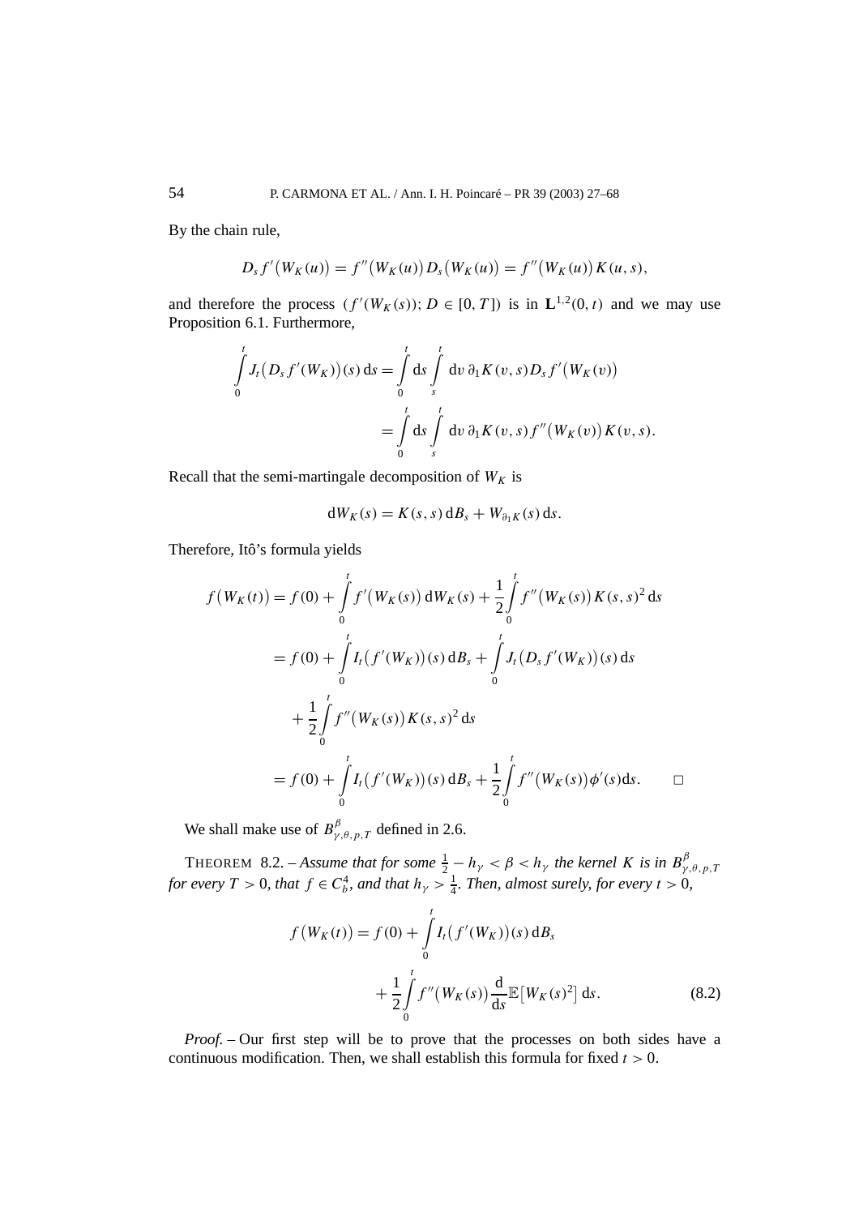By the chain rule,

$$D_s f'(W_K(u)) = f''(W_K(u)) D_s(W_K(u)) = f''(W_K(u)) K(u,s),$$

and therefore the process $(f'(W_K(s)); D \in [0,T])$ is in $\mathbf{L}^{1,2}(0,t)$ and we may use Proposition 6.1. Furthermore,

$$\int_0^t J_t(D_s f'(W_K))(s)\,\mathrm{d}s = \int_0^t \mathrm{d}s \int_s^t \mathrm{d}v\, \partial_1 K(v,s) D_s f'(W_K(v))$$
$$= \int_0^t \mathrm{d}s \int_s^t \mathrm{d}v\, \partial_1 K(v,s) f''(W_K(v)) K(v,s).$$

Recall that the semi-martingale decomposition of $W_K$ is

$$\mathrm{d}W_K(s) = K(s,s)\,\mathrm{d}B_s + W_{\partial_1 K}(s)\,\mathrm{d}s.$$

Therefore, Itô's formula yields

$$\begin{aligned}
f(W_K(t)) &= f(0) + \int_0^t f'(W_K(s))\,\mathrm{d}W_K(s) + \frac{1}{2}\int_0^t f''(W_K(s)) K(s,s)^2\,\mathrm{d}s \\
&= f(0) + \int_0^t I_t(f'(W_K))(s)\,\mathrm{d}B_s + \int_0^t J_t(D_s f'(W_K))(s)\,\mathrm{d}s \\
&\quad + \frac{1}{2}\int_0^t f''(W_K(s)) K(s,s)^2\,\mathrm{d}s \\
&= f(0) + \int_0^t I_t(f'(W_K))(s)\,\mathrm{d}B_s + \frac{1}{2}\int_0^t f''(W_K(s))\phi'(s)\mathrm{d}s. \qquad \square
\end{aligned}$$

We shall make use of $B^{\beta}_{\gamma,\theta,p,T}$ defined in 2.6.

THEOREM 8.2. – *Assume that for some $\frac{1}{2} - h_\gamma < \beta < h_\gamma$ the kernel $K$ is in $B^{\beta}_{\gamma,\theta,p,T}$ for every $T > 0$, that $f \in C_b^4$, and that $h_\gamma > \frac{1}{4}$. Then, almost surely, for every $t > 0$,*

$$f(W_K(t)) = f(0) + \int_0^t I_t(f'(W_K))(s)\,\mathrm{d}B_s + \frac{1}{2}\int_0^t f''(W_K(s)) \frac{\mathrm{d}}{\mathrm{d}s}\mathbb{E}[W_K(s)^2]\,\mathrm{d}s. \tag{8.2}$$

*Proof.* – Our first step will be to prove that the processes on both sides have a continuous modification. Then, we shall establish this formula for fixed $t > 0$.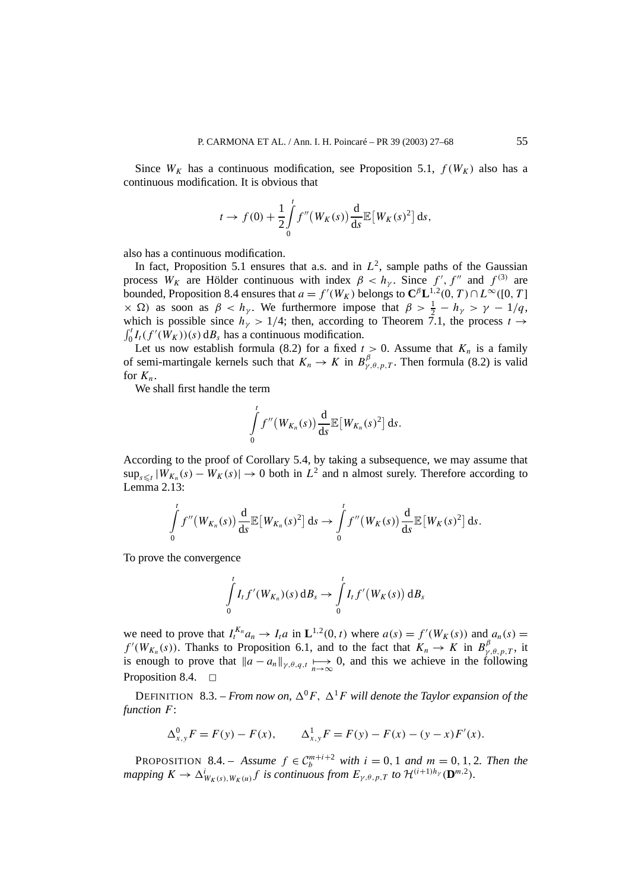Since $W_K$ has a continuous modification, see Proposition 5.1, $f(W_K)$ also has a continuous modification. It is obvious that

$$t \to f(0) + \frac{1}{2}\int_0^t f''\big(W_K(s)\big)\frac{\mathrm{d}}{\mathrm{d}s}\mathbb{E}\big[W_K(s)^2\big]\,\mathrm{d}s,$$

also has a continuous modification.

In fact, Proposition 5.1 ensures that a.s. and in $L^2$, sample paths of the Gaussian process $W_K$ are Hölder continuous with index $\beta < h_\gamma$. Since $f'$, $f''$ and $f^{(3)}$ are bounded, Proposition 8.4 ensures that $a = f'(W_K)$ belongs to $\mathbf{C}^\beta\mathbf{L}^{1,2}(0,T) \cap L^\infty([0,T] \times \Omega)$ as soon as $\beta < h_\gamma$. We furthermore impose that $\beta > \frac{1}{2} - h_\gamma > \gamma - 1/q$, which is possible since $h_\gamma > 1/4$; then, according to Theorem 7.1, the process $t \to \int_0^t I_t(f'(W_K))(s)\,\mathrm{d}B_s$ has a continuous modification.

Let us now establish formula (8.2) for a fixed $t > 0$. Assume that $K_n$ is a family of semi-martingale kernels such that $K_n \to K$ in $B^\beta_{\gamma,\theta,p,T}$. Then formula (8.2) is valid for $K_n$.

We shall first handle the term

$$\int_0^t f''\big(W_{K_n}(s)\big)\frac{\mathrm{d}}{\mathrm{d}s}\mathbb{E}\big[W_{K_n}(s)^2\big]\,\mathrm{d}s.$$

According to the proof of Corollary 5.4, by taking a subsequence, we may assume that $\sup_{s\leqslant t}|W_{K_n}(s) - W_K(s)| \to 0$ both in $L^2$ and n almost surely. Therefore according to Lemma 2.13:

$$\int_0^t f''\big(W_{K_n}(s)\big)\frac{\mathrm{d}}{\mathrm{d}s}\mathbb{E}\big[W_{K_n}(s)^2\big]\,\mathrm{d}s \to \int_0^t f''\big(W_K(s)\big)\frac{\mathrm{d}}{\mathrm{d}s}\mathbb{E}\big[W_K(s)^2\big]\,\mathrm{d}s.$$

To prove the convergence

$$\int_0^t I_t f'(W_{K_n})(s)\,\mathrm{d}B_s \to \int_0^t I_t f'\big(W_K(s)\big)\,\mathrm{d}B_s$$

we need to prove that $I_t^{K_n}a_n \to I_t a$ in $\mathbf{L}^{1,2}(0,t)$ where $a(s) = f'(W_K(s))$ and $a_n(s) = f'(W_{K_n}(s))$. Thanks to Proposition 6.1, and to the fact that $K_n \to K$ in $B^\beta_{\gamma,\theta,p,T}$, it is enough to prove that $\|a - a_n\|_{\gamma,\theta,q,t} \underset{n\to\infty}{\longmapsto} 0$, and this we achieve in the following Proposition 8.4. $\square$

DEFINITION 8.3. – *From now on, $\Delta^0 F$, $\Delta^1 F$ will denote the Taylor expansion of the function $F$:*

$$\Delta^0_{x,y}F = F(y) - F(x), \qquad \Delta^1_{x,y}F = F(y) - F(x) - (y-x)F'(x).$$

PROPOSITION 8.4. – *Assume $f \in \mathcal{C}_b^{m+i+2}$ with $i = 0, 1$ and $m = 0, 1, 2$. Then the mapping $K \to \Delta^i_{W_K(s),W_K(u)}f$ is continuous from $E_{\gamma,\theta,p,T}$ to $\mathcal{H}^{(i+1)h_\gamma}(\mathbf{D}^{m,2})$.*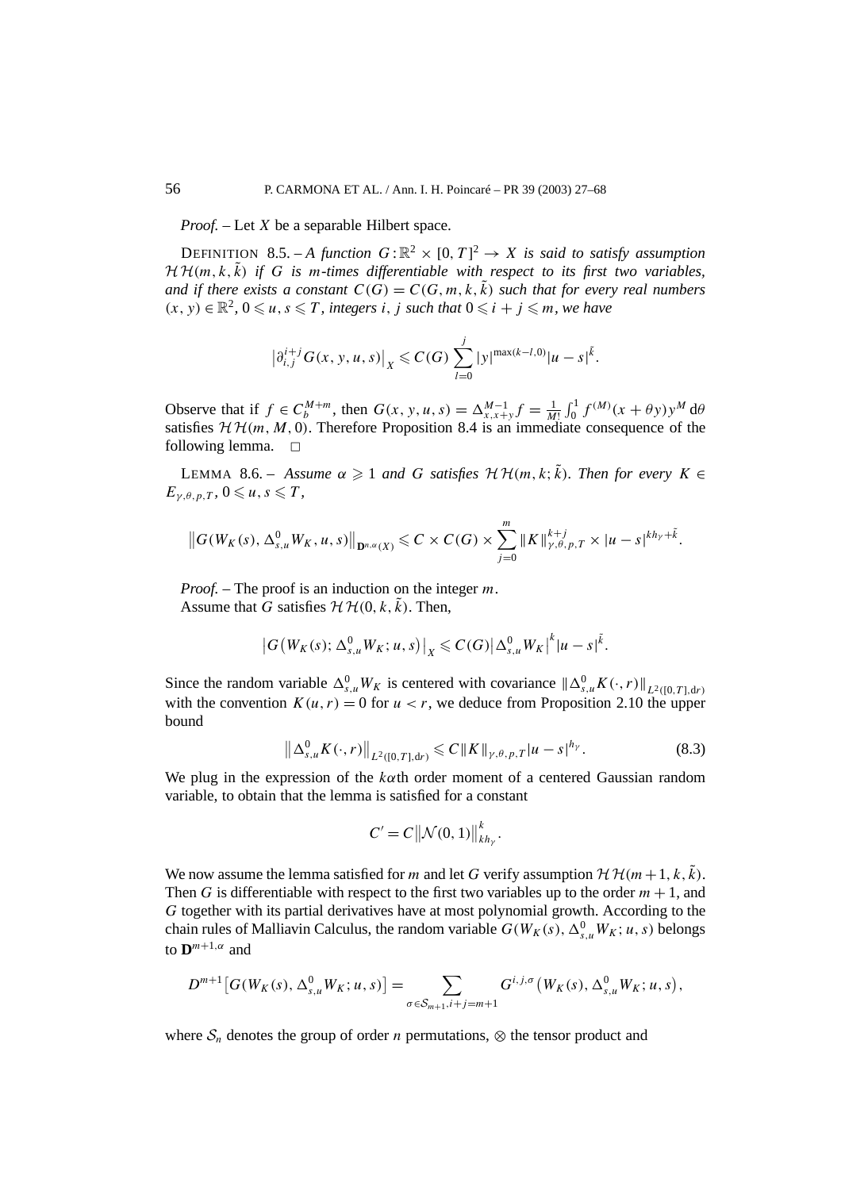*Proof.* – Let $X$ be a separable Hilbert space.

DEFINITION 8.5. – *A function $G:\mathbb{R}^2 \times [0,T]^2 \to X$ is said to satisfy assumption $\mathcal{H}\mathcal{H}(m,k,\tilde{k})$ if $G$ is $m$-times differentiable with respect to its first two variables, and if there exists a constant $C(G) = C(G,m,k,\tilde{k})$ such that for every real numbers $(x,y) \in \mathbb{R}^2$, $0 \leqslant u, s \leqslant T$, integers $i$, $j$ such that $0 \leqslant i+j \leqslant m$, we have*

$$\left|\partial_{i,j}^{i+j} G(x,y,u,s)\right|_X \leqslant C(G) \sum_{l=0}^{j} |y|^{\max(k-l,0)} |u-s|^{\tilde{k}}.$$

Observe that if $f \in C_b^{M+m}$, then $G(x,y,u,s) = \Delta_{x,x+y}^{M-1} f = \frac{1}{M!}\int_0^1 f^{(M)}(x+\theta y) y^M \, d\theta$ satisfies $\mathcal{H}\mathcal{H}(m,M,0)$. Therefore Proposition 8.4 is an immediate consequence of the following lemma. $\square$

LEMMA 8.6. – *Assume $\alpha \geqslant 1$ and $G$ satisfies $\mathcal{H}\mathcal{H}(m,k;\tilde{k})$. Then for every $K \in E_{\gamma,\theta,p,T}$, $0 \leqslant u, s \leqslant T$,*

$$\left\|G(W_K(s), \Delta_{s,u}^0 W_K, u, s)\right\|_{\mathbf{D}^{n,\alpha}(X)} \leqslant C \times C(G) \times \sum_{j=0}^{m} \|K\|_{\gamma,\theta,p,T}^{k+j} \times |u-s|^{kh_\gamma + \tilde{k}}.$$

*Proof.* – The proof is an induction on the integer $m$.
Assume that $G$ satisfies $\mathcal{H}\mathcal{H}(0,k,\tilde{k})$. Then,

$$\left|G\left(W_K(s); \Delta_{s,u}^0 W_K; u, s\right)\right|_X \leqslant C(G)\left|\Delta_{s,u}^0 W_K\right|^k |u-s|^{\tilde{k}}.$$

Since the random variable $\Delta_{s,u}^0 W_K$ is centered with covariance $\|\Delta_{s,u}^0 K(\cdot,r)\|_{L^2([0,T],dr)}$ with the convention $K(u,r) = 0$ for $u < r$, we deduce from Proposition 2.10 the upper bound

$$\left\|\Delta_{s,u}^0 K(\cdot,r)\right\|_{L^2([0,T],dr)} \leqslant C\|K\|_{\gamma,\theta,p,T}|u-s|^{h_\gamma}. \tag{8.3}$$

We plug in the expression of the $k\alpha$th order moment of a centered Gaussian random variable, to obtain that the lemma is satisfied for a constant

$$C' = C\left\|\mathcal{N}(0,1)\right\|_{kh_\gamma}^k.$$

We now assume the lemma satisfied for $m$ and let $G$ verify assumption $\mathcal{H}\mathcal{H}(m+1,k,\tilde{k})$. Then $G$ is differentiable with respect to the first two variables up to the order $m+1$, and $G$ together with its partial derivatives have at most polynomial growth. According to the chain rules of Malliavin Calculus, the random variable $G(W_K(s), \Delta_{s,u}^0 W_K; u, s)$ belongs to $\mathbf{D}^{m+1,\alpha}$ and

$$D^{m+1}\left[G(W_K(s), \Delta_{s,u}^0 W_K; u, s)\right] = \sum_{\sigma \in \mathcal{S}_{m+1}, i+j=m+1} G^{i,j,\sigma}\left(W_K(s), \Delta_{s,u}^0 W_K; u, s\right),$$

where $\mathcal{S}_n$ denotes the group of order $n$ permutations, $\otimes$ the tensor product and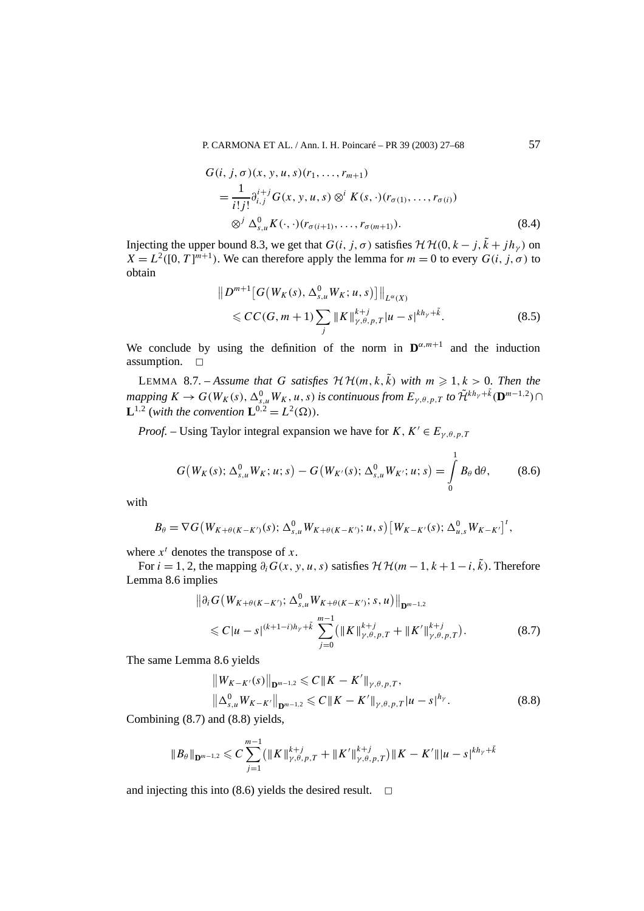$$
\begin{aligned}
&G(i, j, \sigma)(x, y, u, s)(r_1, \ldots, r_{m+1}) \\
&\quad = \frac{1}{i!j!} \partial_{i,j}^{i+j} G(x, y, u, s) \otimes^i K(s, \cdot)(r_{\sigma(1)}, \ldots, r_{\sigma(i)}) \\
&\qquad \otimes^j \Delta_{s,u}^0 K(\cdot, \cdot)(r_{\sigma(i+1)}, \ldots, r_{\sigma(m+1)}).
\end{aligned} \tag{8.4}
$$

Injecting the upper bound 8.3, we get that $G(i, j, \sigma)$ satisfies $\mathcal{HH}(0, k - j, \tilde{k} + jh_\gamma)$ on $X = L^2([0, T]^{m+1})$. We can therefore apply the lemma for $m = 0$ to every $G(i, j, \sigma)$ to obtain

$$
\begin{aligned}
&\left\| D^{m+1}\left[G\left(W_K(s), \Delta_{s,u}^0 W_K; u, s\right)\right]\right\|_{L^\alpha(X)} \\
&\quad \leqslant C C(G, m+1) \sum_j \|K\|_{\gamma,\theta,p,T}^{k+j} |u - s|^{kh_\gamma + \tilde{k}}.
\end{aligned} \tag{8.5}
$$

We conclude by using the definition of the norm in $\mathbf{D}^{\alpha, m+1}$ and the induction assumption. $\square$

LEMMA 8.7. – *Assume that $G$ satisfies $\mathcal{HH}(m, k, \tilde{k})$ with $m \geqslant 1, k > 0$. Then the mapping $K \to G(W_K(s), \Delta_{s,u}^0 W_K, u, s)$ is continuous from $E_{\gamma,\theta,p,T}$ to $\tilde{\mathcal{H}}^{kh_\gamma + \tilde{k}}(\mathbf{D}^{m-1,2}) \cap \mathbf{L}^{1,2}$ (with the convention $\mathbf{L}^{0,2} = L^2(\Omega)$).*

*Proof.* – Using Taylor integral expansion we have for $K, K' \in E_{\gamma,\theta,p,T}$

$$
G\left(W_K(s); \Delta_{s,u}^0 W_K; u; s\right) - G\left(W_{K'}(s); \Delta_{s,u}^0 W_{K'}; u; s\right) = \int_0^1 B_\theta \, \mathrm{d}\theta, \tag{8.6}
$$

with

$$
B_\theta = \nabla G\left(W_{K+\theta(K-K')}(s); \Delta_{s,u}^0 W_{K+\theta(K-K')}; u, s\right)\left[W_{K-K'}(s); \Delta_{u,s}^0 W_{K-K'}\right]^t,
$$

where $x^t$ denotes the transpose of $x$.

For $i = 1, 2$, the mapping $\partial_i G(x, y, u, s)$ satisfies $\mathcal{HH}(m - 1, k + 1 - i, \tilde{k})$. Therefore Lemma 8.6 implies

$$
\begin{aligned}
&\left\|\partial_i G\left(W_{K+\theta(K-K')}; \Delta_{s,u}^0 W_{K+\theta(K-K')}; s, u\right)\right\|_{\mathbf{D}^{m-1,2}} \\
&\quad \leqslant C|u - s|^{(k+1-i)h_\gamma + \tilde{k}} \sum_{j=0}^{m-1}\left(\|K\|_{\gamma,\theta,p,T}^{k+j} + \|K'\|_{\gamma,\theta,p,T}^{k+j}\right).
\end{aligned} \tag{8.7}
$$

The same Lemma 8.6 yields

$$
\begin{aligned}
&\left\|W_{K-K'}(s)\right\|_{\mathbf{D}^{m-1,2}} \leqslant C\|K - K'\|_{\gamma,\theta,p,T}, \\
&\left\|\Delta_{s,u}^0 W_{K-K'}\right\|_{\mathbf{D}^{m-1,2}} \leqslant C\|K - K'\|_{\gamma,\theta,p,T}|u - s|^{h_\gamma}.
\end{aligned} \tag{8.8}
$$

Combining (8.7) and (8.8) yields,

$$
\|B_\theta\|_{\mathbf{D}^{m-1,2}} \leqslant C \sum_{j=1}^{m-1}\left(\|K\|_{\gamma,\theta,p,T}^{k+j} + \|K'\|_{\gamma,\theta,p,T}^{k+j}\right)\|K - K'\||u - s|^{kh_\gamma + \tilde{k}}
$$

and injecting this into (8.6) yields the desired result. $\square$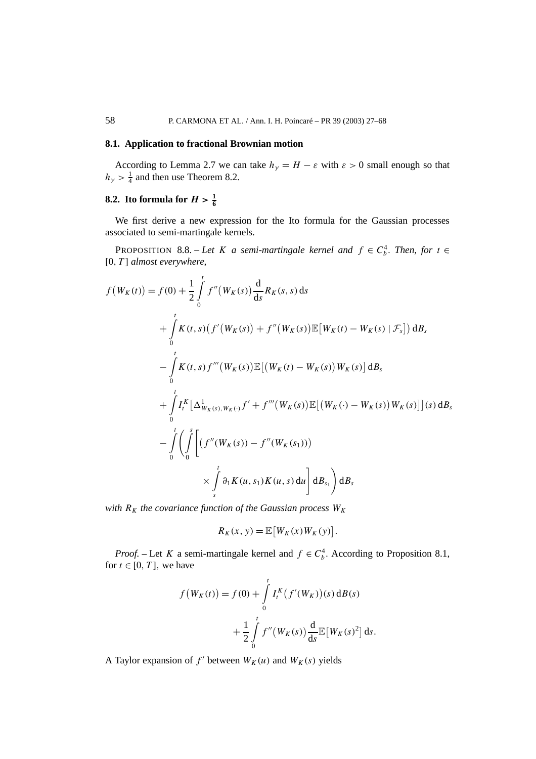### 8.1. Application to fractional Brownian motion

According to Lemma 2.7 we can take $h_\gamma = H - \varepsilon$ with $\varepsilon > 0$ small enough so that $h_\gamma > \frac{1}{4}$ and then use Theorem 8.2.

### 8.2. Ito formula for $H > \frac{1}{6}$

We first derive a new expression for the Ito formula for the Gaussian processes associated to semi-martingale kernels.

PROPOSITION 8.8. – *Let $K$ a semi-martingale kernel and $f \in C_b^4$. Then, for $t \in [0, T]$ almost everywhere,*

$$
\begin{aligned}
f\big(W_K(t)\big) &= f(0) + \frac{1}{2}\int_0^t f''\big(W_K(s)\big)\frac{\mathrm{d}}{\mathrm{d}s}R_K(s,s)\,\mathrm{d}s \\
&\quad + \int_0^t K(t,s)\big(f'\big(W_K(s)\big) + f''\big(W_K(s)\big)\mathbb{E}\big[W_K(t) - W_K(s) \mid \mathcal{F}_s\big]\big)\,\mathrm{d}B_s \\
&\quad - \int_0^t K(t,s) f'''\big(W_K(s)\big)\mathbb{E}\big[\big(W_K(t) - W_K(s)\big)W_K(s)\big]\,\mathrm{d}B_s \\
&\quad + \int_0^t I_t^K\big[\Delta^1_{W_K(s),W_K(\cdot)} f' + f'''\big(W_K(s)\big)\mathbb{E}\big[\big(W_K(\cdot) - W_K(s)\big)W_K(s)\big]\big](s)\,\mathrm{d}B_s \\
&\quad - \int_0^t \left(\int_0^s \left[\big(f''(W_K(s)) - f''(W_K(s_1))\big) \times \int_s^t \partial_1 K(u,s_1)K(u,s)\,\mathrm{d}u\right]\mathrm{d}B_{s_1}\right)\mathrm{d}B_s
\end{aligned}
$$

*with $R_K$ the covariance function of the Gaussian process $W_K$*

$$
R_K(x,y) = \mathbb{E}\big[W_K(x)W_K(y)\big].
$$

*Proof.* – Let $K$ a semi-martingale kernel and $f \in C_b^4$. According to Proposition 8.1, for $t \in [0, T]$, we have

$$
f\big(W_K(t)\big) = f(0) + \int_0^t I_t^K\big(f'(W_K)\big)(s)\,\mathrm{d}B(s) + \frac{1}{2}\int_0^t f''\big(W_K(s)\big)\frac{\mathrm{d}}{\mathrm{d}s}\mathbb{E}\big[W_K(s)^2\big]\,\mathrm{d}s.
$$

A Taylor expansion of $f'$ between $W_K(u)$ and $W_K(s)$ yields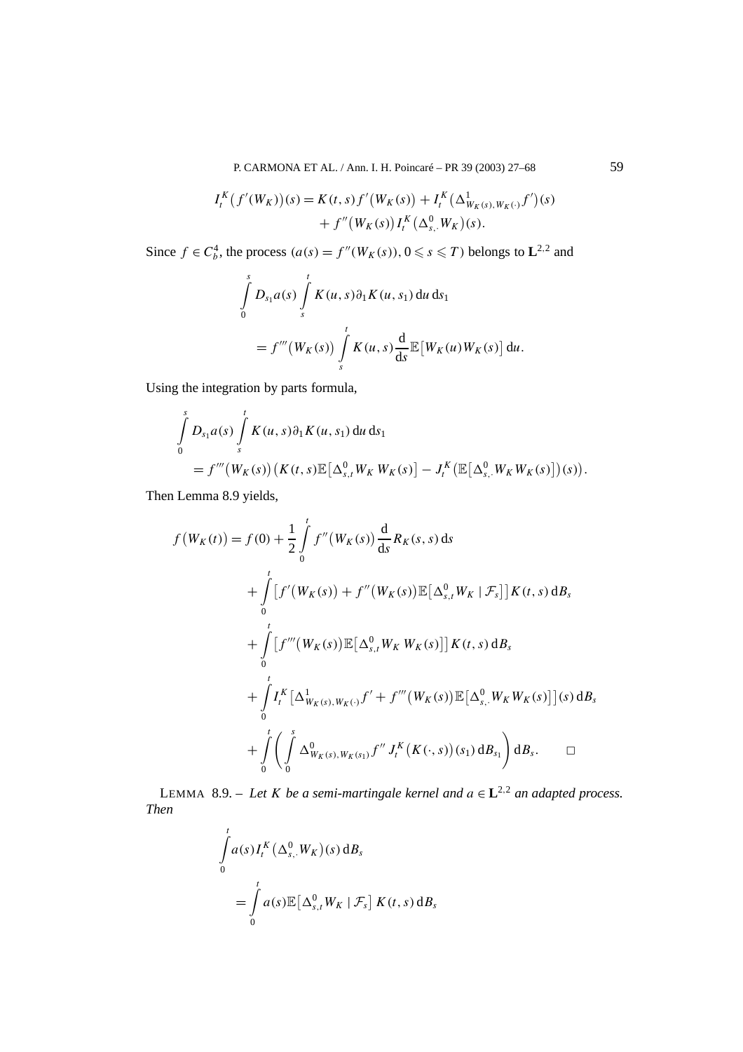$$I_t^K\big(f'(W_K)\big)(s) = K(t,s)f'\big(W_K(s)\big) + I_t^K\big(\Delta^1_{W_K(s),W_K(\cdot)}f'\big)(s) + f''\big(W_K(s)\big)I_t^K\big(\Delta^0_{s,\cdot}W_K\big)(s).$$

Since $f \in C_b^4$, the process $(a(s) = f''(W_K(s)), 0 \leqslant s \leqslant T)$ belongs to $\mathbf{L}^{2,2}$ and

$$\int_0^s D_{s_1}a(s)\int_s^t K(u,s)\partial_1 K(u,s_1)\,\mathrm{d}u\,\mathrm{d}s_1 = f'''\big(W_K(s)\big)\int_s^t K(u,s)\frac{\mathrm{d}}{\mathrm{d}s}\mathbb{E}\big[W_K(u)W_K(s)\big]\,\mathrm{d}u.$$

Using the integration by parts formula,

$$\int_0^s D_{s_1}a(s)\int_s^t K(u,s)\partial_1 K(u,s_1)\,\mathrm{d}u\,\mathrm{d}s_1 = f'''\big(W_K(s)\big)\big(K(t,s)\mathbb{E}\big[\Delta^0_{s,t}W_K\,W_K(s)\big] - J_t^K\big(\mathbb{E}\big[\Delta^0_{s,\cdot}W_K W_K(s)\big]\big)(s)\big).$$

Then Lemma 8.9 yields,

$$\begin{aligned}
f\big(W_K(t)\big) &= f(0) + \frac{1}{2}\int_0^t f''\big(W_K(s)\big)\frac{\mathrm{d}}{\mathrm{d}s}R_K(s,s)\,\mathrm{d}s \\
&\quad + \int_0^t \big[f'\big(W_K(s)\big) + f''\big(W_K(s)\big)\mathbb{E}\big[\Delta^0_{s,t}W_K \mid \mathcal{F}_s\big]\big]K(t,s)\,\mathrm{d}B_s \\
&\quad + \int_0^t \big[f'''\big(W_K(s)\big)\mathbb{E}\big[\Delta^0_{s,t}W_K\,W_K(s)\big]\big]K(t,s)\,\mathrm{d}B_s \\
&\quad + \int_0^t I_t^K\big[\Delta^1_{W_K(s),W_K(\cdot)}f' + f'''\big(W_K(s)\big)\mathbb{E}\big[\Delta^0_{s,\cdot}W_K W_K(s)\big]\big](s)\,\mathrm{d}B_s \\
&\quad + \int_0^t \left(\int_0^s \Delta^0_{W_K(s),W_K(s_1)}f''\,J_t^K\big(K(\cdot,s)\big)(s_1)\,\mathrm{d}B_{s_1}\right)\mathrm{d}B_s. \qquad \square
\end{aligned}$$

LEMMA 8.9. – *Let $K$ be a semi-martingale kernel and $a \in \mathbf{L}^{2,2}$ an adapted process. Then*

$$\int_0^t a(s)I_t^K\big(\Delta^0_{s,\cdot}W_K\big)(s)\,\mathrm{d}B_s = \int_0^t a(s)\mathbb{E}\big[\Delta^0_{s,t}W_K \mid \mathcal{F}_s\big]\,K(t,s)\,\mathrm{d}B_s$$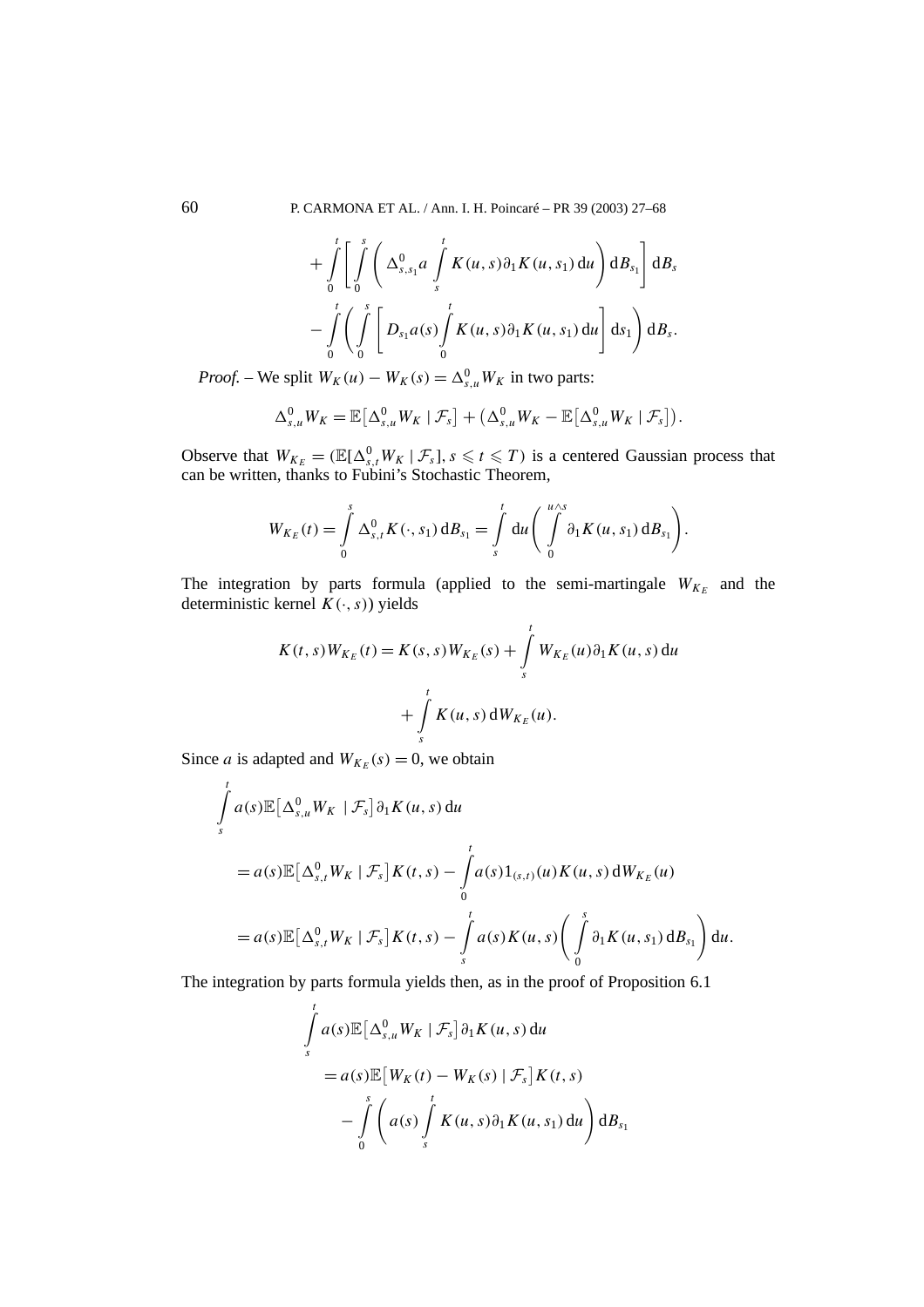$$
+ \int_0^t \left[ \int_0^s \left( \Delta^0_{s,s_1} a \int_s^t K(u,s) \partial_1 K(u,s_1)\, \mathrm{d}u \right) \mathrm{d}B_{s_1} \right] \mathrm{d}B_s
$$

$$
- \int_0^t \left( \int_0^s \left[ D_{s_1} a(s) \int_0^t K(u,s) \partial_1 K(u,s_1)\, \mathrm{d}u \right] \mathrm{d}s_1 \right) \mathrm{d}B_s.
$$

*Proof.* – We split $W_K(u) - W_K(s) = \Delta^0_{s,u} W_K$ in two parts:

$$
\Delta^0_{s,u} W_K = \mathbb{E}\left[\Delta^0_{s,u} W_K \mid \mathcal{F}_s\right] + \left(\Delta^0_{s,u} W_K - \mathbb{E}\left[\Delta^0_{s,u} W_K \mid \mathcal{F}_s\right]\right).
$$

Observe that $W_{K_E} = (\mathbb{E}[\Delta^0_{s,t} W_K \mid \mathcal{F}_s], s \leqslant t \leqslant T)$ is a centered Gaussian process that can be written, thanks to Fubini's Stochastic Theorem,

$$
W_{K_E}(t) = \int_0^s \Delta^0_{s,t} K(\cdot, s_1)\, \mathrm{d}B_{s_1} = \int_s^t \mathrm{d}u \left( \int_0^{u \wedge s} \partial_1 K(u, s_1)\, \mathrm{d}B_{s_1} \right).
$$

The integration by parts formula (applied to the semi-martingale $W_{K_E}$ and the deterministic kernel $K(\cdot, s)$) yields

$$
K(t,s) W_{K_E}(t) = K(s,s) W_{K_E}(s) + \int_s^t W_{K_E}(u) \partial_1 K(u,s)\, \mathrm{d}u
$$

$$
+ \int_s^t K(u,s)\, \mathrm{d}W_{K_E}(u).
$$

Since $a$ is adapted and $W_{K_E}(s) = 0$, we obtain

$$
\int_s^t a(s) \mathbb{E}\left[\Delta^0_{s,u} W_K \mid \mathcal{F}_s\right] \partial_1 K(u,s)\, \mathrm{d}u
$$

$$
= a(s) \mathbb{E}\left[\Delta^0_{s,t} W_K \mid \mathcal{F}_s\right] K(t,s) - \int_0^t a(s) 1_{(s,t)}(u) K(u,s)\, \mathrm{d}W_{K_E}(u)
$$

$$
= a(s) \mathbb{E}\left[\Delta^0_{s,t} W_K \mid \mathcal{F}_s\right] K(t,s) - \int_s^t a(s) K(u,s) \left( \int_0^s \partial_1 K(u, s_1)\, \mathrm{d}B_{s_1} \right) \mathrm{d}u.
$$

The integration by parts formula yields then, as in the proof of Proposition 6.1

$$
\int_s^t a(s) \mathbb{E}\left[\Delta^0_{s,u} W_K \mid \mathcal{F}_s\right] \partial_1 K(u,s)\, \mathrm{d}u
$$

$$
= a(s) \mathbb{E}\left[W_K(t) - W_K(s) \mid \mathcal{F}_s\right] K(t,s)
$$

$$
- \int_0^s \left( a(s) \int_s^t K(u,s) \partial_1 K(u, s_1)\, \mathrm{d}u \right) \mathrm{d}B_{s_1}
$$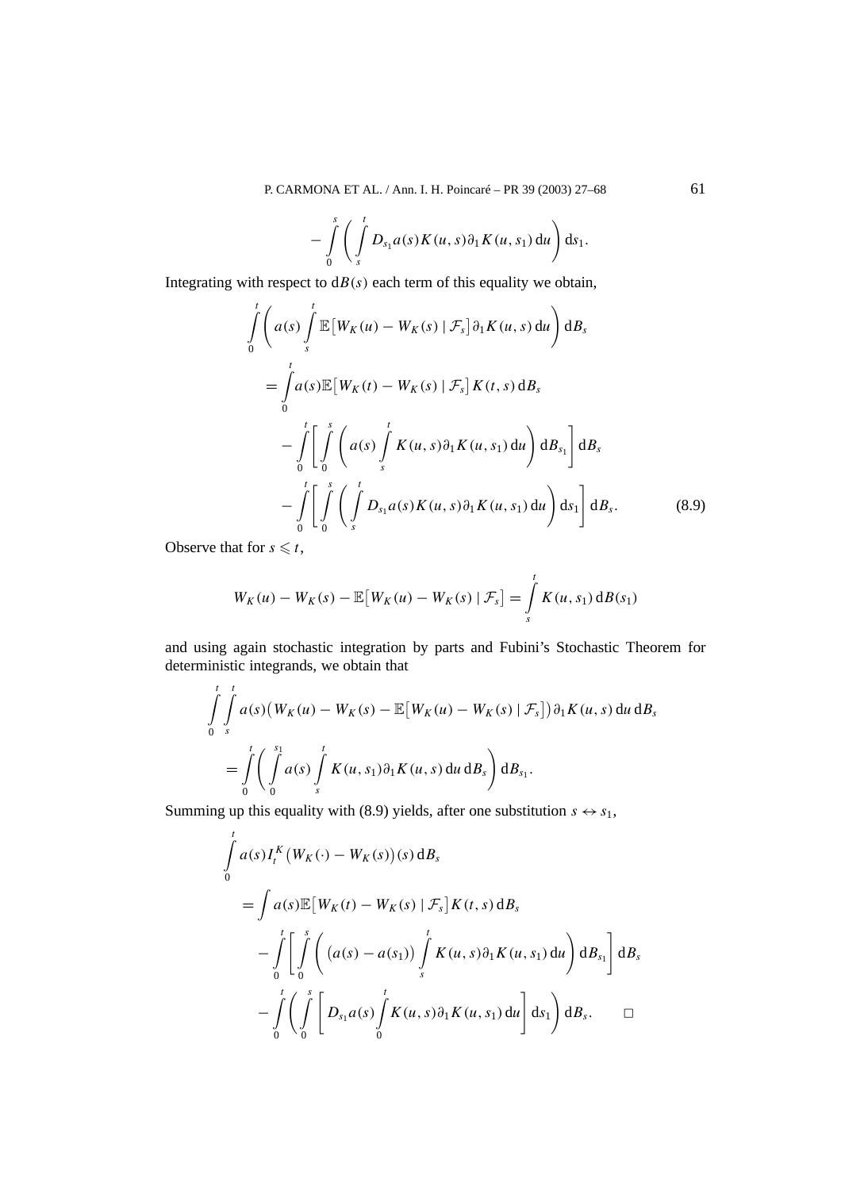$$
- \int_0^s \left( \int_s^t D_{s_1} a(s) K(u,s) \partial_1 K(u,s_1)\, \mathrm{d}u \right) \mathrm{d}s_1.
$$

Integrating with respect to $\mathrm{d}B(s)$ each term of this equality we obtain,

$$
\begin{aligned}
&\int_0^t \left( a(s) \int_s^t \mathbb{E}\big[W_K(u) - W_K(s) \mid \mathcal{F}_s\big] \partial_1 K(u,s)\, \mathrm{d}u \right) \mathrm{d}B_s \\
&\quad = \int_0^t a(s) \mathbb{E}\big[W_K(t) - W_K(s) \mid \mathcal{F}_s\big] K(t,s)\, \mathrm{d}B_s \\
&\qquad - \int_0^t \left[ \int_0^s \left( a(s) \int_s^t K(u,s) \partial_1 K(u,s_1)\, \mathrm{d}u \right) \mathrm{d}B_{s_1} \right] \mathrm{d}B_s \\
&\qquad - \int_0^t \left[ \int_0^s \left( \int_s^t D_{s_1} a(s) K(u,s) \partial_1 K(u,s_1)\, \mathrm{d}u \right) \mathrm{d}s_1 \right] \mathrm{d}B_s.
\end{aligned}
\tag{8.9}
$$

Observe that for $s \leqslant t$,

$$
W_K(u) - W_K(s) - \mathbb{E}\big[W_K(u) - W_K(s) \mid \mathcal{F}_s\big] = \int_s^t K(u,s_1)\, \mathrm{d}B(s_1)
$$

and using again stochastic integration by parts and Fubini's Stochastic Theorem for deterministic integrands, we obtain that

$$
\begin{aligned}
&\int_0^t \int_s^t a(s) \big( W_K(u) - W_K(s) - \mathbb{E}\big[W_K(u) - W_K(s) \mid \mathcal{F}_s\big]\big) \partial_1 K(u,s)\, \mathrm{d}u\, \mathrm{d}B_s \\
&\quad = \int_0^t \left( \int_0^{s_1} a(s) \int_s^t K(u,s_1) \partial_1 K(u,s)\, \mathrm{d}u\, \mathrm{d}B_s \right) \mathrm{d}B_{s_1}.
\end{aligned}
$$

Summing up this equality with (8.9) yields, after one substitution $s \leftrightarrow s_1$,

$$
\begin{aligned}
&\int_0^t a(s) I_t^K \big( W_K(\cdot) - W_K(s) \big)(s)\, \mathrm{d}B_s \\
&\quad = \int a(s) \mathbb{E}\big[W_K(t) - W_K(s) \mid \mathcal{F}_s\big] K(t,s)\, \mathrm{d}B_s \\
&\qquad - \int_0^t \left[ \int_0^s \left( \big(a(s) - a(s_1)\big) \int_s^t K(u,s) \partial_1 K(u,s_1)\, \mathrm{d}u \right) \mathrm{d}B_{s_1} \right] \mathrm{d}B_s \\
&\qquad - \int_0^t \left( \int_0^s \left[ D_{s_1} a(s) \int_0^t K(u,s) \partial_1 K(u,s_1)\, \mathrm{d}u \right] \mathrm{d}s_1 \right) \mathrm{d}B_s. \qquad \square
\end{aligned}
$$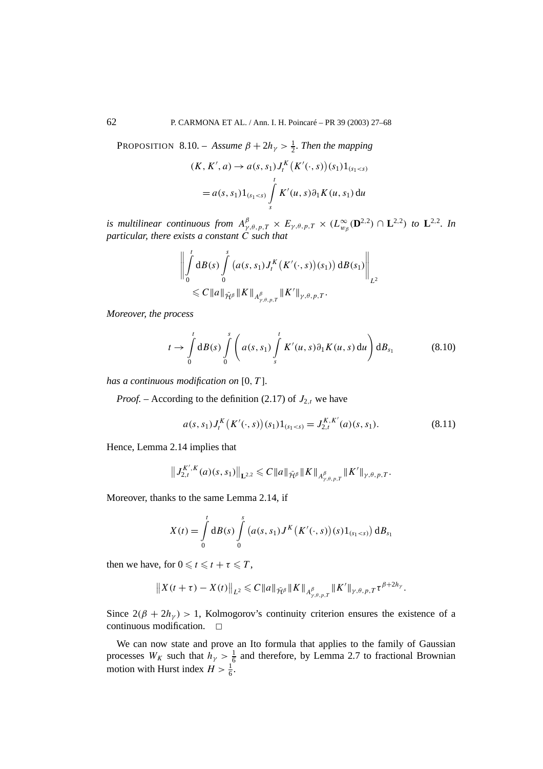PROPOSITION 8.10. – *Assume $\beta + 2h_\gamma > \frac{1}{2}$. Then the mapping*

$$(K, K', a) \to a(s, s_1) J_t^K\big(K'(\cdot, s)\big)(s_1) 1_{(s_1 < s)}$$
$$= a(s, s_1) 1_{(s_1 < s)} \int_s^t K'(u, s) \partial_1 K(u, s_1)\, \mathrm{d}u$$

*is multilinear continuous from $A^\beta_{\gamma,\theta,p,T} \times E_{\gamma,\theta,p,T} \times (L^\infty_{w_\beta}(\mathbf{D}^{2,2}) \cap \mathbf{L}^{2,2})$ to $\mathbf{L}^{2,2}$. In particular, there exists a constant $C$ such that*

$$\left\| \int_0^t \mathrm{d}B(s) \int_0^s \big(a(s, s_1) J_t^K\big(K'(\cdot, s)\big)(s_1)\big)\, \mathrm{d}B(s_1) \right\|_{L^2}$$
$$\leqslant C \|a\|_{\tilde{\mathcal{H}}^\beta} \|K\|_{A^\beta_{\gamma,\theta,p,T}} \|K'\|_{\gamma,\theta,p,T}.$$

*Moreover, the process*

$$t \to \int_0^t \mathrm{d}B(s) \int_0^s \left( a(s, s_1) \int_s^t K'(u, s) \partial_1 K(u, s)\, \mathrm{d}u \right) \mathrm{d}B_{s_1} \tag{8.10}$$

*has a continuous modification on* $[0, T]$.

*Proof.* – According to the definition (2.17) of $J_{2,t}$ we have

$$a(s, s_1) J_t^K\big(K'(\cdot, s)\big)(s_1) 1_{(s_1 < s)} = J_{2,t}^{K,K'}(a)(s, s_1). \tag{8.11}$$

Hence, Lemma 2.14 implies that

$$\big\| J_{2,t}^{K',K}(a)(s, s_1) \big\|_{\mathbf{L}^{2,2}} \leqslant C \|a\|_{\tilde{\mathcal{H}}^\beta} \|K\|_{A^\beta_{\gamma,\theta,p,T}} \|K'\|_{\gamma,\theta,p,T}.$$

Moreover, thanks to the same Lemma 2.14, if

$$X(t) = \int_0^t \mathrm{d}B(s) \int_0^s \big(a(s, s_1) J^K\big(K'(\cdot, s)\big)(s) 1_{(s_1 < s)}\big)\, \mathrm{d}B_{s_1}$$

then we have, for $0 \leqslant t \leqslant t + \tau \leqslant T$,

$$\big\| X(t + \tau) - X(t) \big\|_{L^2} \leqslant C \|a\|_{\tilde{\mathcal{H}}^\beta} \|K\|_{A^\beta_{\gamma,\theta,p,T}} \|K'\|_{\gamma,\theta,p,T} \tau^{\beta + 2h_\gamma}.$$

Since $2(\beta + 2h_\gamma) > 1$, Kolmogorov's continuity criterion ensures the existence of a continuous modification. $\square$

We can now state and prove an Ito formula that applies to the family of Gaussian processes $W_K$ such that $h_\gamma > \frac{1}{6}$ and therefore, by Lemma 2.7 to fractional Brownian motion with Hurst index $H > \frac{1}{6}$.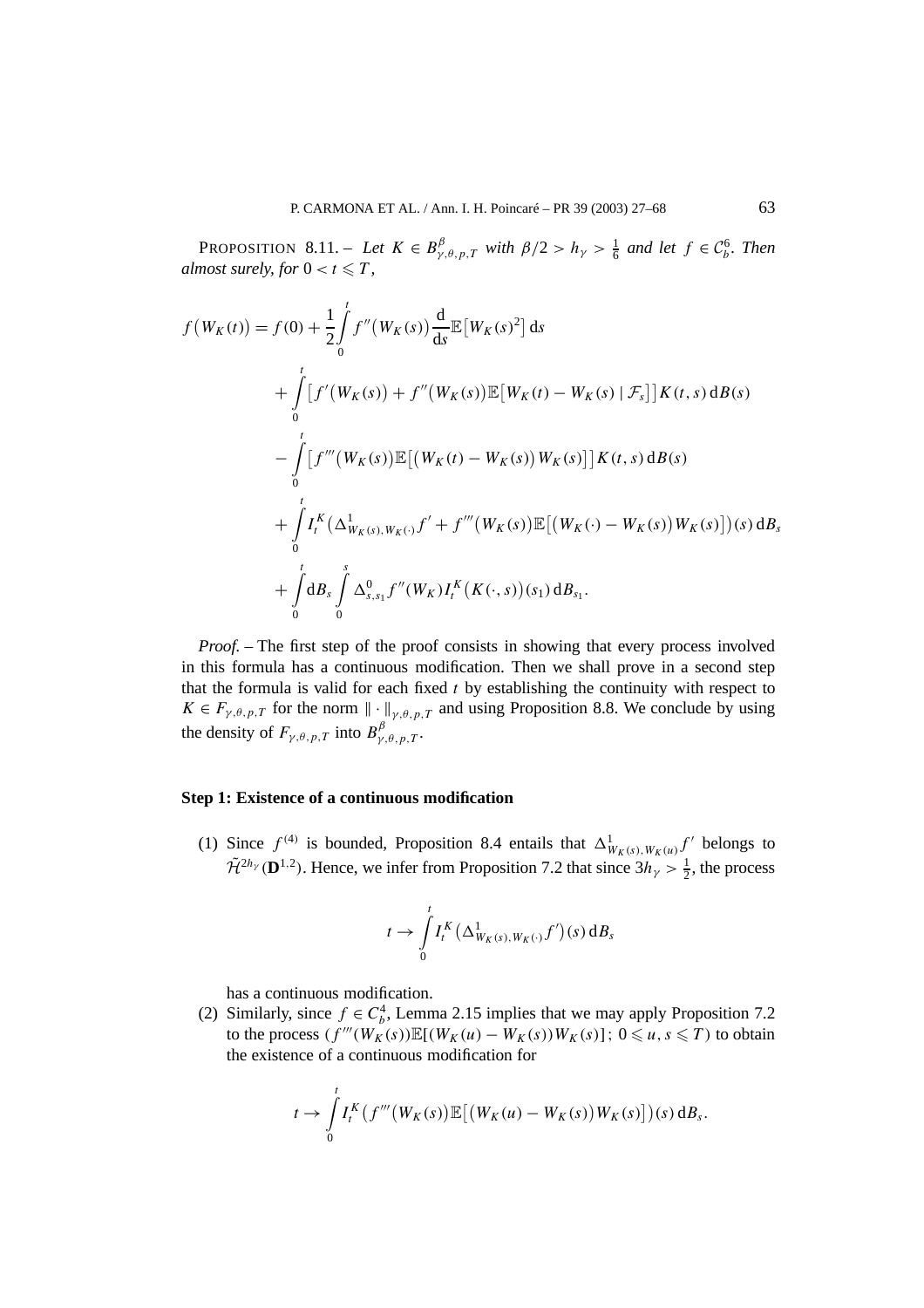PROPOSITION 8.11. – *Let $K \in B^{\beta}_{\gamma,\theta,p,T}$ with $\beta/2 > h_\gamma > \frac{1}{6}$ and let $f \in \mathcal{C}^6_b$. Then almost surely, for $0 < t \leqslant T$,*

$$
\begin{aligned}
f\big(W_K(t)\big) &= f(0) + \frac{1}{2}\int_0^t f''\big(W_K(s)\big)\frac{\mathrm{d}}{\mathrm{d}s}\mathbb{E}\big[W_K(s)^2\big]\,\mathrm{d}s \\
&\quad + \int_0^t \big[f'\big(W_K(s)\big) + f''\big(W_K(s)\big)\mathbb{E}\big[W_K(t) - W_K(s) \mid \mathcal{F}_s\big]\big]K(t,s)\,\mathrm{d}B(s) \\
&\quad - \int_0^t \big[f'''\big(W_K(s)\big)\mathbb{E}\big[\big(W_K(t) - W_K(s)\big)W_K(s)\big]\big]K(t,s)\,\mathrm{d}B(s) \\
&\quad + \int_0^t I^K_t\big(\Delta^1_{W_K(s),W_K(\cdot)}f' + f'''\big(W_K(s)\big)\mathbb{E}\big[\big(W_K(\cdot) - W_K(s)\big)W_K(s)\big]\big)(s)\,\mathrm{d}B_s \\
&\quad + \int_0^t \mathrm{d}B_s \int_0^s \Delta^0_{s,s_1} f''(W_K) I^K_t\big(K(\cdot,s)\big)(s_1)\,\mathrm{d}B_{s_1}.
\end{aligned}
$$

*Proof.* – The first step of the proof consists in showing that every process involved in this formula has a continuous modification. Then we shall prove in a second step that the formula is valid for each fixed $t$ by establishing the continuity with respect to $K \in F_{\gamma,\theta,p,T}$ for the norm $\|\cdot\|_{\gamma,\theta,p,T}$ and using Proposition 8.8. We conclude by using the density of $F_{\gamma,\theta,p,T}$ into $B^{\beta}_{\gamma,\theta,p,T}$.

### Step 1: Existence of a continuous modification

(1) Since $f^{(4)}$ is bounded, Proposition 8.4 entails that $\Delta^1_{W_K(s),W_K(u)}f'$ belongs to $\tilde{\mathcal{H}}^{2h_\gamma}(\mathbf{D}^{1,2})$. Hence, we infer from Proposition 7.2 that since $3h_\gamma > \frac{1}{2}$, the process

$$
t \to \int_0^t I^K_t\big(\Delta^1_{W_K(s),W_K(\cdot)}f'\big)(s)\,\mathrm{d}B_s
$$

has a continuous modification.

(2) Similarly, since $f \in C^4_b$, Lemma 2.15 implies that we may apply Proposition 7.2 to the process $(f'''(W_K(s))\mathbb{E}[(W_K(u) - W_K(s))W_K(s)];\ 0 \leqslant u, s \leqslant T)$ to obtain the existence of a continuous modification for

$$
t \to \int_0^t I^K_t\big(f'''\big(W_K(s)\big)\mathbb{E}\big[\big(W_K(u) - W_K(s)\big)W_K(s)\big]\big)(s)\,\mathrm{d}B_s.
$$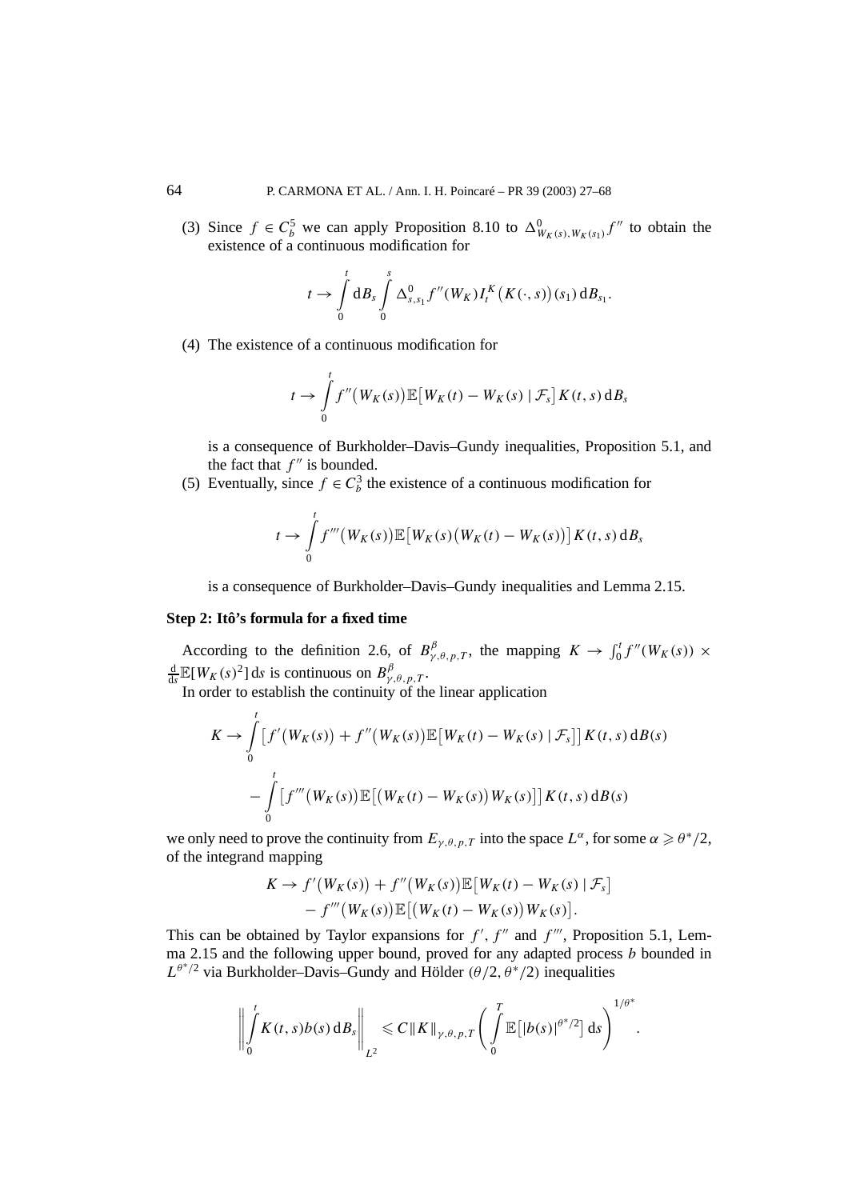(3) Since $f \in C_b^5$ we can apply Proposition 8.10 to $\Delta^0_{W_K(s),W_K(s_1)} f''$ to obtain the existence of a continuous modification for

$$t \to \int_0^t \mathrm{d}B_s \int_0^s \Delta^0_{s,s_1} f''(W_K) I_t^K\big(K(\cdot,s)\big)(s_1)\,\mathrm{d}B_{s_1}.$$

(4) The existence of a continuous modification for

$$t \to \int_0^t f''\big(W_K(s)\big)\mathbb{E}\big[W_K(t) - W_K(s) \mid \mathcal{F}_s\big] K(t,s)\,\mathrm{d}B_s$$

is a consequence of Burkholder–Davis–Gundy inequalities, Proposition 5.1, and the fact that $f''$ is bounded.

(5) Eventually, since $f \in C_b^3$ the existence of a continuous modification for

$$t \to \int_0^t f'''\big(W_K(s)\big)\mathbb{E}\big[W_K(s)\big(W_K(t) - W_K(s)\big)\big] K(t,s)\,\mathrm{d}B_s$$

is a consequence of Burkholder–Davis–Gundy inequalities and Lemma 2.15.

**Step 2: Itô's formula for a fixed time**

According to the definition 2.6, of $B^\beta_{\gamma,\theta,p,T}$, the mapping $K \to \int_0^t f''(W_K(s)) \times \frac{\mathrm{d}}{\mathrm{d}s}\mathbb{E}[W_K(s)^2]\,\mathrm{d}s$ is continuous on $B^\beta_{\gamma,\theta,p,T}$.

In order to establish the continuity of the linear application

$$\begin{aligned}K \to &\int_0^t \big[f'\big(W_K(s)\big) + f''\big(W_K(s)\big)\mathbb{E}\big[W_K(t) - W_K(s) \mid \mathcal{F}_s\big]\big] K(t,s)\,\mathrm{d}B(s)\\ &- \int_0^t \big[f'''\big(W_K(s)\big)\mathbb{E}\big[\big(W_K(t) - W_K(s)\big)W_K(s)\big]\big] K(t,s)\,\mathrm{d}B(s)\end{aligned}$$

we only need to prove the continuity from $E_{\gamma,\theta,p,T}$ into the space $L^\alpha$, for some $\alpha \geqslant \theta^*/2$, of the integrand mapping

$$\begin{aligned}K \to\, &f'\big(W_K(s)\big) + f''\big(W_K(s)\big)\mathbb{E}\big[W_K(t) - W_K(s) \mid \mathcal{F}_s\big]\\ &- f'''\big(W_K(s)\big)\mathbb{E}\big[\big(W_K(t) - W_K(s)\big)W_K(s)\big].\end{aligned}$$

This can be obtained by Taylor expansions for $f'$, $f''$ and $f'''$, Proposition 5.1, Lemma 2.15 and the following upper bound, proved for any adapted process $b$ bounded in $L^{\theta^*/2}$ via Burkholder–Davis–Gundy and Hölder $(\theta/2, \theta^*/2)$ inequalities

$$\left\| \int_0^t K(t,s) b(s)\,\mathrm{d}B_s \right\|_{L^2} \leqslant C \|K\|_{\gamma,\theta,p,T} \left( \int_0^T \mathbb{E}\big[|b(s)|^{\theta^*/2}\big]\,\mathrm{d}s \right)^{1/\theta^*}.$$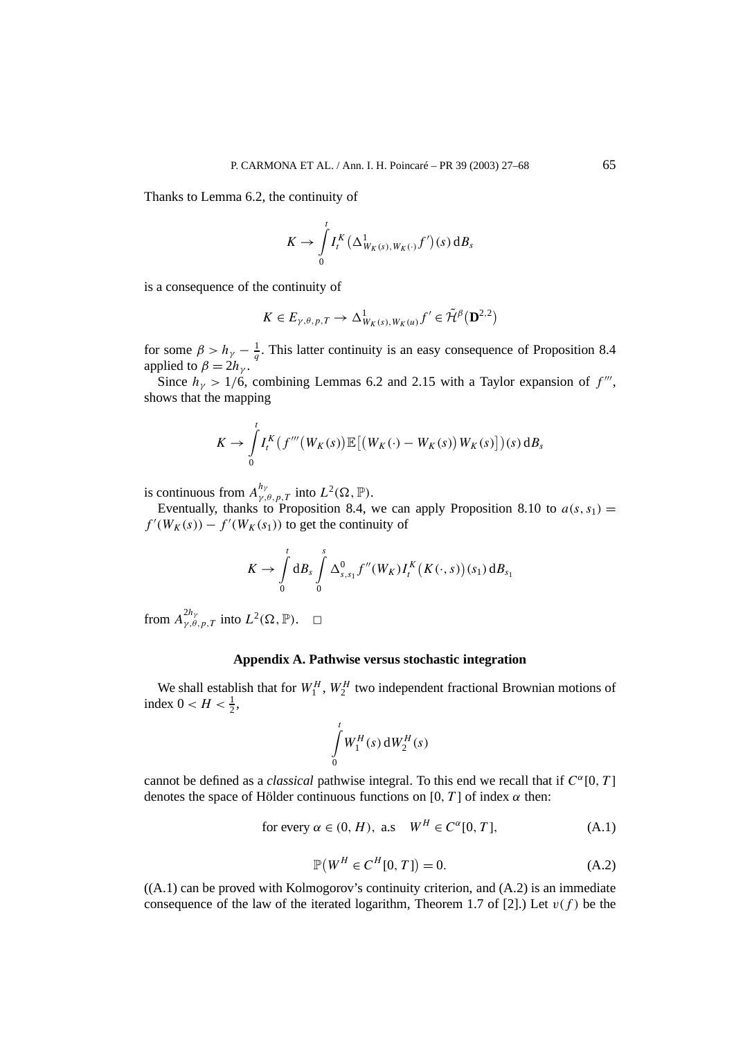Thanks to Lemma 6.2, the continuity of

$$K \to \int_0^t I_t^K \left( \Delta^1_{W_K(s), W_K(\cdot)} f' \right)(s) \, \mathrm{d}B_s$$

is a consequence of the continuity of

$$K \in E_{\gamma,\theta,p,T} \to \Delta^1_{W_K(s), W_K(u)} f' \in \tilde{\mathcal{H}}^{\beta}(\mathbf{D}^{2,2})$$

for some $\beta > h_\gamma - \frac{1}{q}$. This latter continuity is an easy consequence of Proposition 8.4 applied to $\beta = 2h_\gamma$.

Since $h_\gamma > 1/6$, combining Lemmas 6.2 and 2.15 with a Taylor expansion of $f'''$, shows that the mapping

$$K \to \int_0^t I_t^K \left( f'''(W_K(s)) \mathbb{E}\left[ \left( W_K(\cdot) - W_K(s) \right) W_K(s) \right] \right)(s) \, \mathrm{d}B_s$$

is continuous from $A^{h_\gamma}_{\gamma,\theta,p,T}$ into $L^2(\Omega, \mathbb{P})$.

Eventually, thanks to Proposition 8.4, we can apply Proposition 8.10 to $a(s, s_1) = f'(W_K(s)) - f'(W_K(s_1))$ to get the continuity of

$$K \to \int_0^t \mathrm{d}B_s \int_0^s \Delta^0_{s,s_1} f''(W_K) I_t^K \left( K(\cdot, s) \right)(s_1) \, \mathrm{d}B_{s_1}$$

from $A^{2h_\gamma}_{\gamma,\theta,p,T}$ into $L^2(\Omega, \mathbb{P})$. □

## Appendix A. Pathwise versus stochastic integration

We shall establish that for $W_1^H$, $W_2^H$ two independent fractional Brownian motions of index $0 < H < \frac{1}{2}$,

$$\int_0^t W_1^H(s) \, \mathrm{d}W_2^H(s)$$

cannot be defined as a *classical* pathwise integral. To this end we recall that if $C^\alpha[0, T]$ denotes the space of Hölder continuous functions on $[0, T]$ of index $\alpha$ then:

$$\text{for every } \alpha \in (0, H), \text{ a.s} \quad W^H \in C^\alpha[0, T], \tag{A.1}$$

$$\mathbb{P}\left( W^H \in C^H[0, T] \right) = 0. \tag{A.2}$$

((A.1) can be proved with Kolmogorov's continuity criterion, and (A.2) is an immediate consequence of the law of the iterated logarithm, Theorem 1.7 of [2].) Let $v(f)$ be the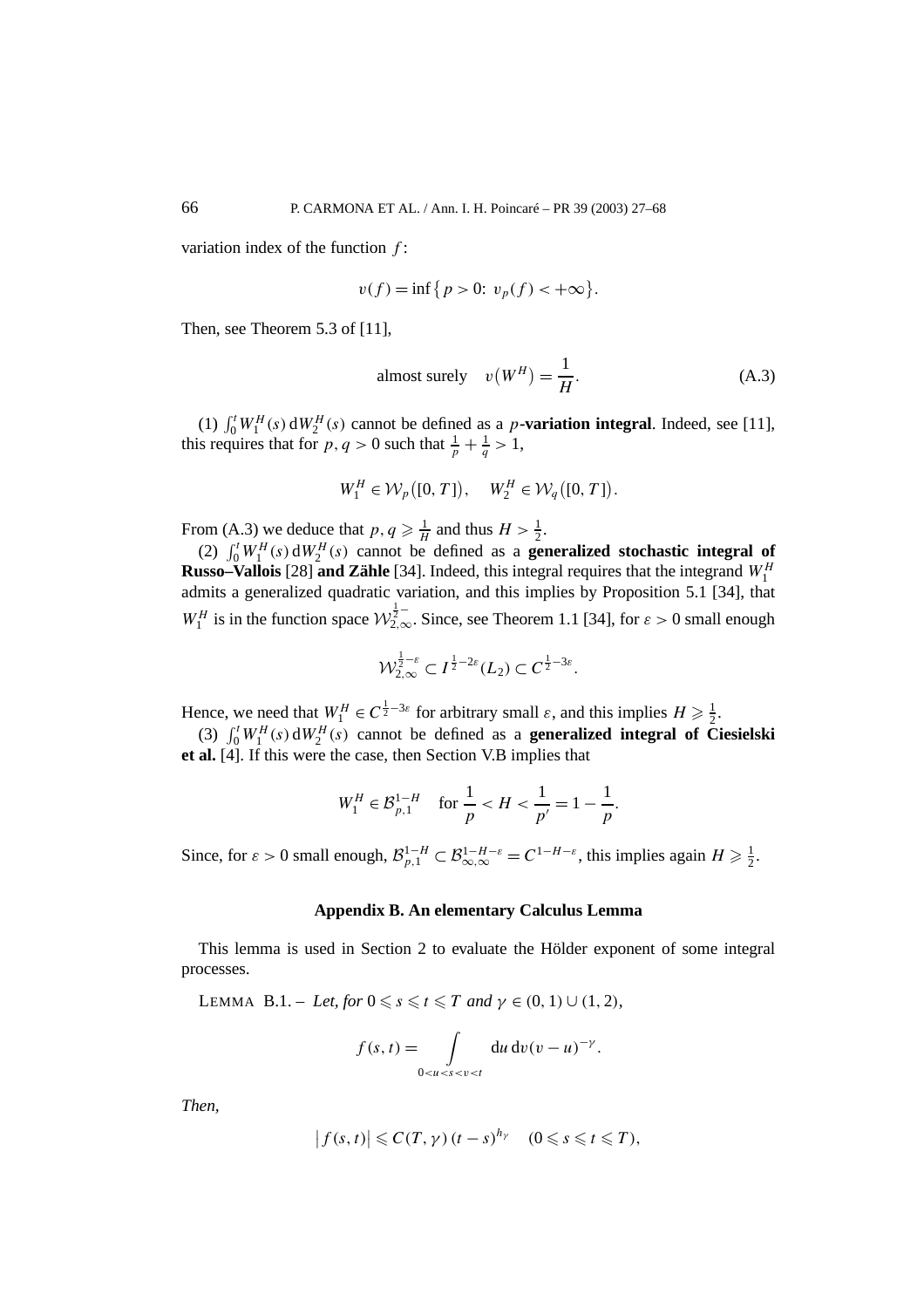variation index of the function $f$:

$$v(f) = \inf\{p > 0:\ v_p(f) < +\infty\}.$$

Then, see Theorem 5.3 of [11],

$$\text{almost surely} \quad v(W^H) = \frac{1}{H}. \tag{A.3}$$

(1) $\int_0^t W_1^H(s)\,\mathrm{d}W_2^H(s)$ cannot be defined as a $p$-**variation integral**. Indeed, see [11], this requires that for $p, q > 0$ such that $\frac{1}{p} + \frac{1}{q} > 1$,

$$W_1^H \in \mathcal{W}_p([0,T]), \quad W_2^H \in \mathcal{W}_q([0,T]).$$

From (A.3) we deduce that $p, q \geqslant \frac{1}{H}$ and thus $H > \frac{1}{2}$.

(2) $\int_0^t W_1^H(s)\,\mathrm{d}W_2^H(s)$ cannot be defined as a **generalized stochastic integral of Russo–Vallois** [28] **and Zähle** [34]. Indeed, this integral requires that the integrand $W_1^H$ admits a generalized quadratic variation, and this implies by Proposition 5.1 [34], that $W_1^H$ is in the function space $\mathcal{W}_{2,\infty}^{\frac{1}{2}-}$. Since, see Theorem 1.1 [34], for $\varepsilon > 0$ small enough

$$\mathcal{W}_{2,\infty}^{\frac{1}{2}-\varepsilon} \subset I^{\frac{1}{2}-2\varepsilon}(L_2) \subset C^{\frac{1}{2}-3\varepsilon}.$$

Hence, we need that $W_1^H \in C^{\frac{1}{2}-3\varepsilon}$ for arbitrary small $\varepsilon$, and this implies $H \geqslant \frac{1}{2}$.

(3) $\int_0^t W_1^H(s)\,\mathrm{d}W_2^H(s)$ cannot be defined as a **generalized integral of Ciesielski et al.** [4]. If this were the case, then Section V.B implies that

$$W_1^H \in \mathcal{B}_{p,1}^{1-H} \quad \text{for } \frac{1}{p} < H < \frac{1}{p'} = 1 - \frac{1}{p}.$$

Since, for $\varepsilon > 0$ small enough, $\mathcal{B}_{p,1}^{1-H} \subset \mathcal{B}_{\infty,\infty}^{1-H-\varepsilon} = C^{1-H-\varepsilon}$, this implies again $H \geqslant \frac{1}{2}$.

## Appendix B. An elementary Calculus Lemma

This lemma is used in Section 2 to evaluate the Hölder exponent of some integral processes.

LEMMA B.1. – *Let, for $0 \leqslant s \leqslant t \leqslant T$ and $\gamma \in (0,1) \cup (1,2)$,*

$$f(s,t) = \int\limits_{0<u<s<v<t} \mathrm{d}u\,\mathrm{d}v\,(v-u)^{-\gamma}.$$

*Then,*

$$|f(s,t)| \leqslant C(T,\gamma)\,(t-s)^{h_\gamma} \quad (0 \leqslant s \leqslant t \leqslant T),$$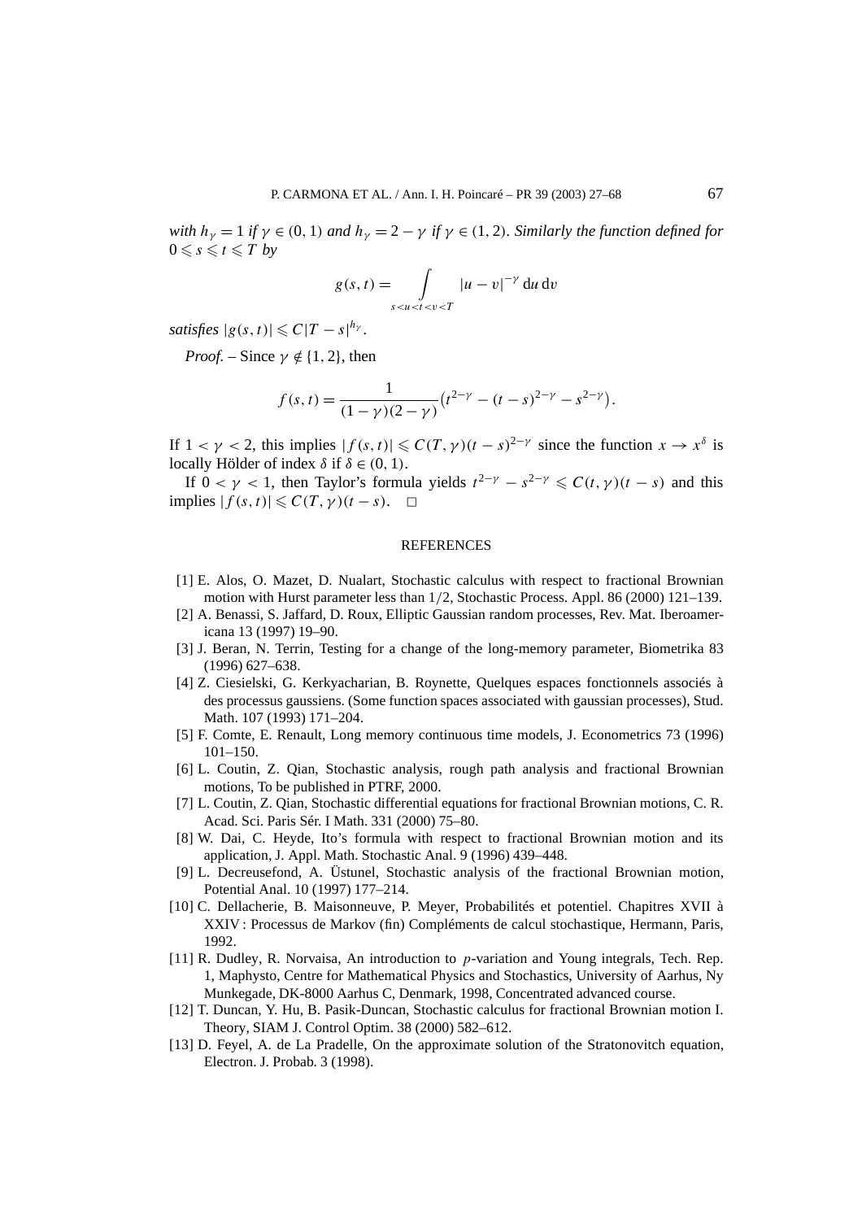*with $h_\gamma = 1$ if $\gamma \in (0,1)$ and $h_\gamma = 2-\gamma$ if $\gamma \in (1,2)$. Similarly the function defined for $0 \leqslant s \leqslant t \leqslant T$ by*

$$g(s,t) = \int\limits_{s<u<t<v<T} |u-v|^{-\gamma}\,\mathrm{d}u\,\mathrm{d}v$$

*satisfies $|g(s,t)| \leqslant C|T-s|^{h_\gamma}$.*

*Proof.* – Since $\gamma \notin \{1,2\}$, then

$$f(s,t) = \frac{1}{(1-\gamma)(2-\gamma)}\left(t^{2-\gamma} - (t-s)^{2-\gamma} - s^{2-\gamma}\right).$$

If $1 < \gamma < 2$, this implies $|f(s,t)| \leqslant C(T,\gamma)(t-s)^{2-\gamma}$ since the function $x \to x^\delta$ is locally Hölder of index $\delta$ if $\delta \in (0,1)$.

If $0 < \gamma < 1$, then Taylor's formula yields $t^{2-\gamma} - s^{2-\gamma} \leqslant C(t,\gamma)(t-s)$ and this implies $|f(s,t)| \leqslant C(T,\gamma)(t-s)$. □

## REFERENCES

[1] E. Alos, O. Mazet, D. Nualart, Stochastic calculus with respect to fractional Brownian motion with Hurst parameter less than 1/2, Stochastic Process. Appl. 86 (2000) 121–139.

[2] A. Benassi, S. Jaffard, D. Roux, Elliptic Gaussian random processes, Rev. Mat. Iberoamericana 13 (1997) 19–90.

[3] J. Beran, N. Terrin, Testing for a change of the long-memory parameter, Biometrika 83 (1996) 627–638.

[4] Z. Ciesielski, G. Kerkyacharian, B. Roynette, Quelques espaces fonctionnels associés à des processus gaussiens. (Some function spaces associated with gaussian processes), Stud. Math. 107 (1993) 171–204.

[5] F. Comte, E. Renault, Long memory continuous time models, J. Econometrics 73 (1996) 101–150.

[6] L. Coutin, Z. Qian, Stochastic analysis, rough path analysis and fractional Brownian motions, To be published in PTRF, 2000.

[7] L. Coutin, Z. Qian, Stochastic differential equations for fractional Brownian motions, C. R. Acad. Sci. Paris Sér. I Math. 331 (2000) 75–80.

[8] W. Dai, C. Heyde, Ito's formula with respect to fractional Brownian motion and its application, J. Appl. Math. Stochastic Anal. 9 (1996) 439–448.

[9] L. Decreusefond, A. Üstunel, Stochastic analysis of the fractional Brownian motion, Potential Anal. 10 (1997) 177–214.

[10] C. Dellacherie, B. Maisonneuve, P. Meyer, Probabilités et potentiel. Chapitres XVII à XXIV : Processus de Markov (fin) Compléments de calcul stochastique, Hermann, Paris, 1992.

[11] R. Dudley, R. Norvaisa, An introduction to $p$-variation and Young integrals, Tech. Rep. 1, Maphysto, Centre for Mathematical Physics and Stochastics, University of Aarhus, Ny Munkegade, DK-8000 Aarhus C, Denmark, 1998, Concentrated advanced course.

[12] T. Duncan, Y. Hu, B. Pasik-Duncan, Stochastic calculus for fractional Brownian motion I. Theory, SIAM J. Control Optim. 38 (2000) 582–612.

[13] D. Feyel, A. de La Pradelle, On the approximate solution of the Stratonovitch equation, Electron. J. Probab. 3 (1998).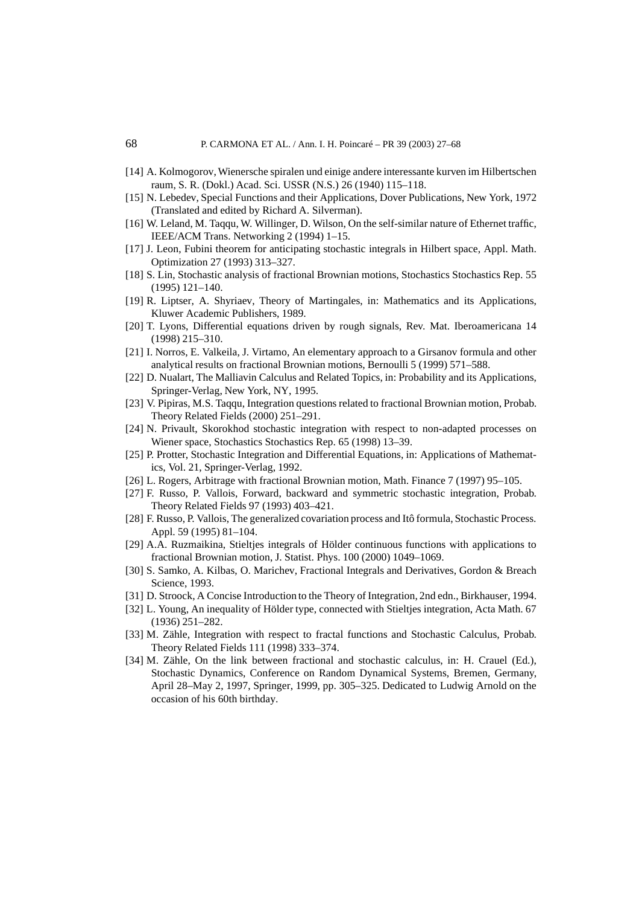[14] A. Kolmogorov, Wienersche spiralen und einige andere interessante kurven im Hilbertschen raum, S. R. (Dokl.) Acad. Sci. USSR (N.S.) 26 (1940) 115–118.

[15] N. Lebedev, Special Functions and their Applications, Dover Publications, New York, 1972 (Translated and edited by Richard A. Silverman).

[16] W. Leland, M. Taqqu, W. Willinger, D. Wilson, On the self-similar nature of Ethernet traffic, IEEE/ACM Trans. Networking 2 (1994) 1–15.

[17] J. Leon, Fubini theorem for anticipating stochastic integrals in Hilbert space, Appl. Math. Optimization 27 (1993) 313–327.

[18] S. Lin, Stochastic analysis of fractional Brownian motions, Stochastics Stochastics Rep. 55 (1995) 121–140.

[19] R. Liptser, A. Shyriaev, Theory of Martingales, in: Mathematics and its Applications, Kluwer Academic Publishers, 1989.

[20] T. Lyons, Differential equations driven by rough signals, Rev. Mat. Iberoamericana 14 (1998) 215–310.

[21] I. Norros, E. Valkeila, J. Virtamo, An elementary approach to a Girsanov formula and other analytical results on fractional Brownian motions, Bernoulli 5 (1999) 571–588.

[22] D. Nualart, The Malliavin Calculus and Related Topics, in: Probability and its Applications, Springer-Verlag, New York, NY, 1995.

[23] V. Pipiras, M.S. Taqqu, Integration questions related to fractional Brownian motion, Probab. Theory Related Fields (2000) 251–291.

[24] N. Privault, Skorokhod stochastic integration with respect to non-adapted processes on Wiener space, Stochastics Stochastics Rep. 65 (1998) 13–39.

[25] P. Protter, Stochastic Integration and Differential Equations, in: Applications of Mathematics, Vol. 21, Springer-Verlag, 1992.

[26] L. Rogers, Arbitrage with fractional Brownian motion, Math. Finance 7 (1997) 95–105.

[27] F. Russo, P. Vallois, Forward, backward and symmetric stochastic integration, Probab. Theory Related Fields 97 (1993) 403–421.

[28] F. Russo, P. Vallois, The generalized covariation process and Itô formula, Stochastic Process. Appl. 59 (1995) 81–104.

[29] A.A. Ruzmaikina, Stieltjes integrals of Hölder continuous functions with applications to fractional Brownian motion, J. Statist. Phys. 100 (2000) 1049–1069.

[30] S. Samko, A. Kilbas, O. Marichev, Fractional Integrals and Derivatives, Gordon & Breach Science, 1993.

[31] D. Stroock, A Concise Introduction to the Theory of Integration, 2nd edn., Birkhauser, 1994.

[32] L. Young, An inequality of Hölder type, connected with Stieltjes integration, Acta Math. 67 (1936) 251–282.

[33] M. Zähle, Integration with respect to fractal functions and Stochastic Calculus, Probab. Theory Related Fields 111 (1998) 333–374.

[34] M. Zähle, On the link between fractional and stochastic calculus, in: H. Crauel (Ed.), Stochastic Dynamics, Conference on Random Dynamical Systems, Bremen, Germany, April 28–May 2, 1997, Springer, 1999, pp. 305–325. Dedicated to Ludwig Arnold on the occasion of his 60th birthday.